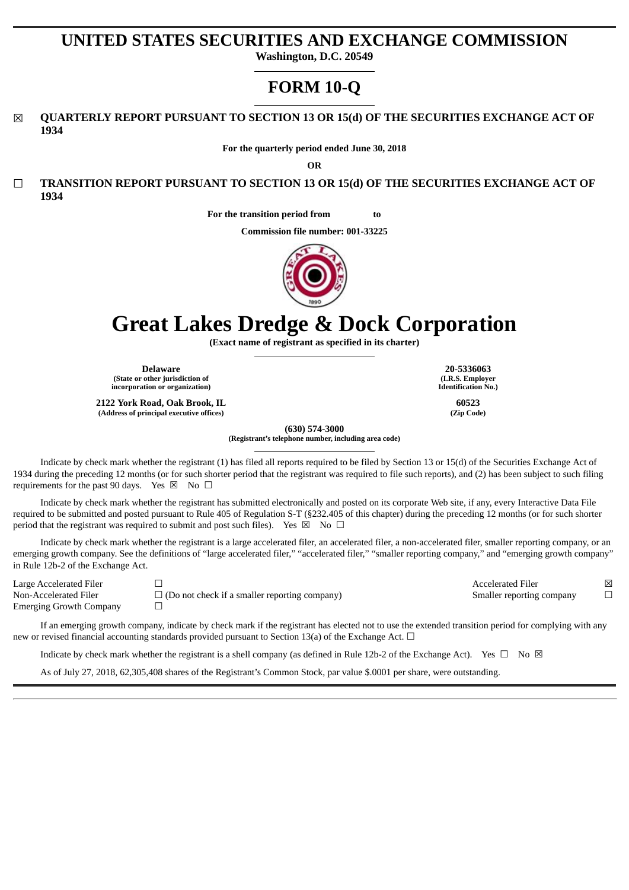# UNITED STATES SECURITIES AND EXCHANGE COMMISSION

**Washington, D.C. 20549**

# FORM 10-Q

☒ **QUARTERLY REPORT PURSUANT TO SECTION 13 OR 15(d) OF THE SECURITIES EXCHANGE ACT OF 1934**

**For the quarterly period ended June 30, 2018**

**OR**

☐ **TRANSITION REPORT PURSUANT TO SECTION 13 OR 15(d) OF THE SECURITIES EXCHANGE ACT OF 1934**

**For the transition period from to**

**Commission file number: 001-33225**

# Great Lakes Dredge & Dock Corporation

**(Exact name of registrant as specified in its charter)**

| | |
|---|---|
| **Delaware** | **20-5336063** |
| **(State or other jurisdiction of incorporation or organization)** | **(I.R.S. Employer Identification No.)** |
| **2122 York Road, Oak Brook, IL** | **60523** |
| **(Address of principal executive offices)** | **(Zip Code)** |

**(630) 574-3000**
**(Registrant's telephone number, including area code)**

Indicate by check mark whether the registrant (1) has filed all reports required to be filed by Section 13 or 15(d) of the Securities Exchange Act of 1934 during the preceding 12 months (or for such shorter period that the registrant was required to file such reports), and (2) has been subject to such filing requirements for the past 90 days. Yes ☒ No ☐

Indicate by check mark whether the registrant has submitted electronically and posted on its corporate Web site, if any, every Interactive Data File required to be submitted and posted pursuant to Rule 405 of Regulation S-T (§232.405 of this chapter) during the preceding 12 months (or for such shorter period that the registrant was required to submit and post such files). Yes ☒ No ☐

Indicate by check mark whether the registrant is a large accelerated filer, an accelerated filer, a non-accelerated filer, smaller reporting company, or an emerging growth company. See the definitions of "large accelerated filer," "accelerated filer," "smaller reporting company," and "emerging growth company" in Rule 12b-2 of the Exchange Act.

| | | | |
|---|---|---|---|
| Large Accelerated Filer | ☐ | Accelerated Filer | ☒ |
| Non-Accelerated Filer | ☐ (Do not check if a smaller reporting company) | Smaller reporting company | ☐ |
| Emerging Growth Company | ☐ | | |

If an emerging growth company, indicate by check mark if the registrant has elected not to use the extended transition period for complying with any new or revised financial accounting standards provided pursuant to Section 13(a) of the Exchange Act. ☐

Indicate by check mark whether the registrant is a shell company (as defined in Rule 12b-2 of the Exchange Act). Yes ☐ No ☒

As of July 27, 2018, 62,305,408 shares of the Registrant's Common Stock, par value $.0001 per share, were outstanding.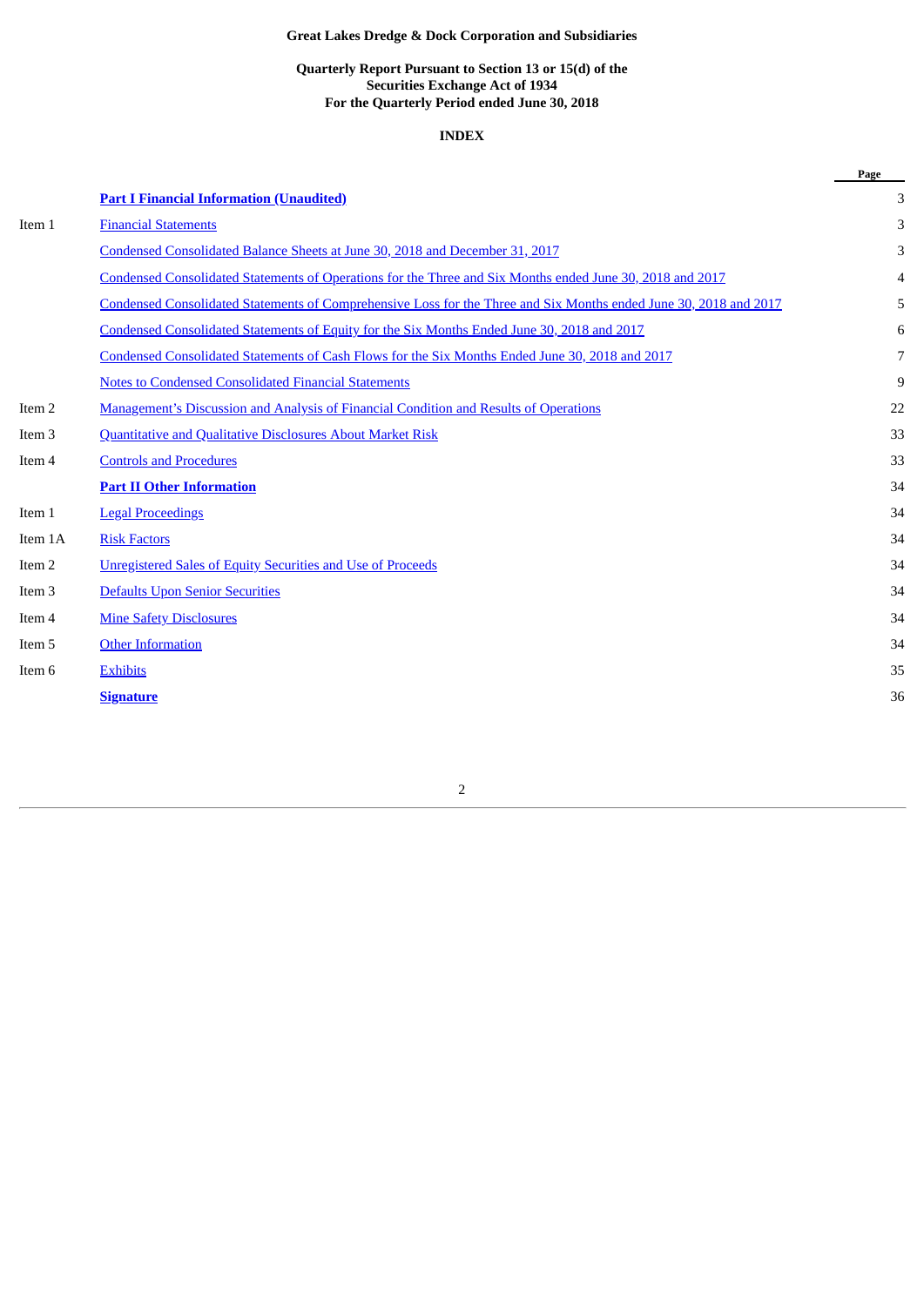**Great Lakes Dredge & Dock Corporation and Subsidiaries**

**Quarterly Report Pursuant to Section 13 or 15(d) of the Securities Exchange Act of 1934 For the Quarterly Period ended June 30, 2018**

**INDEX**

| | | Page |
|---|---|---|
| | **Part I Financial Information (Unaudited)** | 3 |
| Item 1 | Financial Statements | 3 |
| | Condensed Consolidated Balance Sheets at June 30, 2018 and December 31, 2017 | 3 |
| | Condensed Consolidated Statements of Operations for the Three and Six Months ended June 30, 2018 and 2017 | 4 |
| | Condensed Consolidated Statements of Comprehensive Loss for the Three and Six Months ended June 30, 2018 and 2017 | 5 |
| | Condensed Consolidated Statements of Equity for the Six Months Ended June 30, 2018 and 2017 | 6 |
| | Condensed Consolidated Statements of Cash Flows for the Six Months Ended June 30, 2018 and 2017 | 7 |
| | Notes to Condensed Consolidated Financial Statements | 9 |
| Item 2 | Management's Discussion and Analysis of Financial Condition and Results of Operations | 22 |
| Item 3 | Quantitative and Qualitative Disclosures About Market Risk | 33 |
| Item 4 | Controls and Procedures | 33 |
| | **Part II Other Information** | 34 |
| Item 1 | Legal Proceedings | 34 |
| Item 1A | Risk Factors | 34 |
| Item 2 | Unregistered Sales of Equity Securities and Use of Proceeds | 34 |
| Item 3 | Defaults Upon Senior Securities | 34 |
| Item 4 | Mine Safety Disclosures | 34 |
| Item 5 | Other Information | 34 |
| Item 6 | Exhibits | 35 |
| | **Signature** | 36 |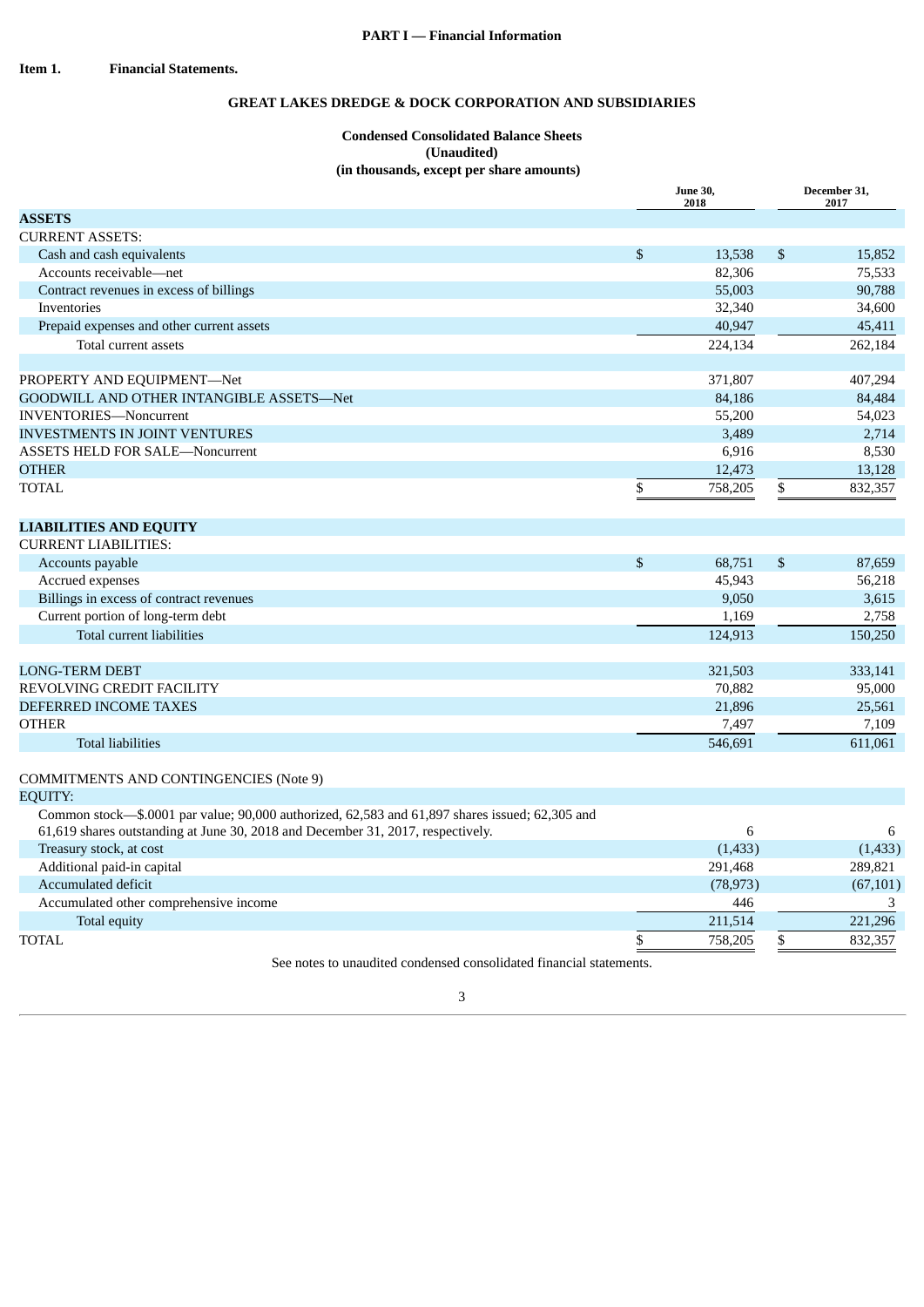**PART I — Financial Information**

**Item 1. Financial Statements.**

## GREAT LAKES DREDGE & DOCK CORPORATION AND SUBSIDIARIES

### Condensed Consolidated Balance Sheets
### (Unaudited)
### (in thousands, except per share amounts)

| | June 30, 2018 | December 31, 2017 |
|---|---|---|
| **ASSETS** | | |
| CURRENT ASSETS: | | |
| Cash and cash equivalents | $ 13,538 | $ 15,852 |
| Accounts receivable—net | 82,306 | 75,533 |
| Contract revenues in excess of billings | 55,003 | 90,788 |
| Inventories | 32,340 | 34,600 |
| Prepaid expenses and other current assets | 40,947 | 45,411 |
| Total current assets | 224,134 | 262,184 |
| | | |
| PROPERTY AND EQUIPMENT—Net | 371,807 | 407,294 |
| GOODWILL AND OTHER INTANGIBLE ASSETS—Net | 84,186 | 84,484 |
| INVENTORIES—Noncurrent | 55,200 | 54,023 |
| INVESTMENTS IN JOINT VENTURES | 3,489 | 2,714 |
| ASSETS HELD FOR SALE—Noncurrent | 6,916 | 8,530 |
| OTHER | 12,473 | 13,128 |
| TOTAL | $ 758,205 | $ 832,357 |
| | | |
| **LIABILITIES AND EQUITY** | | |
| CURRENT LIABILITIES: | | |
| Accounts payable | $ 68,751 | $ 87,659 |
| Accrued expenses | 45,943 | 56,218 |
| Billings in excess of contract revenues | 9,050 | 3,615 |
| Current portion of long-term debt | 1,169 | 2,758 |
| Total current liabilities | 124,913 | 150,250 |
| | | |
| LONG-TERM DEBT | 321,503 | 333,141 |
| REVOLVING CREDIT FACILITY | 70,882 | 95,000 |
| DEFERRED INCOME TAXES | 21,896 | 25,561 |
| OTHER | 7,497 | 7,109 |
| Total liabilities | 546,691 | 611,061 |
| | | |
| COMMITMENTS AND CONTINGENCIES (Note 9) | | |
| EQUITY: | | |
| Common stock—$.0001 par value; 90,000 authorized, 62,583 and 61,897 shares issued; 62,305 and 61,619 shares outstanding at June 30, 2018 and December 31, 2017, respectively. | 6 | 6 |
| Treasury stock, at cost | (1,433) | (1,433) |
| Additional paid-in capital | 291,468 | 289,821 |
| Accumulated deficit | (78,973) | (67,101) |
| Accumulated other comprehensive income | 446 | 3 |
| Total equity | 211,514 | 221,296 |
| TOTAL | $ 758,205 | $ 832,357 |

See notes to unaudited condensed consolidated financial statements.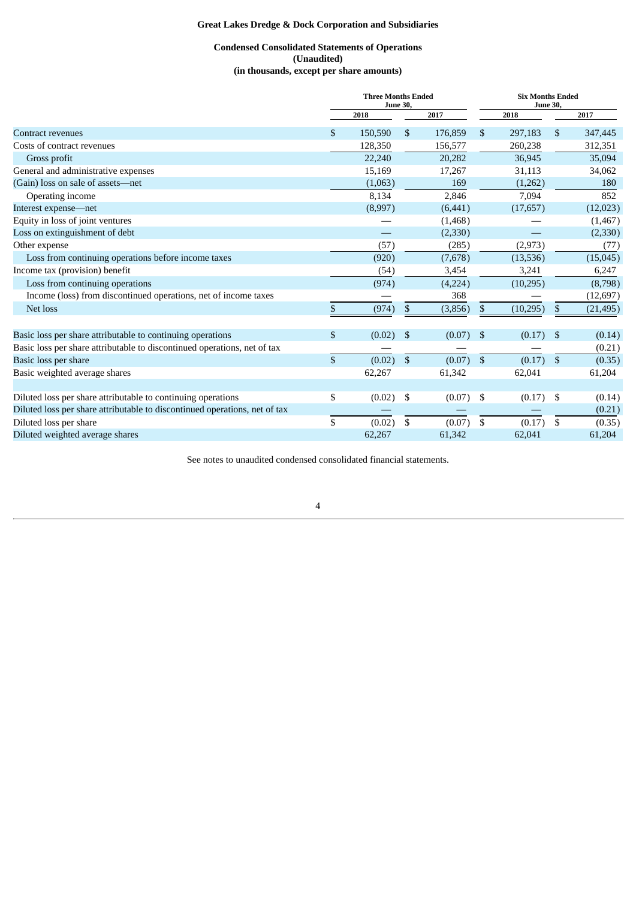# Great Lakes Dredge & Dock Corporation and Subsidiaries

## Condensed Consolidated Statements of Operations
### (Unaudited)
### (in thousands, except per share amounts)

| | Three Months Ended June 30, | | Six Months Ended June 30, | |
|---|---|---|---|---|
| | 2018 | 2017 | 2018 | 2017 |
| Contract revenues | $ 150,590 | $ 176,859 | $ 297,183 | $ 347,445 |
| Costs of contract revenues | 128,350 | 156,577 | 260,238 | 312,351 |
| Gross profit | 22,240 | 20,282 | 36,945 | 35,094 |
| General and administrative expenses | 15,169 | 17,267 | 31,113 | 34,062 |
| (Gain) loss on sale of assets—net | (1,063) | 169 | (1,262) | 180 |
| Operating income | 8,134 | 2,846 | 7,094 | 852 |
| Interest expense—net | (8,997) | (6,441) | (17,657) | (12,023) |
| Equity in loss of joint ventures | — | (1,468) | — | (1,467) |
| Loss on extinguishment of debt | — | (2,330) | — | (2,330) |
| Other expense | (57) | (285) | (2,973) | (77) |
| Loss from continuing operations before income taxes | (920) | (7,678) | (13,536) | (15,045) |
| Income tax (provision) benefit | (54) | 3,454 | 3,241 | 6,247 |
| Loss from continuing operations | (974) | (4,224) | (10,295) | (8,798) |
| Income (loss) from discontinued operations, net of income taxes | — | 368 | — | (12,697) |
| Net loss | $ (974) | $ (3,856) | $ (10,295) | $ (21,495) |
| | | | | |
| Basic loss per share attributable to continuing operations | $ (0.02) | $ (0.07) | $ (0.17) | $ (0.14) |
| Basic loss per share attributable to discontinued operations, net of tax | — | — | — | (0.21) |
| Basic loss per share | $ (0.02) | $ (0.07) | $ (0.17) | $ (0.35) |
| Basic weighted average shares | 62,267 | 61,342 | 62,041 | 61,204 |
| | | | | |
| Diluted loss per share attributable to continuing operations | $ (0.02) | $ (0.07) | $ (0.17) | $ (0.14) |
| Diluted loss per share attributable to discontinued operations, net of tax | — | — | — | (0.21) |
| Diluted loss per share | $ (0.02) | $ (0.07) | $ (0.17) | $ (0.35) |
| Diluted weighted average shares | 62,267 | 61,342 | 62,041 | 61,204 |

See notes to unaudited condensed consolidated financial statements.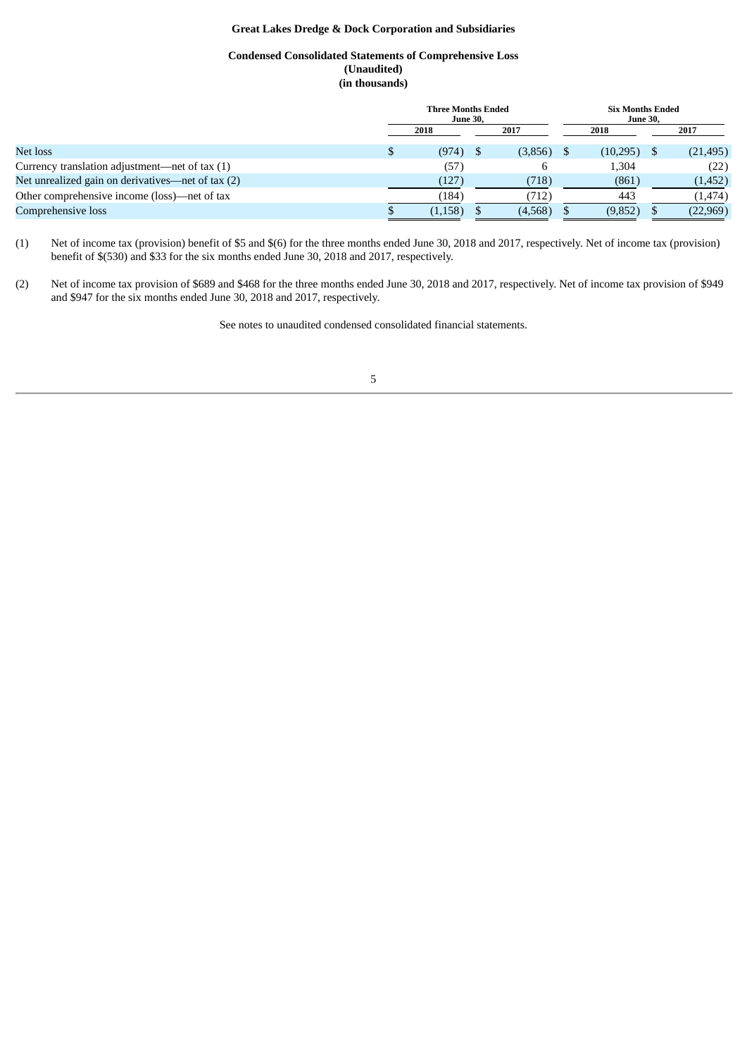**Great Lakes Dredge & Dock Corporation and Subsidiaries**

**Condensed Consolidated Statements of Comprehensive Loss**
**(Unaudited)**
**(in thousands)**

| | Three Months Ended June 30, | | Six Months Ended June 30, | |
|---|---|---|---|---|
| | 2018 | 2017 | 2018 | 2017 |
| Net loss | $ (974) | $ (3,856) | $ (10,295) | $ (21,495) |
| Currency translation adjustment—net of tax (1) | (57) | 6 | 1,304 | (22) |
| Net unrealized gain on derivatives—net of tax (2) | (127) | (718) | (861) | (1,452) |
| Other comprehensive income (loss)—net of tax | (184) | (712) | 443 | (1,474) |
| Comprehensive loss | $ (1,158) | $ (4,568) | $ (9,852) | $ (22,969) |

(1) Net of income tax (provision) benefit of $5 and $(6) for the three months ended June 30, 2018 and 2017, respectively. Net of income tax (provision) benefit of $(530) and $33 for the six months ended June 30, 2018 and 2017, respectively.

(2) Net of income tax provision of $689 and $468 for the three months ended June 30, 2018 and 2017, respectively. Net of income tax provision of $949 and $947 for the six months ended June 30, 2018 and 2017, respectively.

See notes to unaudited condensed consolidated financial statements.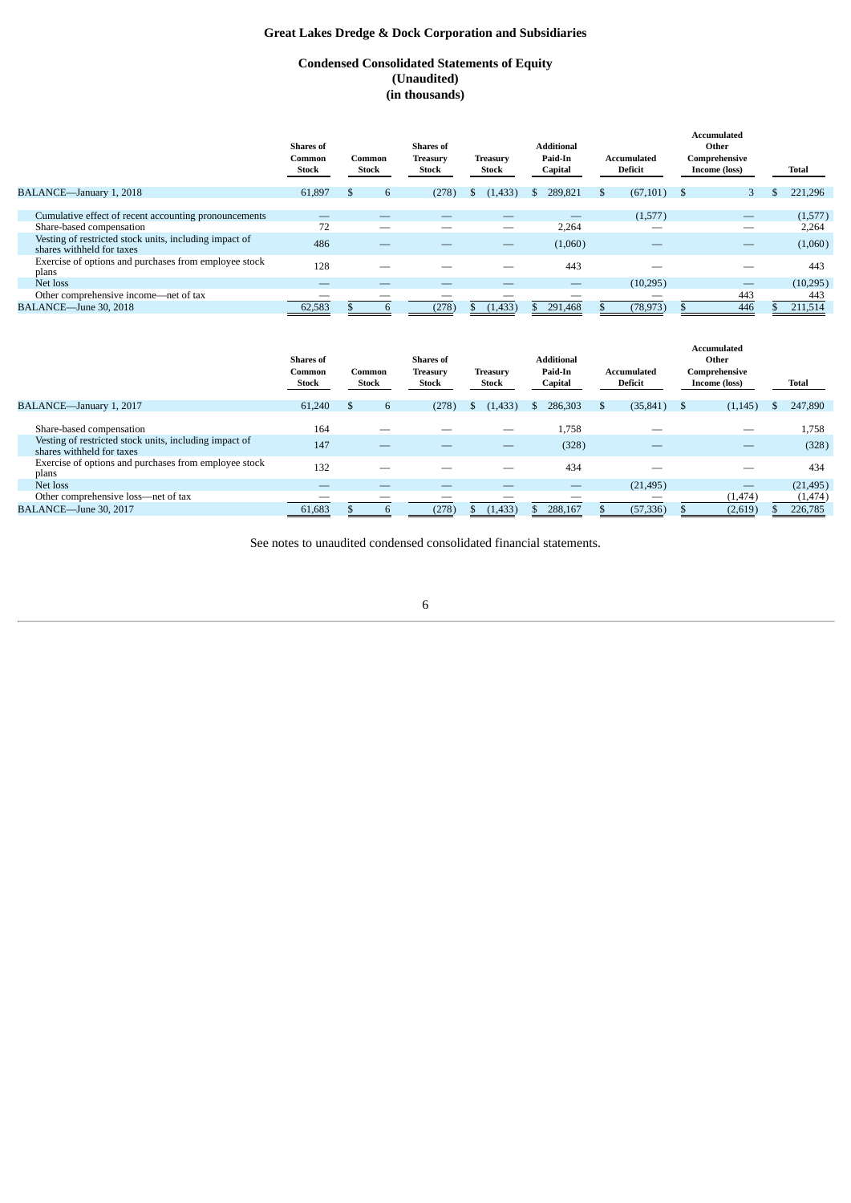# Great Lakes Dredge & Dock Corporation and Subsidiaries

## Condensed Consolidated Statements of Equity
### (Unaudited)
### (in thousands)

| | Shares of Common Stock | Common Stock | Shares of Treasury Stock | Treasury Stock | Additional Paid-In Capital | Accumulated Deficit | Accumulated Other Comprehensive Income (loss) | Total |
|---|---|---|---|---|---|---|---|---|
| BALANCE—January 1, 2018 | 61,897 | $ 6 | (278) | $ (1,433) | $ 289,821 | $ (67,101) | $ 3 | $ 221,296 |
| Cumulative effect of recent accounting pronouncements | — | — | — | — | — | (1,577) | — | (1,577) |
| Share-based compensation | 72 | — | — | — | 2,264 | — | — | 2,264 |
| Vesting of restricted stock units, including impact of shares withheld for taxes | 486 | — | — | — | (1,060) | — | — | (1,060) |
| Exercise of options and purchases from employee stock plans | 128 | — | — | — | 443 | — | — | 443 |
| Net loss | — | — | — | — | — | (10,295) | — | (10,295) |
| Other comprehensive income—net of tax | — | — | — | — | — | — | 443 | 443 |
| BALANCE—June 30, 2018 | 62,583 | $ 6 | (278) | $ (1,433) | $ 291,468 | $ (78,973) | $ 446 | $ 211,514 |

| | Shares of Common Stock | Common Stock | Shares of Treasury Stock | Treasury Stock | Additional Paid-In Capital | Accumulated Deficit | Accumulated Other Comprehensive Income (loss) | Total |
|---|---|---|---|---|---|---|---|---|
| BALANCE—January 1, 2017 | 61,240 | $ 6 | (278) | $ (1,433) | $ 286,303 | $ (35,841) | $ (1,145) | $ 247,890 |
| Share-based compensation | 164 | — | — | — | 1,758 | — | — | 1,758 |
| Vesting of restricted stock units, including impact of shares withheld for taxes | 147 | — | — | — | (328) | — | — | (328) |
| Exercise of options and purchases from employee stock plans | 132 | — | — | — | 434 | — | — | 434 |
| Net loss | — | — | — | — | — | (21,495) | — | (21,495) |
| Other comprehensive loss—net of tax | — | — | — | — | — | — | (1,474) | (1,474) |
| BALANCE—June 30, 2017 | 61,683 | $ 6 | (278) | $ (1,433) | $ 288,167 | $ (57,336) | $ (2,619) | $ 226,785 |

See notes to unaudited condensed consolidated financial statements.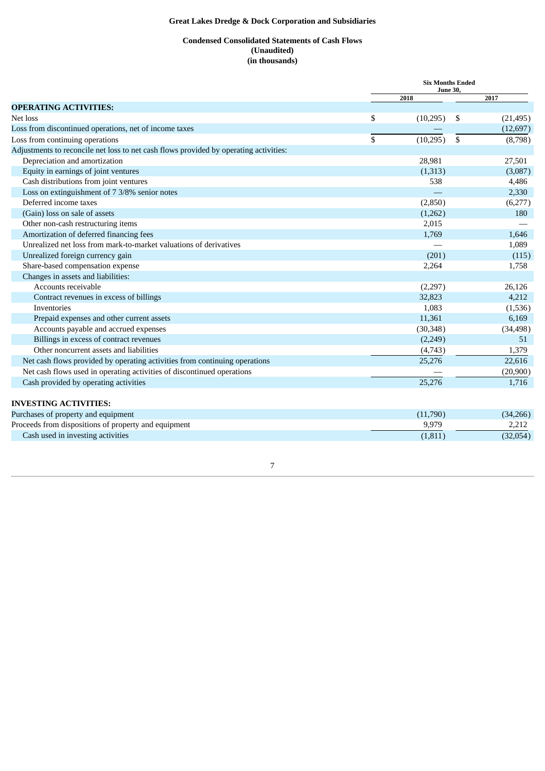**Great Lakes Dredge & Dock Corporation and Subsidiaries**

**Condensed Consolidated Statements of Cash Flows**
**(Unaudited)**
**(in thousands)**

| | Six Months Ended June 30, | |
|---|---|---|
| | 2018 | 2017 |
| **OPERATING ACTIVITIES:** | | |
| Net loss | $ (10,295) | $ (21,495) |
| Loss from discontinued operations, net of income taxes | — | (12,697) |
| Loss from continuing operations | $ (10,295) | $ (8,798) |
| Adjustments to reconcile net loss to net cash flows provided by operating activities: | | |
| Depreciation and amortization | 28,981 | 27,501 |
| Equity in earnings of joint ventures | (1,313) | (3,087) |
| Cash distributions from joint ventures | 538 | 4,486 |
| Loss on extinguishment of 7 3/8% senior notes | — | 2,330 |
| Deferred income taxes | (2,850) | (6,277) |
| (Gain) loss on sale of assets | (1,262) | 180 |
| Other non-cash restructuring items | 2,015 | — |
| Amortization of deferred financing fees | 1,769 | 1,646 |
| Unrealized net loss from mark-to-market valuations of derivatives | — | 1,089 |
| Unrealized foreign currency gain | (201) | (115) |
| Share-based compensation expense | 2,264 | 1,758 |
| Changes in assets and liabilities: | | |
| Accounts receivable | (2,297) | 26,126 |
| Contract revenues in excess of billings | 32,823 | 4,212 |
| Inventories | 1,083 | (1,536) |
| Prepaid expenses and other current assets | 11,361 | 6,169 |
| Accounts payable and accrued expenses | (30,348) | (34,498) |
| Billings in excess of contract revenues | (2,249) | 51 |
| Other noncurrent assets and liabilities | (4,743) | 1,379 |
| Net cash flows provided by operating activities from continuing operations | 25,276 | 22,616 |
| Net cash flows used in operating activities of discontinued operations | — | (20,900) |
| Cash provided by operating activities | 25,276 | 1,716 |
| | | |
| **INVESTING ACTIVITIES:** | | |
| Purchases of property and equipment | (11,790) | (34,266) |
| Proceeds from dispositions of property and equipment | 9,979 | 2,212 |
| Cash used in investing activities | (1,811) | (32,054) |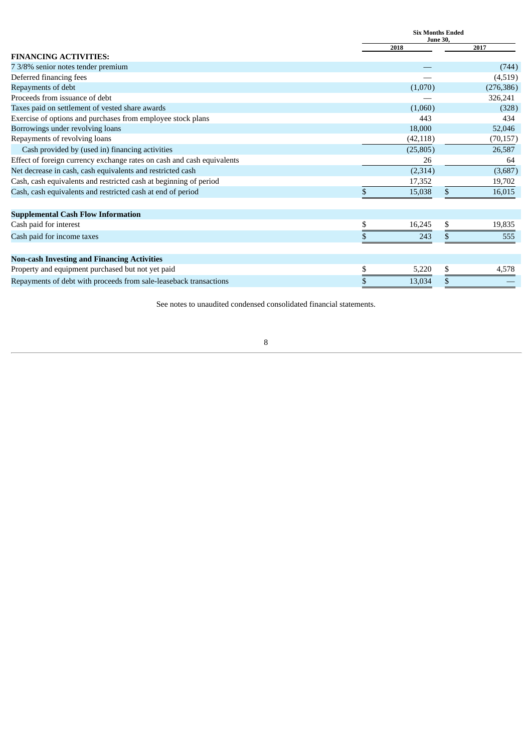| | Six Months Ended June 30, | |
|---|---|---|
| | 2018 | 2017 |
| **FINANCING ACTIVITIES:** | | |
| 7 3/8% senior notes tender premium | — | (744) |
| Deferred financing fees | — | (4,519) |
| Repayments of debt | (1,070) | (276,386) |
| Proceeds from issuance of debt | — | 326,241 |
| Taxes paid on settlement of vested share awards | (1,060) | (328) |
| Exercise of options and purchases from employee stock plans | 443 | 434 |
| Borrowings under revolving loans | 18,000 | 52,046 |
| Repayments of revolving loans | (42,118) | (70,157) |
| Cash provided by (used in) financing activities | (25,805) | 26,587 |
| Effect of foreign currency exchange rates on cash and cash equivalents | 26 | 64 |
| Net decrease in cash, cash equivalents and restricted cash | (2,314) | (3,687) |
| Cash, cash equivalents and restricted cash at beginning of period | 17,352 | 19,702 |
| Cash, cash equivalents and restricted cash at end of period | $ 15,038 | $ 16,015 |
| | | |
| **Supplemental Cash Flow Information** | | |
| Cash paid for interest | $ 16,245 | $ 19,835 |
| Cash paid for income taxes | $ 243 | $ 555 |
| | | |
| **Non-cash Investing and Financing Activities** | | |
| Property and equipment purchased but not yet paid | $ 5,220 | $ 4,578 |
| Repayments of debt with proceeds from sale-leaseback transactions | $ 13,034 | $ — |

See notes to unaudited condensed consolidated financial statements.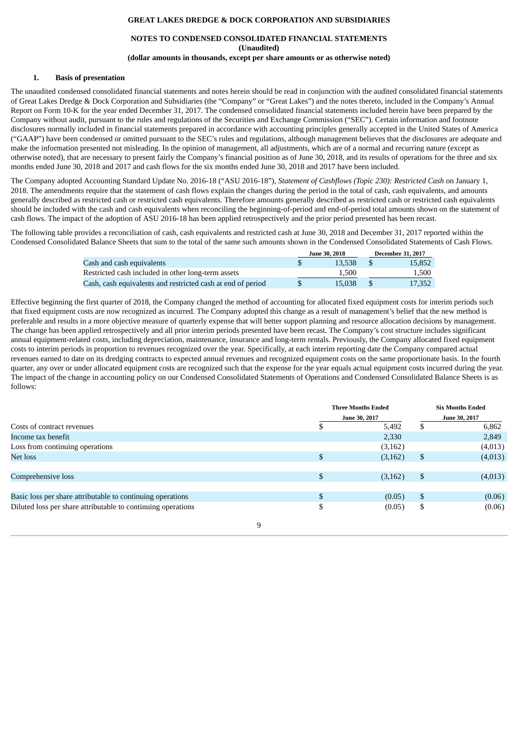# GREAT LAKES DREDGE & DOCK CORPORATION AND SUBSIDIARIES

## NOTES TO CONDENSED CONSOLIDATED FINANCIAL STATEMENTS
**(Unaudited)**
**(dollar amounts in thousands, except per share amounts or as otherwise noted)**

### 1. Basis of presentation

The unaudited condensed consolidated financial statements and notes herein should be read in conjunction with the audited consolidated financial statements of Great Lakes Dredge & Dock Corporation and Subsidiaries (the "Company" or "Great Lakes") and the notes thereto, included in the Company's Annual Report on Form 10-K for the year ended December 31, 2017. The condensed consolidated financial statements included herein have been prepared by the Company without audit, pursuant to the rules and regulations of the Securities and Exchange Commission ("SEC"). Certain information and footnote disclosures normally included in financial statements prepared in accordance with accounting principles generally accepted in the United States of America ("GAAP") have been condensed or omitted pursuant to the SEC's rules and regulations, although management believes that the disclosures are adequate and make the information presented not misleading. In the opinion of management, all adjustments, which are of a normal and recurring nature (except as otherwise noted), that are necessary to present fairly the Company's financial position as of June 30, 2018, and its results of operations for the three and six months ended June 30, 2018 and 2017 and cash flows for the six months ended June 30, 2018 and 2017 have been included.

The Company adopted Accounting Standard Update No. 2016-18 ("ASU 2016-18"), *Statement of Cashflows (Topic 230): Restricted Cash* on January 1, 2018. The amendments require that the statement of cash flows explain the changes during the period in the total of cash, cash equivalents, and amounts generally described as restricted cash or restricted cash equivalents. Therefore amounts generally described as restricted cash or restricted cash equivalents should be included with the cash and cash equivalents when reconciling the beginning-of-period and end-of-period total amounts shown on the statement of cash flows. The impact of the adoption of ASU 2016-18 has been applied retrospectively and the prior period presented has been recast.

The following table provides a reconciliation of cash, cash equivalents and restricted cash at June 30, 2018 and December 31, 2017 reported within the Condensed Consolidated Balance Sheets that sum to the total of the same such amounts shown in the Condensed Consolidated Statements of Cash Flows.

| | June 30, 2018 | December 31, 2017 |
|---|---|---|
| Cash and cash equivalents | $ 13,538 | $ 15,852 |
| Restricted cash included in other long-term assets | 1,500 | 1,500 |
| Cash, cash equivalents and restricted cash at end of period | $ 15,038 | $ 17,352 |

Effective beginning the first quarter of 2018, the Company changed the method of accounting for allocated fixed equipment costs for interim periods such that fixed equipment costs are now recognized as incurred. The Company adopted this change as a result of management's belief that the new method is preferable and results in a more objective measure of quarterly expense that will better support planning and resource allocation decisions by management. The change has been applied retrospectively and all prior interim periods presented have been recast. The Company's cost structure includes significant annual equipment-related costs, including depreciation, maintenance, insurance and long-term rentals. Previously, the Company allocated fixed equipment costs to interim periods in proportion to revenues recognized over the year. Specifically, at each interim reporting date the Company compared actual revenues earned to date on its dredging contracts to expected annual revenues and recognized equipment costs on the same proportionate basis. In the fourth quarter, any over or under allocated equipment costs are recognized such that the expense for the year equals actual equipment costs incurred during the year. The impact of the change in accounting policy on our Condensed Consolidated Statements of Operations and Condensed Consolidated Balance Sheets is as follows:

| | Three Months Ended June 30, 2017 | Six Months Ended June 30, 2017 |
|---|---|---|
| Costs of contract revenues | $ 5,492 | $ 6,862 |
| Income tax benefit | 2,330 | 2,849 |
| Loss from continuing operations | (3,162) | (4,013) |
| Net loss | $ (3,162) | $ (4,013) |
| | | |
| Comprehensive loss | $ (3,162) | $ (4,013) |
| | | |
| Basic loss per share attributable to continuing operations | $ (0.05) | $ (0.06) |
| Diluted loss per share attributable to continuing operations | $ (0.05) | $ (0.06) |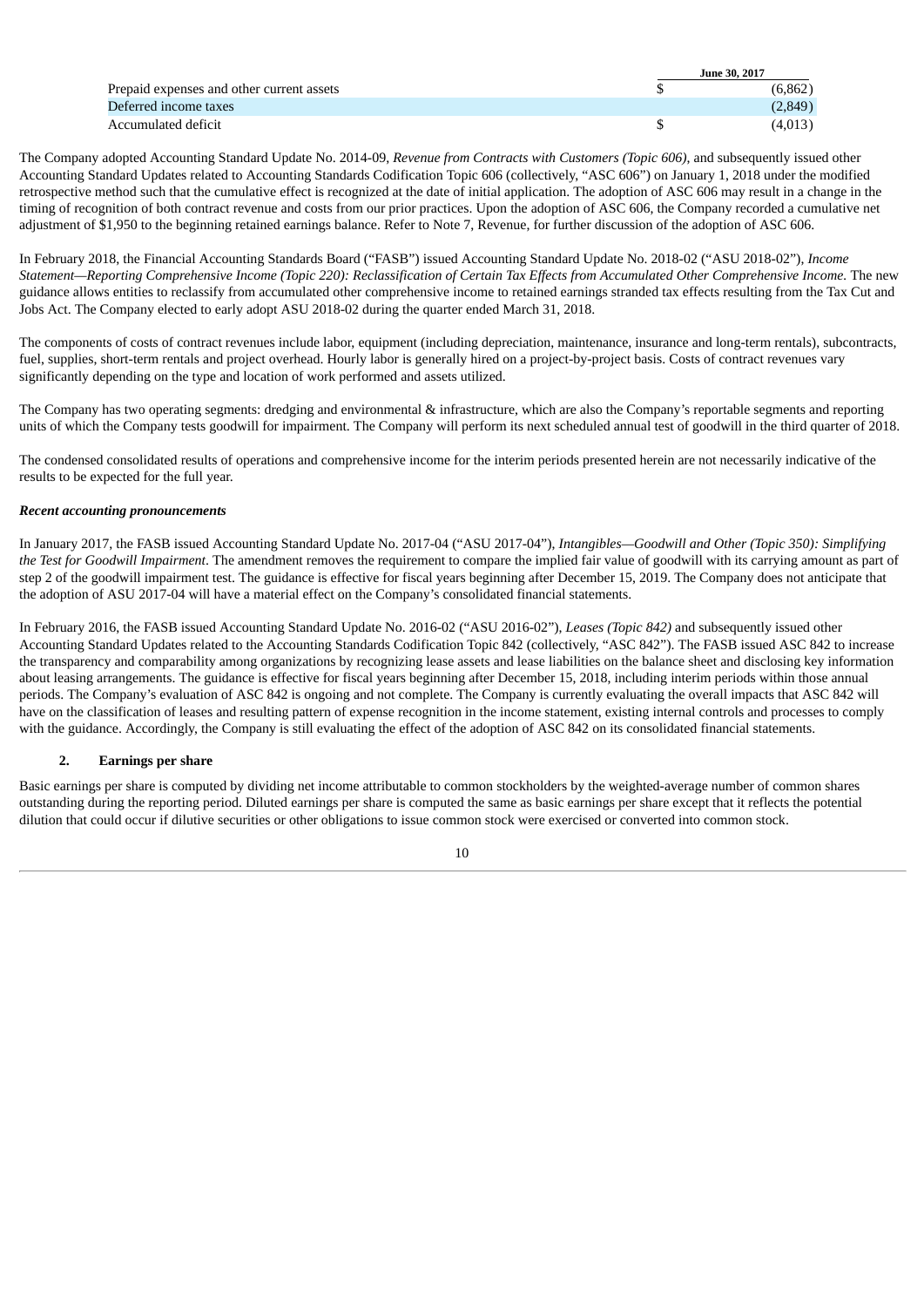| | June 30, 2017 |
|---|---|
| Prepaid expenses and other current assets | $ (6,862) |
| Deferred income taxes | (2,849) |
| Accumulated deficit | $ (4,013) |

The Company adopted Accounting Standard Update No. 2014-09, *Revenue from Contracts with Customers (Topic 606)*, and subsequently issued other Accounting Standard Updates related to Accounting Standards Codification Topic 606 (collectively, "ASC 606") on January 1, 2018 under the modified retrospective method such that the cumulative effect is recognized at the date of initial application. The adoption of ASC 606 may result in a change in the timing of recognition of both contract revenue and costs from our prior practices. Upon the adoption of ASC 606, the Company recorded a cumulative net adjustment of $1,950 to the beginning retained earnings balance. Refer to Note 7, Revenue, for further discussion of the adoption of ASC 606.

In February 2018, the Financial Accounting Standards Board ("FASB") issued Accounting Standard Update No. 2018-02 ("ASU 2018-02"), *Income Statement—Reporting Comprehensive Income (Topic 220): Reclassification of Certain Tax Effects from Accumulated Other Comprehensive Income.* The new guidance allows entities to reclassify from accumulated other comprehensive income to retained earnings stranded tax effects resulting from the Tax Cut and Jobs Act. The Company elected to early adopt ASU 2018-02 during the quarter ended March 31, 2018.

The components of costs of contract revenues include labor, equipment (including depreciation, maintenance, insurance and long-term rentals), subcontracts, fuel, supplies, short-term rentals and project overhead. Hourly labor is generally hired on a project-by-project basis. Costs of contract revenues vary significantly depending on the type and location of work performed and assets utilized.

The Company has two operating segments: dredging and environmental & infrastructure, which are also the Company's reportable segments and reporting units of which the Company tests goodwill for impairment. The Company will perform its next scheduled annual test of goodwill in the third quarter of 2018.

The condensed consolidated results of operations and comprehensive income for the interim periods presented herein are not necessarily indicative of the results to be expected for the full year.

***Recent accounting pronouncements***

In January 2017, the FASB issued Accounting Standard Update No. 2017-04 ("ASU 2017-04"), *Intangibles—Goodwill and Other (Topic 350): Simplifying the Test for Goodwill Impairment*. The amendment removes the requirement to compare the implied fair value of goodwill with its carrying amount as part of step 2 of the goodwill impairment test. The guidance is effective for fiscal years beginning after December 15, 2019. The Company does not anticipate that the adoption of ASU 2017-04 will have a material effect on the Company's consolidated financial statements.

In February 2016, the FASB issued Accounting Standard Update No. 2016-02 ("ASU 2016-02"), *Leases (Topic 842)* and subsequently issued other Accounting Standard Updates related to the Accounting Standards Codification Topic 842 (collectively, "ASC 842"). The FASB issued ASC 842 to increase the transparency and comparability among organizations by recognizing lease assets and lease liabilities on the balance sheet and disclosing key information about leasing arrangements. The guidance is effective for fiscal years beginning after December 15, 2018, including interim periods within those annual periods. The Company's evaluation of ASC 842 is ongoing and not complete. The Company is currently evaluating the overall impacts that ASC 842 will have on the classification of leases and resulting pattern of expense recognition in the income statement, existing internal controls and processes to comply with the guidance. Accordingly, the Company is still evaluating the effect of the adoption of ASC 842 on its consolidated financial statements.

## 2. Earnings per share

Basic earnings per share is computed by dividing net income attributable to common stockholders by the weighted-average number of common shares outstanding during the reporting period. Diluted earnings per share is computed the same as basic earnings per share except that it reflects the potential dilution that could occur if dilutive securities or other obligations to issue common stock were exercised or converted into common stock.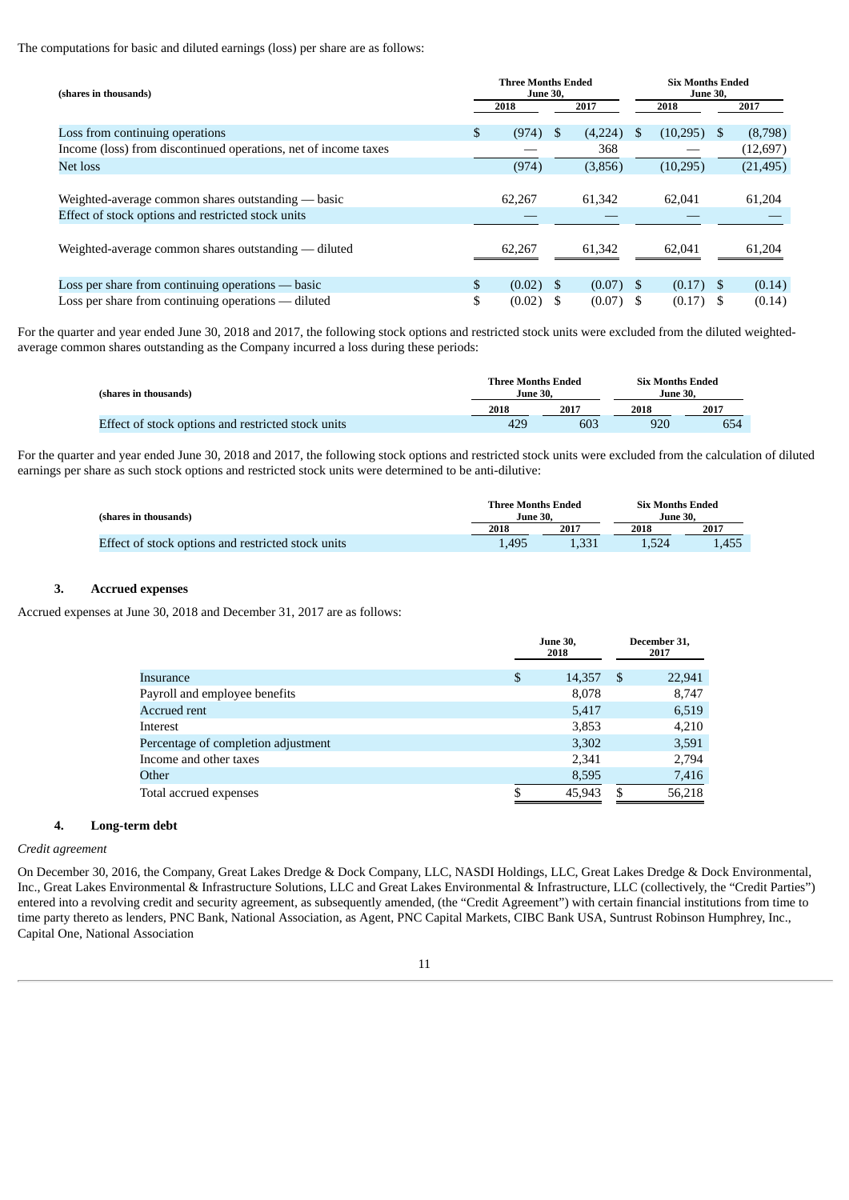The computations for basic and diluted earnings (loss) per share are as follows:

| (shares in thousands) | Three Months Ended June 30, | | Six Months Ended June 30, | |
|---|---|---|---|---|
| | 2018 | 2017 | 2018 | 2017 |
| Loss from continuing operations | $ (974) | $ (4,224) | $ (10,295) | $ (8,798) |
| Income (loss) from discontinued operations, net of income taxes | — | 368 | — | (12,697) |
| Net loss | (974) | (3,856) | (10,295) | (21,495) |
| Weighted-average common shares outstanding — basic | 62,267 | 61,342 | 62,041 | 61,204 |
| Effect of stock options and restricted stock units | — | — | — | — |
| Weighted-average common shares outstanding — diluted | 62,267 | 61,342 | 62,041 | 61,204 |
| Loss per share from continuing operations — basic | $ (0.02) | $ (0.07) | $ (0.17) | $ (0.14) |
| Loss per share from continuing operations — diluted | $ (0.02) | $ (0.07) | $ (0.17) | $ (0.14) |

For the quarter and year ended June 30, 2018 and 2017, the following stock options and restricted stock units were excluded from the diluted weighted-average common shares outstanding as the Company incurred a loss during these periods:

| (shares in thousands) | Three Months Ended June 30, | | Six Months Ended June 30, | |
|---|---|---|---|---|
| | 2018 | 2017 | 2018 | 2017 |
| Effect of stock options and restricted stock units | 429 | 603 | 920 | 654 |

For the quarter and year ended June 30, 2018 and 2017, the following stock options and restricted stock units were excluded from the calculation of diluted earnings per share as such stock options and restricted stock units were determined to be anti-dilutive:

| (shares in thousands) | Three Months Ended June 30, | | Six Months Ended June 30, | |
|---|---|---|---|---|
| | 2018 | 2017 | 2018 | 2017 |
| Effect of stock options and restricted stock units | 1,495 | 1,331 | 1,524 | 1,455 |

## 3. Accrued expenses

Accrued expenses at June 30, 2018 and December 31, 2017 are as follows:

| | June 30, 2018 | December 31, 2017 |
|---|---|---|
| Insurance | $ 14,357 | $ 22,941 |
| Payroll and employee benefits | 8,078 | 8,747 |
| Accrued rent | 5,417 | 6,519 |
| Interest | 3,853 | 4,210 |
| Percentage of completion adjustment | 3,302 | 3,591 |
| Income and other taxes | 2,341 | 2,794 |
| Other | 8,595 | 7,416 |
| Total accrued expenses | $ 45,943 | $ 56,218 |

## 4. Long-term debt

*Credit agreement*

On December 30, 2016, the Company, Great Lakes Dredge & Dock Company, LLC, NASDI Holdings, LLC, Great Lakes Dredge & Dock Environmental, Inc., Great Lakes Environmental & Infrastructure Solutions, LLC and Great Lakes Environmental & Infrastructure, LLC (collectively, the "Credit Parties") entered into a revolving credit and security agreement, as subsequently amended, (the "Credit Agreement") with certain financial institutions from time to time party thereto as lenders, PNC Bank, National Association, as Agent, PNC Capital Markets, CIBC Bank USA, Suntrust Robinson Humphrey, Inc., Capital One, National Association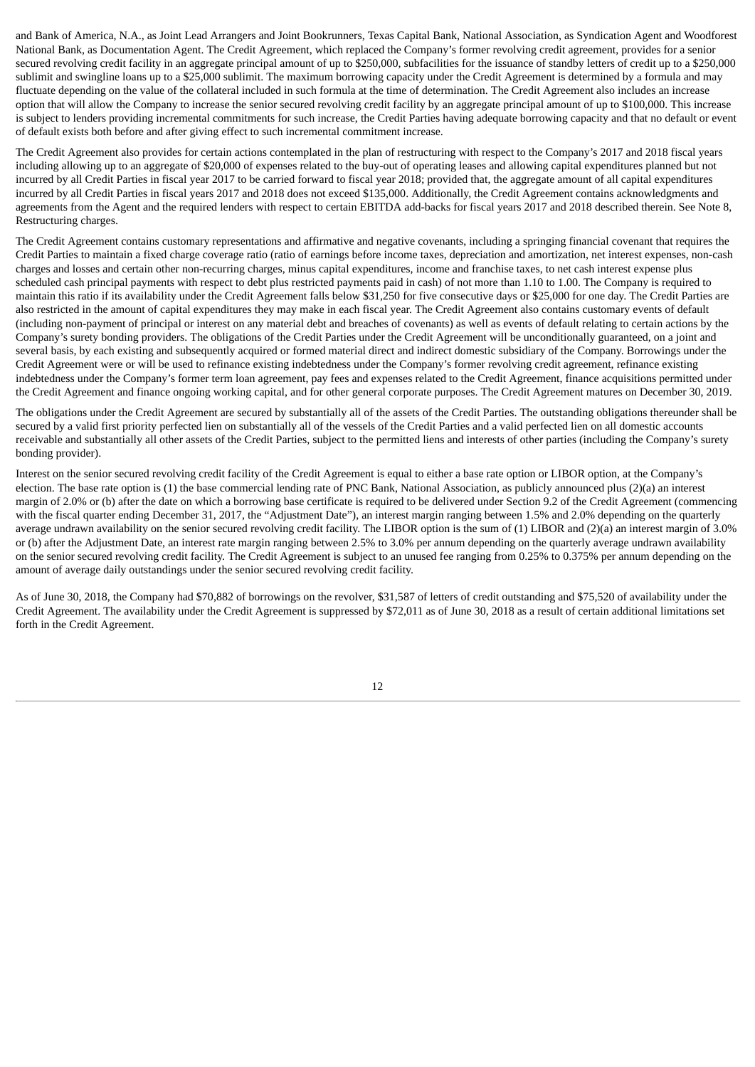and Bank of America, N.A., as Joint Lead Arrangers and Joint Bookrunners, Texas Capital Bank, National Association, as Syndication Agent and Woodforest National Bank, as Documentation Agent. The Credit Agreement, which replaced the Company's former revolving credit agreement, provides for a senior secured revolving credit facility in an aggregate principal amount of up to $250,000, subfacilities for the issuance of standby letters of credit up to a $250,000 sublimit and swingline loans up to a $25,000 sublimit. The maximum borrowing capacity under the Credit Agreement is determined by a formula and may fluctuate depending on the value of the collateral included in such formula at the time of determination. The Credit Agreement also includes an increase option that will allow the Company to increase the senior secured revolving credit facility by an aggregate principal amount of up to $100,000. This increase is subject to lenders providing incremental commitments for such increase, the Credit Parties having adequate borrowing capacity and that no default or event of default exists both before and after giving effect to such incremental commitment increase.

The Credit Agreement also provides for certain actions contemplated in the plan of restructuring with respect to the Company's 2017 and 2018 fiscal years including allowing up to an aggregate of $20,000 of expenses related to the buy-out of operating leases and allowing capital expenditures planned but not incurred by all Credit Parties in fiscal year 2017 to be carried forward to fiscal year 2018; provided that, the aggregate amount of all capital expenditures incurred by all Credit Parties in fiscal years 2017 and 2018 does not exceed $135,000. Additionally, the Credit Agreement contains acknowledgments and agreements from the Agent and the required lenders with respect to certain EBITDA add-backs for fiscal years 2017 and 2018 described therein. See Note 8, Restructuring charges.

The Credit Agreement contains customary representations and affirmative and negative covenants, including a springing financial covenant that requires the Credit Parties to maintain a fixed charge coverage ratio (ratio of earnings before income taxes, depreciation and amortization, net interest expenses, non-cash charges and losses and certain other non-recurring charges, minus capital expenditures, income and franchise taxes, to net cash interest expense plus scheduled cash principal payments with respect to debt plus restricted payments paid in cash) of not more than 1.10 to 1.00. The Company is required to maintain this ratio if its availability under the Credit Agreement falls below $31,250 for five consecutive days or $25,000 for one day. The Credit Parties are also restricted in the amount of capital expenditures they may make in each fiscal year. The Credit Agreement also contains customary events of default (including non-payment of principal or interest on any material debt and breaches of covenants) as well as events of default relating to certain actions by the Company's surety bonding providers. The obligations of the Credit Parties under the Credit Agreement will be unconditionally guaranteed, on a joint and several basis, by each existing and subsequently acquired or formed material direct and indirect domestic subsidiary of the Company. Borrowings under the Credit Agreement were or will be used to refinance existing indebtedness under the Company's former revolving credit agreement, refinance existing indebtedness under the Company's former term loan agreement, pay fees and expenses related to the Credit Agreement, finance acquisitions permitted under the Credit Agreement and finance ongoing working capital, and for other general corporate purposes. The Credit Agreement matures on December 30, 2019.

The obligations under the Credit Agreement are secured by substantially all of the assets of the Credit Parties. The outstanding obligations thereunder shall be secured by a valid first priority perfected lien on substantially all of the vessels of the Credit Parties and a valid perfected lien on all domestic accounts receivable and substantially all other assets of the Credit Parties, subject to the permitted liens and interests of other parties (including the Company's surety bonding provider).

Interest on the senior secured revolving credit facility of the Credit Agreement is equal to either a base rate option or LIBOR option, at the Company's election. The base rate option is (1) the base commercial lending rate of PNC Bank, National Association, as publicly announced plus (2)(a) an interest margin of 2.0% or (b) after the date on which a borrowing base certificate is required to be delivered under Section 9.2 of the Credit Agreement (commencing with the fiscal quarter ending December 31, 2017, the "Adjustment Date"), an interest margin ranging between 1.5% and 2.0% depending on the quarterly average undrawn availability on the senior secured revolving credit facility. The LIBOR option is the sum of (1) LIBOR and (2)(a) an interest margin of 3.0% or (b) after the Adjustment Date, an interest rate margin ranging between 2.5% to 3.0% per annum depending on the quarterly average undrawn availability on the senior secured revolving credit facility. The Credit Agreement is subject to an unused fee ranging from 0.25% to 0.375% per annum depending on the amount of average daily outstandings under the senior secured revolving credit facility.

As of June 30, 2018, the Company had $70,882 of borrowings on the revolver, $31,587 of letters of credit outstanding and $75,520 of availability under the Credit Agreement. The availability under the Credit Agreement is suppressed by $72,011 as of June 30, 2018 as a result of certain additional limitations set forth in the Credit Agreement.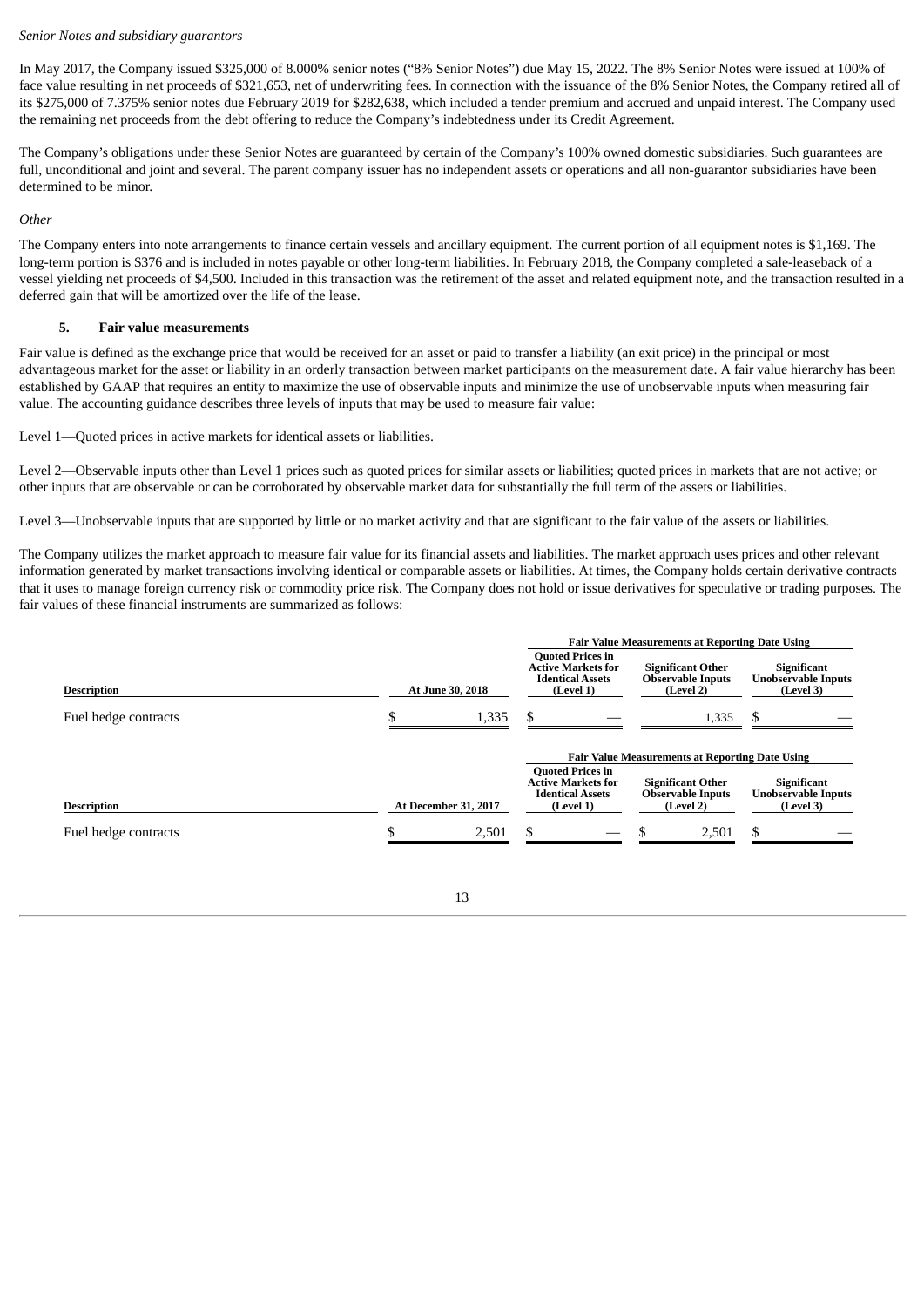*Senior Notes and subsidiary guarantors*

In May 2017, the Company issued $325,000 of 8.000% senior notes ("8% Senior Notes") due May 15, 2022. The 8% Senior Notes were issued at 100% of face value resulting in net proceeds of $321,653, net of underwriting fees. In connection with the issuance of the 8% Senior Notes, the Company retired all of its $275,000 of 7.375% senior notes due February 2019 for $282,638, which included a tender premium and accrued and unpaid interest. The Company used the remaining net proceeds from the debt offering to reduce the Company's indebtedness under its Credit Agreement.

The Company's obligations under these Senior Notes are guaranteed by certain of the Company's 100% owned domestic subsidiaries. Such guarantees are full, unconditional and joint and several. The parent company issuer has no independent assets or operations and all non-guarantor subsidiaries have been determined to be minor.

*Other*

The Company enters into note arrangements to finance certain vessels and ancillary equipment. The current portion of all equipment notes is $1,169. The long-term portion is $376 and is included in notes payable or other long-term liabilities. In February 2018, the Company completed a sale-leaseback of a vessel yielding net proceeds of $4,500. Included in this transaction was the retirement of the asset and related equipment note, and the transaction resulted in a deferred gain that will be amortized over the life of the lease.

## 5. Fair value measurements

Fair value is defined as the exchange price that would be received for an asset or paid to transfer a liability (an exit price) in the principal or most advantageous market for the asset or liability in an orderly transaction between market participants on the measurement date. A fair value hierarchy has been established by GAAP that requires an entity to maximize the use of observable inputs and minimize the use of unobservable inputs when measuring fair value. The accounting guidance describes three levels of inputs that may be used to measure fair value:

Level 1—Quoted prices in active markets for identical assets or liabilities.

Level 2—Observable inputs other than Level 1 prices such as quoted prices for similar assets or liabilities; quoted prices in markets that are not active; or other inputs that are observable or can be corroborated by observable market data for substantially the full term of the assets or liabilities.

Level 3—Unobservable inputs that are supported by little or no market activity and that are significant to the fair value of the assets or liabilities.

The Company utilizes the market approach to measure fair value for its financial assets and liabilities. The market approach uses prices and other relevant information generated by market transactions involving identical or comparable assets or liabilities. At times, the Company holds certain derivative contracts that it uses to manage foreign currency risk or commodity price risk. The Company does not hold or issue derivatives for speculative or trading purposes. The fair values of these financial instruments are summarized as follows:

| | | Fair Value Measurements at Reporting Date Using | | |
|---|---|---|---|---|
| **Description** | **At June 30, 2018** | **Quoted Prices in Active Markets for Identical Assets (Level 1)** | **Significant Other Observable Inputs (Level 2)** | **Significant Unobservable Inputs (Level 3)** |
| Fuel hedge contracts | $ 1,335 | $ — | 1,335 | $ — |

| | | Fair Value Measurements at Reporting Date Using | | |
|---|---|---|---|---|
| **Description** | **At December 31, 2017** | **Quoted Prices in Active Markets for Identical Assets (Level 1)** | **Significant Other Observable Inputs (Level 2)** | **Significant Unobservable Inputs (Level 3)** |
| Fuel hedge contracts | $ 2,501 | $ — | $ 2,501 | $ — |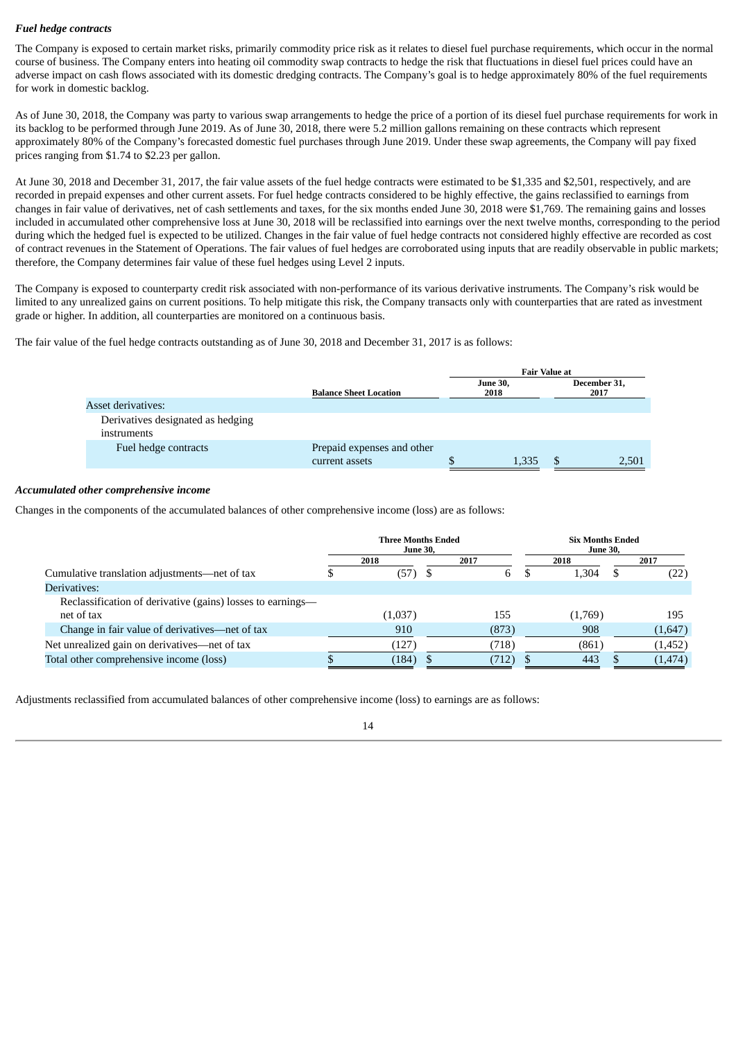***Fuel hedge contracts***

The Company is exposed to certain market risks, primarily commodity price risk as it relates to diesel fuel purchase requirements, which occur in the normal course of business. The Company enters into heating oil commodity swap contracts to hedge the risk that fluctuations in diesel fuel prices could have an adverse impact on cash flows associated with its domestic dredging contracts. The Company's goal is to hedge approximately 80% of the fuel requirements for work in domestic backlog.

As of June 30, 2018, the Company was party to various swap arrangements to hedge the price of a portion of its diesel fuel purchase requirements for work in its backlog to be performed through June 2019. As of June 30, 2018, there were 5.2 million gallons remaining on these contracts which represent approximately 80% of the Company's forecasted domestic fuel purchases through June 2019. Under these swap agreements, the Company will pay fixed prices ranging from $1.74 to $2.23 per gallon.

At June 30, 2018 and December 31, 2017, the fair value assets of the fuel hedge contracts were estimated to be $1,335 and $2,501, respectively, and are recorded in prepaid expenses and other current assets. For fuel hedge contracts considered to be highly effective, the gains reclassified to earnings from changes in fair value of derivatives, net of cash settlements and taxes, for the six months ended June 30, 2018 were $1,769. The remaining gains and losses included in accumulated other comprehensive loss at June 30, 2018 will be reclassified into earnings over the next twelve months, corresponding to the period during which the hedged fuel is expected to be utilized. Changes in the fair value of fuel hedge contracts not considered highly effective are recorded as cost of contract revenues in the Statement of Operations. The fair values of fuel hedges are corroborated using inputs that are readily observable in public markets; therefore, the Company determines fair value of these fuel hedges using Level 2 inputs.

The Company is exposed to counterparty credit risk associated with non-performance of its various derivative instruments. The Company's risk would be limited to any unrealized gains on current positions. To help mitigate this risk, the Company transacts only with counterparties that are rated as investment grade or higher. In addition, all counterparties are monitored on a continuous basis.

The fair value of the fuel hedge contracts outstanding as of June 30, 2018 and December 31, 2017 is as follows:

| | | Fair Value at | |
|---|---|---|---|
| | Balance Sheet Location | June 30, 2018 | December 31, 2017 |
| Asset derivatives: | | | |
| Derivatives designated as hedging instruments | | | |
| Fuel hedge contracts | Prepaid expenses and other current assets | $ 1,335 | $ 2,501 |

***Accumulated other comprehensive income***

Changes in the components of the accumulated balances of other comprehensive income (loss) are as follows:

| | Three Months Ended June 30, | | Six Months Ended June 30, | |
|---|---|---|---|---|
| | 2018 | 2017 | 2018 | 2017 |
| Cumulative translation adjustments—net of tax | $ (57) | $ 6 | $ 1,304 | $ (22) |
| Derivatives: | | | | |
| Reclassification of derivative (gains) losses to earnings—net of tax | (1,037) | 155 | (1,769) | 195 |
| Change in fair value of derivatives—net of tax | 910 | (873) | 908 | (1,647) |
| Net unrealized gain on derivatives—net of tax | (127) | (718) | (861) | (1,452) |
| Total other comprehensive income (loss) | $ (184) | $ (712) | $ 443 | $ (1,474) |

Adjustments reclassified from accumulated balances of other comprehensive income (loss) to earnings are as follows: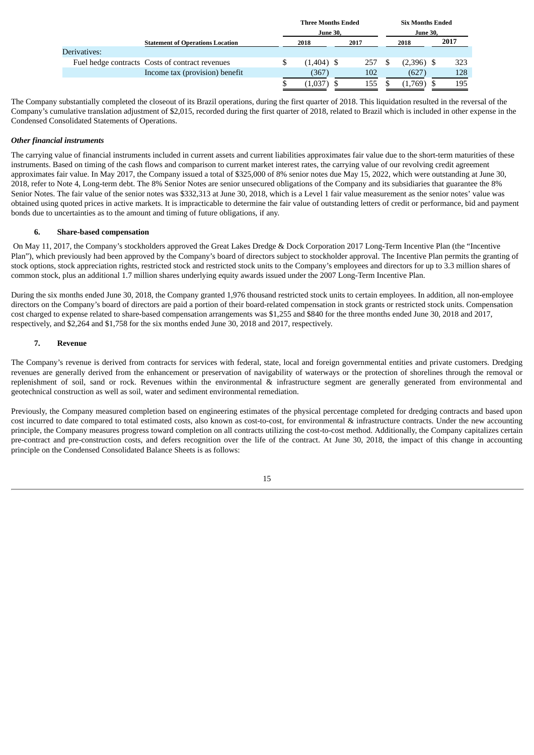| | Statement of Operations Location | Three Months Ended June 30, 2018 | Three Months Ended June 30, 2017 | Six Months Ended June 30, 2018 | Six Months Ended June 30, 2017 |
|---|---|---|---|---|---|
| Derivatives: | | | | | |
| Fuel hedge contracts | Costs of contract revenues | $ (1,404) | $ 257 | $ (2,396) | $ 323 |
| | Income tax (provision) benefit | (367) | 102 | (627) | 128 |
| | | $ (1,037) | $ 155 | $ (1,769) | $ 195 |

The Company substantially completed the closeout of its Brazil operations, during the first quarter of 2018. This liquidation resulted in the reversal of the Company's cumulative translation adjustment of $2,015, recorded during the first quarter of 2018, related to Brazil which is included in other expense in the Condensed Consolidated Statements of Operations.

***Other financial instruments***

The carrying value of financial instruments included in current assets and current liabilities approximates fair value due to the short-term maturities of these instruments. Based on timing of the cash flows and comparison to current market interest rates, the carrying value of our revolving credit agreement approximates fair value. In May 2017, the Company issued a total of $325,000 of 8% senior notes due May 15, 2022, which were outstanding at June 30, 2018, refer to Note 4, Long-term debt. The 8% Senior Notes are senior unsecured obligations of the Company and its subsidiaries that guarantee the 8% Senior Notes. The fair value of the senior notes was $332,313 at June 30, 2018, which is a Level 1 fair value measurement as the senior notes' value was obtained using quoted prices in active markets. It is impracticable to determine the fair value of outstanding letters of credit or performance, bid and payment bonds due to uncertainties as to the amount and timing of future obligations, if any.

## 6. Share-based compensation

On May 11, 2017, the Company's stockholders approved the Great Lakes Dredge & Dock Corporation 2017 Long-Term Incentive Plan (the "Incentive Plan"), which previously had been approved by the Company's board of directors subject to stockholder approval. The Incentive Plan permits the granting of stock options, stock appreciation rights, restricted stock and restricted stock units to the Company's employees and directors for up to 3.3 million shares of common stock, plus an additional 1.7 million shares underlying equity awards issued under the 2007 Long-Term Incentive Plan.

During the six months ended June 30, 2018, the Company granted 1,976 thousand restricted stock units to certain employees. In addition, all non-employee directors on the Company's board of directors are paid a portion of their board-related compensation in stock grants or restricted stock units. Compensation cost charged to expense related to share-based compensation arrangements was $1,255 and $840 for the three months ended June 30, 2018 and 2017, respectively, and $2,264 and $1,758 for the six months ended June 30, 2018 and 2017, respectively.

## 7. Revenue

The Company's revenue is derived from contracts for services with federal, state, local and foreign governmental entities and private customers. Dredging revenues are generally derived from the enhancement or preservation of navigability of waterways or the protection of shorelines through the removal or replenishment of soil, sand or rock. Revenues within the environmental & infrastructure segment are generally generated from environmental and geotechnical construction as well as soil, water and sediment environmental remediation.

Previously, the Company measured completion based on engineering estimates of the physical percentage completed for dredging contracts and based upon cost incurred to date compared to total estimated costs, also known as cost-to-cost, for environmental & infrastructure contracts. Under the new accounting principle, the Company measures progress toward completion on all contracts utilizing the cost-to-cost method. Additionally, the Company capitalizes certain pre-contract and pre-construction costs, and defers recognition over the life of the contract. At June 30, 2018, the impact of this change in accounting principle on the Condensed Consolidated Balance Sheets is as follows: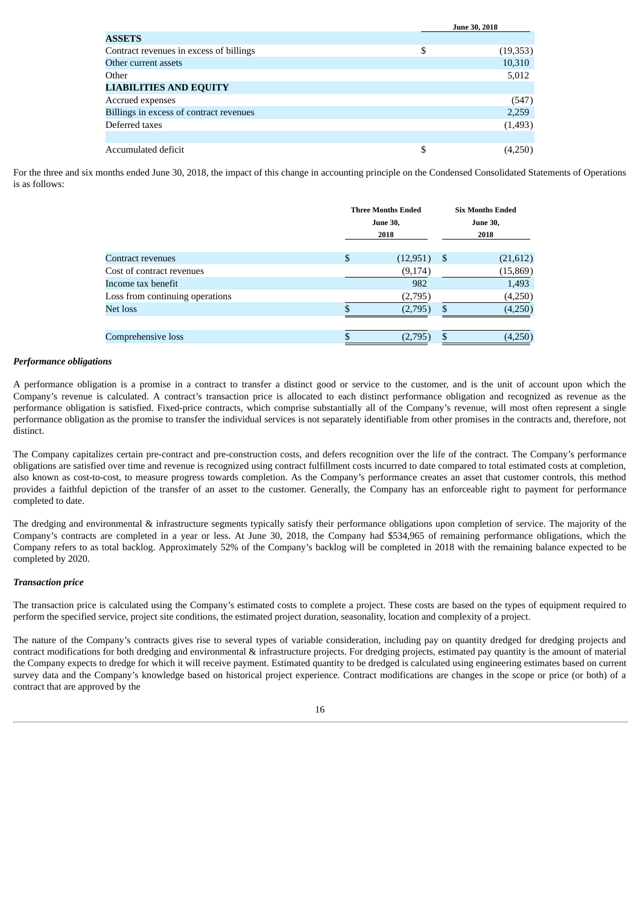| | June 30, 2018 |
|---|---|
| **ASSETS** | |
| Contract revenues in excess of billings | $ (19,353) |
| Other current assets | 10,310 |
| Other | 5,012 |
| **LIABILITIES AND EQUITY** | |
| Accrued expenses | (547) |
| Billings in excess of contract revenues | 2,259 |
| Deferred taxes | (1,493) |
| | |
| Accumulated deficit | $ (4,250) |

For the three and six months ended June 30, 2018, the impact of this change in accounting principle on the Condensed Consolidated Statements of Operations is as follows:

| | Three Months Ended June 30, 2018 | Six Months Ended June 30, 2018 |
|---|---|---|
| Contract revenues | $ (12,951) | $ (21,612) |
| Cost of contract revenues | (9,174) | (15,869) |
| Income tax benefit | 982 | 1,493 |
| Loss from continuing operations | (2,795) | (4,250) |
| Net loss | $ (2,795) | $ (4,250) |
| | | |
| Comprehensive loss | $ (2,795) | $ (4,250) |

***Performance obligations***

A performance obligation is a promise in a contract to transfer a distinct good or service to the customer, and is the unit of account upon which the Company's revenue is calculated. A contract's transaction price is allocated to each distinct performance obligation and recognized as revenue as the performance obligation is satisfied. Fixed-price contracts, which comprise substantially all of the Company's revenue, will most often represent a single performance obligation as the promise to transfer the individual services is not separately identifiable from other promises in the contracts and, therefore, not distinct.

The Company capitalizes certain pre-contract and pre-construction costs, and defers recognition over the life of the contract. The Company's performance obligations are satisfied over time and revenue is recognized using contract fulfillment costs incurred to date compared to total estimated costs at completion, also known as cost-to-cost, to measure progress towards completion. As the Company's performance creates an asset that customer controls, this method provides a faithful depiction of the transfer of an asset to the customer. Generally, the Company has an enforceable right to payment for performance completed to date.

The dredging and environmental & infrastructure segments typically satisfy their performance obligations upon completion of service. The majority of the Company's contracts are completed in a year or less. At June 30, 2018, the Company had $534,965 of remaining performance obligations, which the Company refers to as total backlog. Approximately 52% of the Company's backlog will be completed in 2018 with the remaining balance expected to be completed by 2020.

***Transaction price***

The transaction price is calculated using the Company's estimated costs to complete a project. These costs are based on the types of equipment required to perform the specified service, project site conditions, the estimated project duration, seasonality, location and complexity of a project.

The nature of the Company's contracts gives rise to several types of variable consideration, including pay on quantity dredged for dredging projects and contract modifications for both dredging and environmental & infrastructure projects. For dredging projects, estimated pay quantity is the amount of material the Company expects to dredge for which it will receive payment. Estimated quantity to be dredged is calculated using engineering estimates based on current survey data and the Company's knowledge based on historical project experience. Contract modifications are changes in the scope or price (or both) of a contract that are approved by the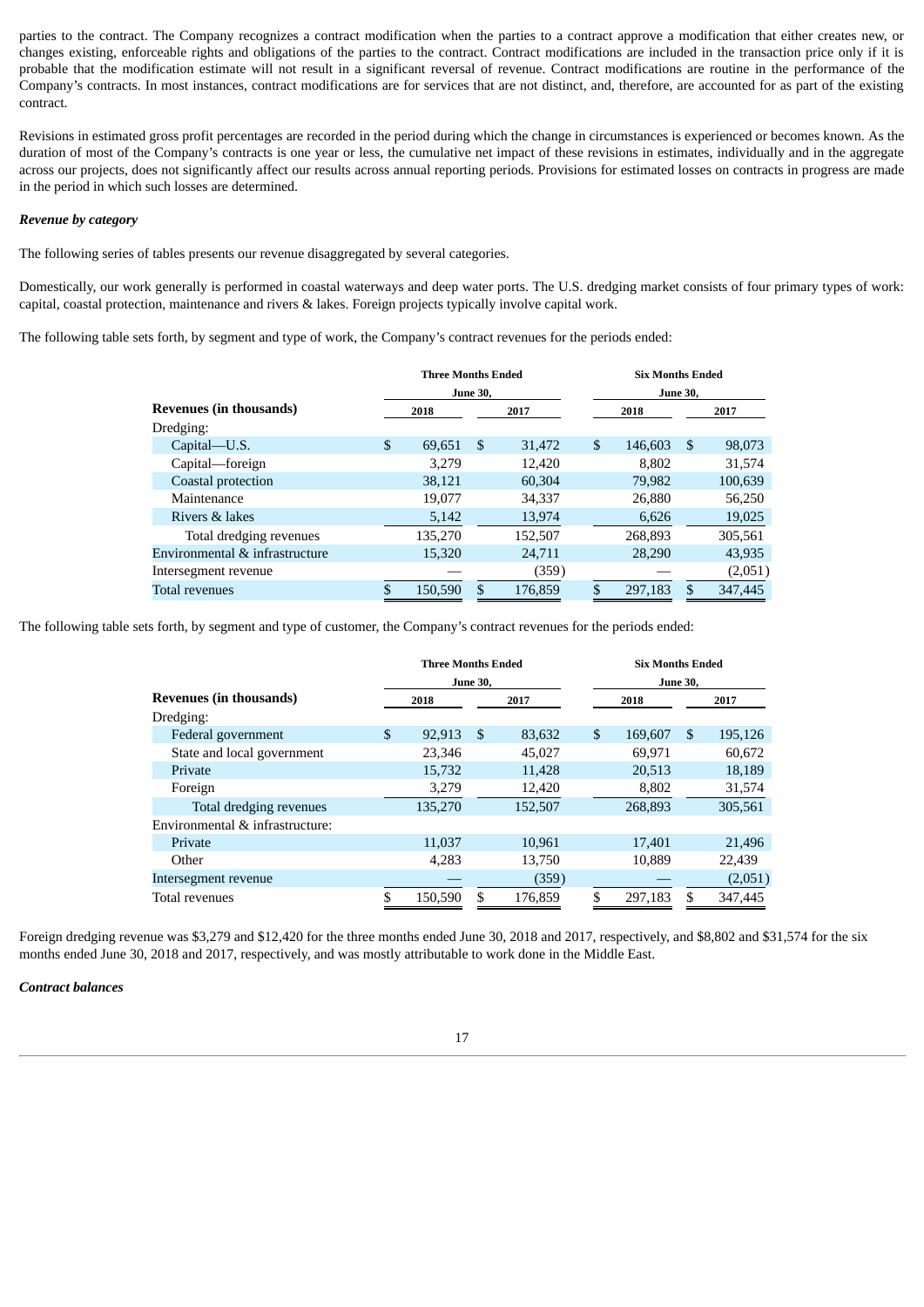parties to the contract. The Company recognizes a contract modification when the parties to a contract approve a modification that either creates new, or changes existing, enforceable rights and obligations of the parties to the contract. Contract modifications are included in the transaction price only if it is probable that the modification estimate will not result in a significant reversal of revenue. Contract modifications are routine in the performance of the Company's contracts. In most instances, contract modifications are for services that are not distinct, and, therefore, are accounted for as part of the existing contract.

Revisions in estimated gross profit percentages are recorded in the period during which the change in circumstances is experienced or becomes known. As the duration of most of the Company's contracts is one year or less, the cumulative net impact of these revisions in estimates, individually and in the aggregate across our projects, does not significantly affect our results across annual reporting periods. Provisions for estimated losses on contracts in progress are made in the period in which such losses are determined.

***Revenue by category***

The following series of tables presents our revenue disaggregated by several categories.

Domestically, our work generally is performed in coastal waterways and deep water ports. The U.S. dredging market consists of four primary types of work: capital, coastal protection, maintenance and rivers & lakes. Foreign projects typically involve capital work.

The following table sets forth, by segment and type of work, the Company's contract revenues for the periods ended:

| | Three Months Ended June 30, | | Six Months Ended June 30, | |
|---|---|---|---|---|
| **Revenues (in thousands)** | 2018 | 2017 | 2018 | 2017 |
| Dredging: | | | | |
| Capital—U.S. | $ 69,651 | $ 31,472 | $ 146,603 | $ 98,073 |
| Capital—foreign | 3,279 | 12,420 | 8,802 | 31,574 |
| Coastal protection | 38,121 | 60,304 | 79,982 | 100,639 |
| Maintenance | 19,077 | 34,337 | 26,880 | 56,250 |
| Rivers & lakes | 5,142 | 13,974 | 6,626 | 19,025 |
| Total dredging revenues | 135,270 | 152,507 | 268,893 | 305,561 |
| Environmental & infrastructure | 15,320 | 24,711 | 28,290 | 43,935 |
| Intersegment revenue | — | (359) | — | (2,051) |
| Total revenues | $ 150,590 | $ 176,859 | $ 297,183 | $ 347,445 |

The following table sets forth, by segment and type of customer, the Company's contract revenues for the periods ended:

| | Three Months Ended June 30, | | Six Months Ended June 30, | |
|---|---|---|---|---|
| **Revenues (in thousands)** | 2018 | 2017 | 2018 | 2017 |
| Dredging: | | | | |
| Federal government | $ 92,913 | $ 83,632 | $ 169,607 | $ 195,126 |
| State and local government | 23,346 | 45,027 | 69,971 | 60,672 |
| Private | 15,732 | 11,428 | 20,513 | 18,189 |
| Foreign | 3,279 | 12,420 | 8,802 | 31,574 |
| Total dredging revenues | 135,270 | 152,507 | 268,893 | 305,561 |
| Environmental & infrastructure: | | | | |
| Private | 11,037 | 10,961 | 17,401 | 21,496 |
| Other | 4,283 | 13,750 | 10,889 | 22,439 |
| Intersegment revenue | — | (359) | — | (2,051) |
| Total revenues | $ 150,590 | $ 176,859 | $ 297,183 | $ 347,445 |

Foreign dredging revenue was $3,279 and $12,420 for the three months ended June 30, 2018 and 2017, respectively, and $8,802 and $31,574 for the six months ended June 30, 2018 and 2017, respectively, and was mostly attributable to work done in the Middle East.

***Contract balances***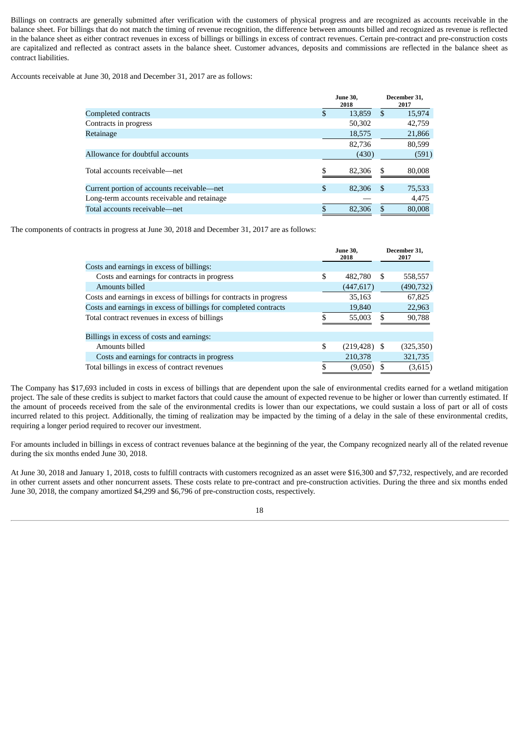Billings on contracts are generally submitted after verification with the customers of physical progress and are recognized as accounts receivable in the balance sheet. For billings that do not match the timing of revenue recognition, the difference between amounts billed and recognized as revenue is reflected in the balance sheet as either contract revenues in excess of billings or billings in excess of contract revenues. Certain pre-contract and pre-construction costs are capitalized and reflected as contract assets in the balance sheet. Customer advances, deposits and commissions are reflected in the balance sheet as contract liabilities.

Accounts receivable at June 30, 2018 and December 31, 2017 are as follows:

| | June 30, 2018 | December 31, 2017 |
|---|---|---|
| Completed contracts | $ 13,859 | $ 15,974 |
| Contracts in progress | 50,302 | 42,759 |
| Retainage | 18,575 | 21,866 |
| | 82,736 | 80,599 |
| Allowance for doubtful accounts | (430) | (591) |
| Total accounts receivable—net | $ 82,306 | $ 80,008 |
| Current portion of accounts receivable—net | $ 82,306 | $ 75,533 |
| Long-term accounts receivable and retainage | — | 4,475 |
| Total accounts receivable—net | $ 82,306 | $ 80,008 |

The components of contracts in progress at June 30, 2018 and December 31, 2017 are as follows:

| | June 30, 2018 | December 31, 2017 |
|---|---|---|
| Costs and earnings in excess of billings: | | |
| Costs and earnings for contracts in progress | $ 482,780 | $ 558,557 |
| Amounts billed | (447,617) | (490,732) |
| Costs and earnings in excess of billings for contracts in progress | 35,163 | 67,825 |
| Costs and earnings in excess of billings for completed contracts | 19,840 | 22,963 |
| Total contract revenues in excess of billings | $ 55,003 | $ 90,788 |
| Billings in excess of costs and earnings: | | |
| Amounts billed | $ (219,428) | $ (325,350) |
| Costs and earnings for contracts in progress | 210,378 | 321,735 |
| Total billings in excess of contract revenues | $ (9,050) | $ (3,615) |

The Company has $17,693 included in costs in excess of billings that are dependent upon the sale of environmental credits earned for a wetland mitigation project. The sale of these credits is subject to market factors that could cause the amount of expected revenue to be higher or lower than currently estimated. If the amount of proceeds received from the sale of the environmental credits is lower than our expectations, we could sustain a loss of part or all of costs incurred related to this project. Additionally, the timing of realization may be impacted by the timing of a delay in the sale of these environmental credits, requiring a longer period required to recover our investment.

For amounts included in billings in excess of contract revenues balance at the beginning of the year, the Company recognized nearly all of the related revenue during the six months ended June 30, 2018.

At June 30, 2018 and January 1, 2018, costs to fulfill contracts with customers recognized as an asset were $16,300 and $7,732, respectively, and are recorded in other current assets and other noncurrent assets. These costs relate to pre-contract and pre-construction activities. During the three and six months ended June 30, 2018, the company amortized $4,299 and $6,796 of pre-construction costs, respectively.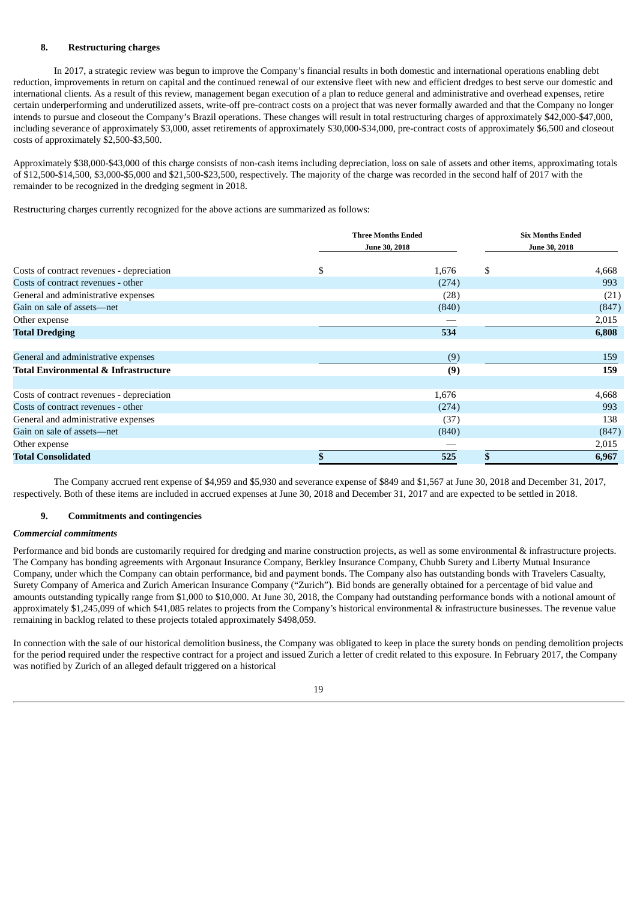## 8. Restructuring charges

In 2017, a strategic review was begun to improve the Company's financial results in both domestic and international operations enabling debt reduction, improvements in return on capital and the continued renewal of our extensive fleet with new and efficient dredges to best serve our domestic and international clients. As a result of this review, management began execution of a plan to reduce general and administrative and overhead expenses, retire certain underperforming and underutilized assets, write-off pre-contract costs on a project that was never formally awarded and that the Company no longer intends to pursue and closeout the Company's Brazil operations. These changes will result in total restructuring charges of approximately $42,000-$47,000, including severance of approximately $3,000, asset retirements of approximately $30,000-$34,000, pre-contract costs of approximately $6,500 and closeout costs of approximately $2,500-$3,500.

Approximately $38,000-$43,000 of this charge consists of non-cash items including depreciation, loss on sale of assets and other items, approximating totals of $12,500-$14,500, $3,000-$5,000 and $21,500-$23,500, respectively. The majority of the charge was recorded in the second half of 2017 with the remainder to be recognized in the dredging segment in 2018.

Restructuring charges currently recognized for the above actions are summarized as follows:

| | Three Months Ended June 30, 2018 | Six Months Ended June 30, 2018 |
|---|---|---|
| Costs of contract revenues - depreciation | $ 1,676 | $ 4,668 |
| Costs of contract revenues - other | (274) | 993 |
| General and administrative expenses | (28) | (21) |
| Gain on sale of assets—net | (840) | (847) |
| Other expense | — | 2,015 |
| **Total Dredging** | **534** | **6,808** |
| | | |
| General and administrative expenses | (9) | 159 |
| **Total Environmental & Infrastructure** | **(9)** | **159** |
| | | |
| Costs of contract revenues - depreciation | 1,676 | 4,668 |
| Costs of contract revenues - other | (274) | 993 |
| General and administrative expenses | (37) | 138 |
| Gain on sale of assets—net | (840) | (847) |
| Other expense | — | 2,015 |
| **Total Consolidated** | **$ 525** | **$ 6,967** |

The Company accrued rent expense of $4,959 and $5,930 and severance expense of $849 and $1,567 at June 30, 2018 and December 31, 2017, respectively. Both of these items are included in accrued expenses at June 30, 2018 and December 31, 2017 and are expected to be settled in 2018.

## 9. Commitments and contingencies

***Commercial commitments***

Performance and bid bonds are customarily required for dredging and marine construction projects, as well as some environmental & infrastructure projects. The Company has bonding agreements with Argonaut Insurance Company, Berkley Insurance Company, Chubb Surety and Liberty Mutual Insurance Company, under which the Company can obtain performance, bid and payment bonds. The Company also has outstanding bonds with Travelers Casualty, Surety Company of America and Zurich American Insurance Company ("Zurich"). Bid bonds are generally obtained for a percentage of bid value and amounts outstanding typically range from $1,000 to $10,000. At June 30, 2018, the Company had outstanding performance bonds with a notional amount of approximately $1,245,099 of which $41,085 relates to projects from the Company's historical environmental & infrastructure businesses. The revenue value remaining in backlog related to these projects totaled approximately $498,059.

In connection with the sale of our historical demolition business, the Company was obligated to keep in place the surety bonds on pending demolition projects for the period required under the respective contract for a project and issued Zurich a letter of credit related to this exposure. In February 2017, the Company was notified by Zurich of an alleged default triggered on a historical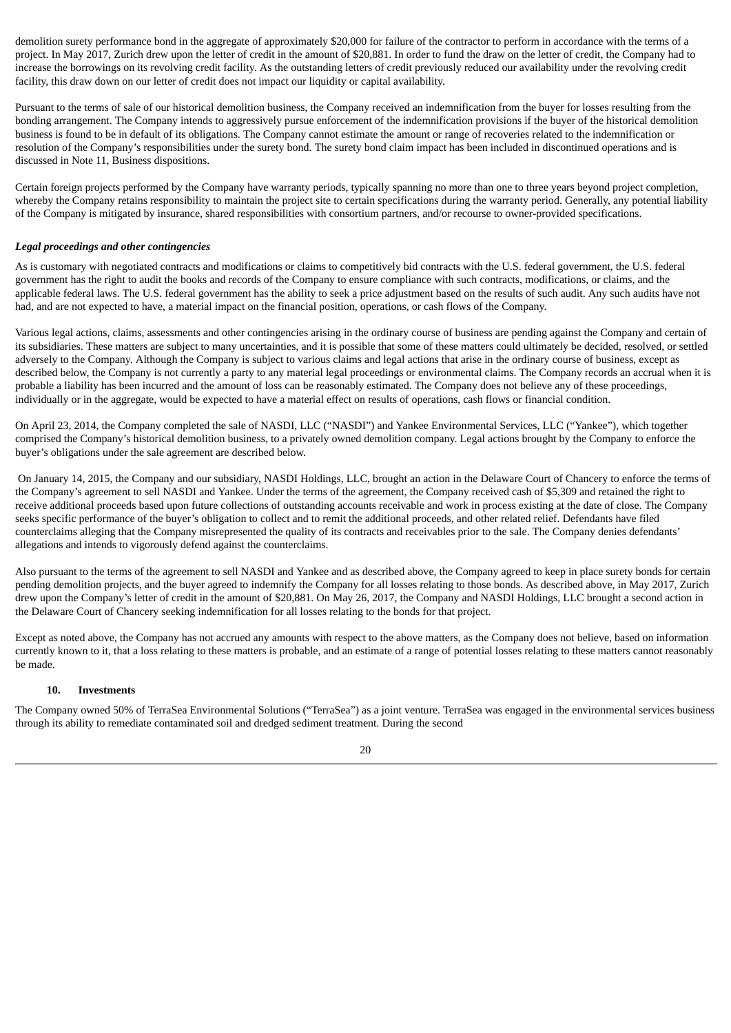demolition surety performance bond in the aggregate of approximately $20,000 for failure of the contractor to perform in accordance with the terms of a project. In May 2017, Zurich drew upon the letter of credit in the amount of $20,881. In order to fund the draw on the letter of credit, the Company had to increase the borrowings on its revolving credit facility. As the outstanding letters of credit previously reduced our availability under the revolving credit facility, this draw down on our letter of credit does not impact our liquidity or capital availability.

Pursuant to the terms of sale of our historical demolition business, the Company received an indemnification from the buyer for losses resulting from the bonding arrangement. The Company intends to aggressively pursue enforcement of the indemnification provisions if the buyer of the historical demolition business is found to be in default of its obligations. The Company cannot estimate the amount or range of recoveries related to the indemnification or resolution of the Company's responsibilities under the surety bond. The surety bond claim impact has been included in discontinued operations and is discussed in Note 11, Business dispositions.

Certain foreign projects performed by the Company have warranty periods, typically spanning no more than one to three years beyond project completion, whereby the Company retains responsibility to maintain the project site to certain specifications during the warranty period. Generally, any potential liability of the Company is mitigated by insurance, shared responsibilities with consortium partners, and/or recourse to owner-provided specifications.

***Legal proceedings and other contingencies***

As is customary with negotiated contracts and modifications or claims to competitively bid contracts with the U.S. federal government, the U.S. federal government has the right to audit the books and records of the Company to ensure compliance with such contracts, modifications, or claims, and the applicable federal laws. The U.S. federal government has the ability to seek a price adjustment based on the results of such audit. Any such audits have not had, and are not expected to have, a material impact on the financial position, operations, or cash flows of the Company.

Various legal actions, claims, assessments and other contingencies arising in the ordinary course of business are pending against the Company and certain of its subsidiaries. These matters are subject to many uncertainties, and it is possible that some of these matters could ultimately be decided, resolved, or settled adversely to the Company. Although the Company is subject to various claims and legal actions that arise in the ordinary course of business, except as described below, the Company is not currently a party to any material legal proceedings or environmental claims. The Company records an accrual when it is probable a liability has been incurred and the amount of loss can be reasonably estimated. The Company does not believe any of these proceedings, individually or in the aggregate, would be expected to have a material effect on results of operations, cash flows or financial condition.

On April 23, 2014, the Company completed the sale of NASDI, LLC ("NASDI") and Yankee Environmental Services, LLC ("Yankee"), which together comprised the Company's historical demolition business, to a privately owned demolition company. Legal actions brought by the Company to enforce the buyer's obligations under the sale agreement are described below.

On January 14, 2015, the Company and our subsidiary, NASDI Holdings, LLC, brought an action in the Delaware Court of Chancery to enforce the terms of the Company's agreement to sell NASDI and Yankee. Under the terms of the agreement, the Company received cash of $5,309 and retained the right to receive additional proceeds based upon future collections of outstanding accounts receivable and work in process existing at the date of close. The Company seeks specific performance of the buyer's obligation to collect and to remit the additional proceeds, and other related relief. Defendants have filed counterclaims alleging that the Company misrepresented the quality of its contracts and receivables prior to the sale. The Company denies defendants' allegations and intends to vigorously defend against the counterclaims.

Also pursuant to the terms of the agreement to sell NASDI and Yankee and as described above, the Company agreed to keep in place surety bonds for certain pending demolition projects, and the buyer agreed to indemnify the Company for all losses relating to those bonds. As described above, in May 2017, Zurich drew upon the Company's letter of credit in the amount of $20,881. On May 26, 2017, the Company and NASDI Holdings, LLC brought a second action in the Delaware Court of Chancery seeking indemnification for all losses relating to the bonds for that project.

Except as noted above, the Company has not accrued any amounts with respect to the above matters, as the Company does not believe, based on information currently known to it, that a loss relating to these matters is probable, and an estimate of a range of potential losses relating to these matters cannot reasonably be made.

## 10. Investments

The Company owned 50% of TerraSea Environmental Solutions ("TerraSea") as a joint venture. TerraSea was engaged in the environmental services business through its ability to remediate contaminated soil and dredged sediment treatment. During the second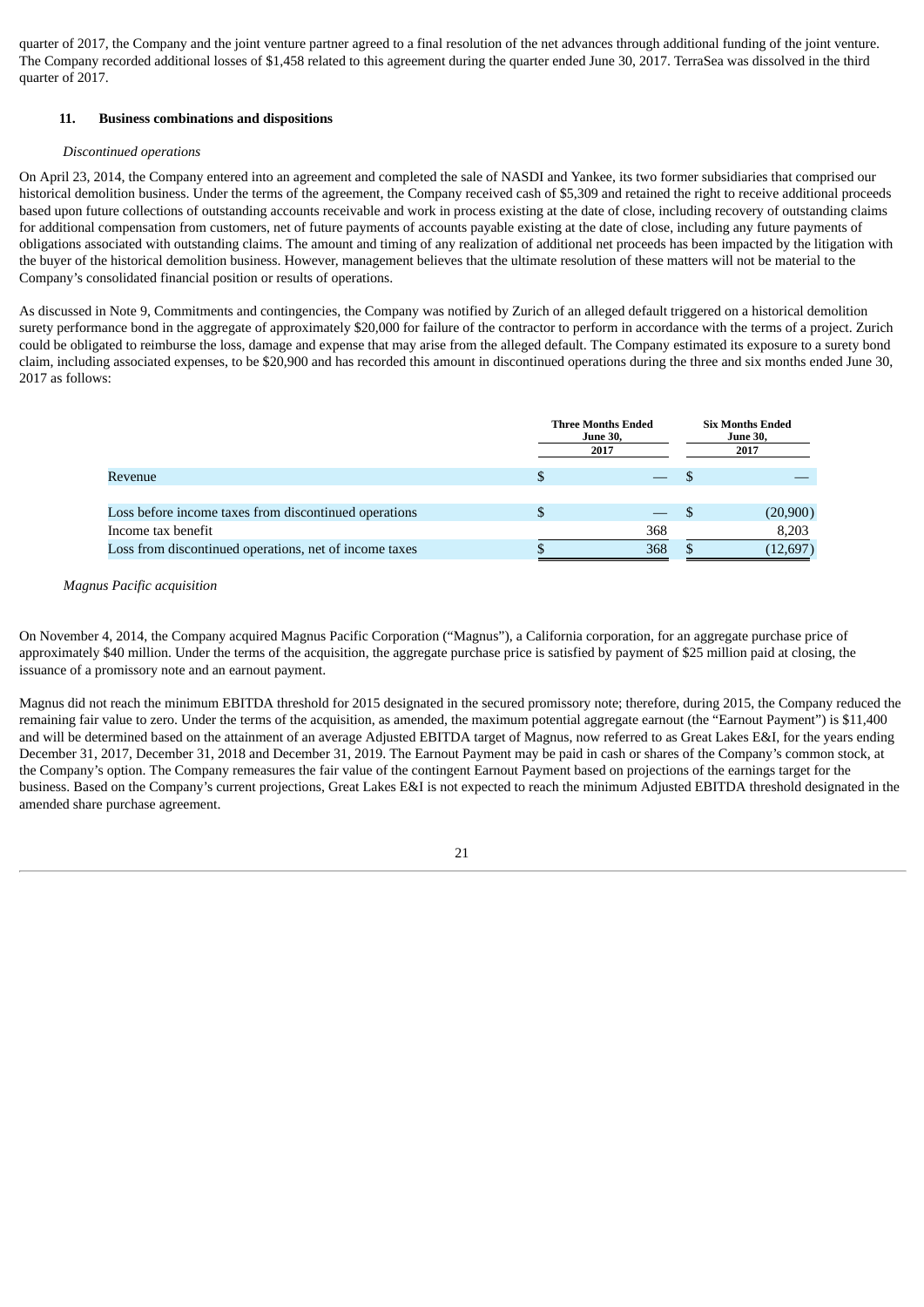quarter of 2017, the Company and the joint venture partner agreed to a final resolution of the net advances through additional funding of the joint venture. The Company recorded additional losses of $1,458 related to this agreement during the quarter ended June 30, 2017. TerraSea was dissolved in the third quarter of 2017.

## 11. Business combinations and dispositions

*Discontinued operations*

On April 23, 2014, the Company entered into an agreement and completed the sale of NASDI and Yankee, its two former subsidiaries that comprised our historical demolition business. Under the terms of the agreement, the Company received cash of $5,309 and retained the right to receive additional proceeds based upon future collections of outstanding accounts receivable and work in process existing at the date of close, including recovery of outstanding claims for additional compensation from customers, net of future payments of accounts payable existing at the date of close, including any future payments of obligations associated with outstanding claims. The amount and timing of any realization of additional net proceeds has been impacted by the litigation with the buyer of the historical demolition business. However, management believes that the ultimate resolution of these matters will not be material to the Company's consolidated financial position or results of operations.

As discussed in Note 9, Commitments and contingencies, the Company was notified by Zurich of an alleged default triggered on a historical demolition surety performance bond in the aggregate of approximately $20,000 for failure of the contractor to perform in accordance with the terms of a project. Zurich could be obligated to reimburse the loss, damage and expense that may arise from the alleged default. The Company estimated its exposure to a surety bond claim, including associated expenses, to be $20,900 and has recorded this amount in discontinued operations during the three and six months ended June 30, 2017 as follows:

| | Three Months Ended June 30, 2017 | Six Months Ended June 30, 2017 |
|---|---|---|
| Revenue | $ — | $ — |
| Loss before income taxes from discontinued operations | $ — | $ (20,900) |
| Income tax benefit | 368 | 8,203 |
| Loss from discontinued operations, net of income taxes | $ 368 | $ (12,697) |

*Magnus Pacific acquisition*

On November 4, 2014, the Company acquired Magnus Pacific Corporation ("Magnus"), a California corporation, for an aggregate purchase price of approximately $40 million. Under the terms of the acquisition, the aggregate purchase price is satisfied by payment of $25 million paid at closing, the issuance of a promissory note and an earnout payment.

Magnus did not reach the minimum EBITDA threshold for 2015 designated in the secured promissory note; therefore, during 2015, the Company reduced the remaining fair value to zero. Under the terms of the acquisition, as amended, the maximum potential aggregate earnout (the "Earnout Payment") is $11,400 and will be determined based on the attainment of an average Adjusted EBITDA target of Magnus, now referred to as Great Lakes E&I, for the years ending December 31, 2017, December 31, 2018 and December 31, 2019. The Earnout Payment may be paid in cash or shares of the Company's common stock, at the Company's option. The Company remeasures the fair value of the contingent Earnout Payment based on projections of the earnings target for the business. Based on the Company's current projections, Great Lakes E&I is not expected to reach the minimum Adjusted EBITDA threshold designated in the amended share purchase agreement.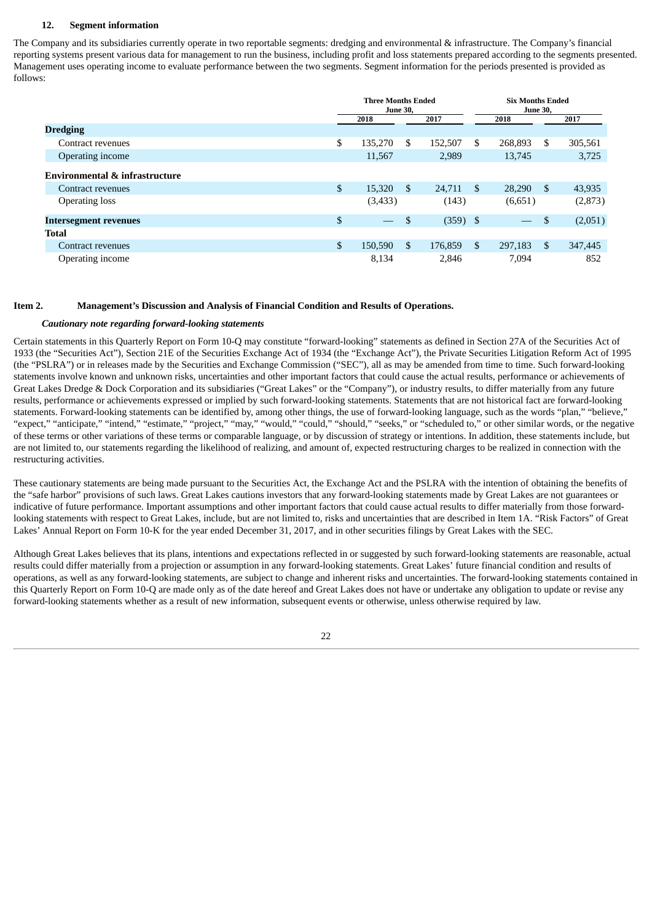### 12. Segment information

The Company and its subsidiaries currently operate in two reportable segments: dredging and environmental & infrastructure. The Company's financial reporting systems present various data for management to run the business, including profit and loss statements prepared according to the segments presented. Management uses operating income to evaluate performance between the two segments. Segment information for the periods presented is provided as follows:

| | Three Months Ended June 30, | | Six Months Ended June 30, | |
|---|---|---|---|---|
| | 2018 | 2017 | 2018 | 2017 |
| **Dredging** | | | | |
| Contract revenues | $ 135,270 | $ 152,507 | $ 268,893 | $ 305,561 |
| Operating income | 11,567 | 2,989 | 13,745 | 3,725 |
| **Environmental & infrastructure** | | | | |
| Contract revenues | $ 15,320 | $ 24,711 | $ 28,290 | $ 43,935 |
| Operating loss | (3,433) | (143) | (6,651) | (2,873) |
| **Intersegment revenues** | $ — | $ (359) | $ — | $ (2,051) |
| **Total** | | | | |
| Contract revenues | $ 150,590 | $ 176,859 | $ 297,183 | $ 347,445 |
| Operating income | 8,134 | 2,846 | 7,094 | 852 |

## Item 2. Management's Discussion and Analysis of Financial Condition and Results of Operations.

***Cautionary note regarding forward-looking statements***

Certain statements in this Quarterly Report on Form 10-Q may constitute "forward-looking" statements as defined in Section 27A of the Securities Act of 1933 (the "Securities Act"), Section 21E of the Securities Exchange Act of 1934 (the "Exchange Act"), the Private Securities Litigation Reform Act of 1995 (the "PSLRA") or in releases made by the Securities and Exchange Commission ("SEC"), all as may be amended from time to time. Such forward-looking statements involve known and unknown risks, uncertainties and other important factors that could cause the actual results, performance or achievements of Great Lakes Dredge & Dock Corporation and its subsidiaries ("Great Lakes" or the "Company"), or industry results, to differ materially from any future results, performance or achievements expressed or implied by such forward-looking statements. Statements that are not historical fact are forward-looking statements. Forward-looking statements can be identified by, among other things, the use of forward-looking language, such as the words "plan," "believe," "expect," "anticipate," "intend," "estimate," "project," "may," "would," "could," "should," "seeks," or "scheduled to," or other similar words, or the negative of these terms or other variations of these terms or comparable language, or by discussion of strategy or intentions. In addition, these statements include, but are not limited to, our statements regarding the likelihood of realizing, and amount of, expected restructuring charges to be realized in connection with the restructuring activities.

These cautionary statements are being made pursuant to the Securities Act, the Exchange Act and the PSLRA with the intention of obtaining the benefits of the "safe harbor" provisions of such laws. Great Lakes cautions investors that any forward-looking statements made by Great Lakes are not guarantees or indicative of future performance. Important assumptions and other important factors that could cause actual results to differ materially from those forward-looking statements with respect to Great Lakes, include, but are not limited to, risks and uncertainties that are described in Item 1A. "Risk Factors" of Great Lakes' Annual Report on Form 10-K for the year ended December 31, 2017, and in other securities filings by Great Lakes with the SEC.

Although Great Lakes believes that its plans, intentions and expectations reflected in or suggested by such forward-looking statements are reasonable, actual results could differ materially from a projection or assumption in any forward-looking statements. Great Lakes' future financial condition and results of operations, as well as any forward-looking statements, are subject to change and inherent risks and uncertainties. The forward-looking statements contained in this Quarterly Report on Form 10-Q are made only as of the date hereof and Great Lakes does not have or undertake any obligation to update or revise any forward-looking statements whether as a result of new information, subsequent events or otherwise, unless otherwise required by law.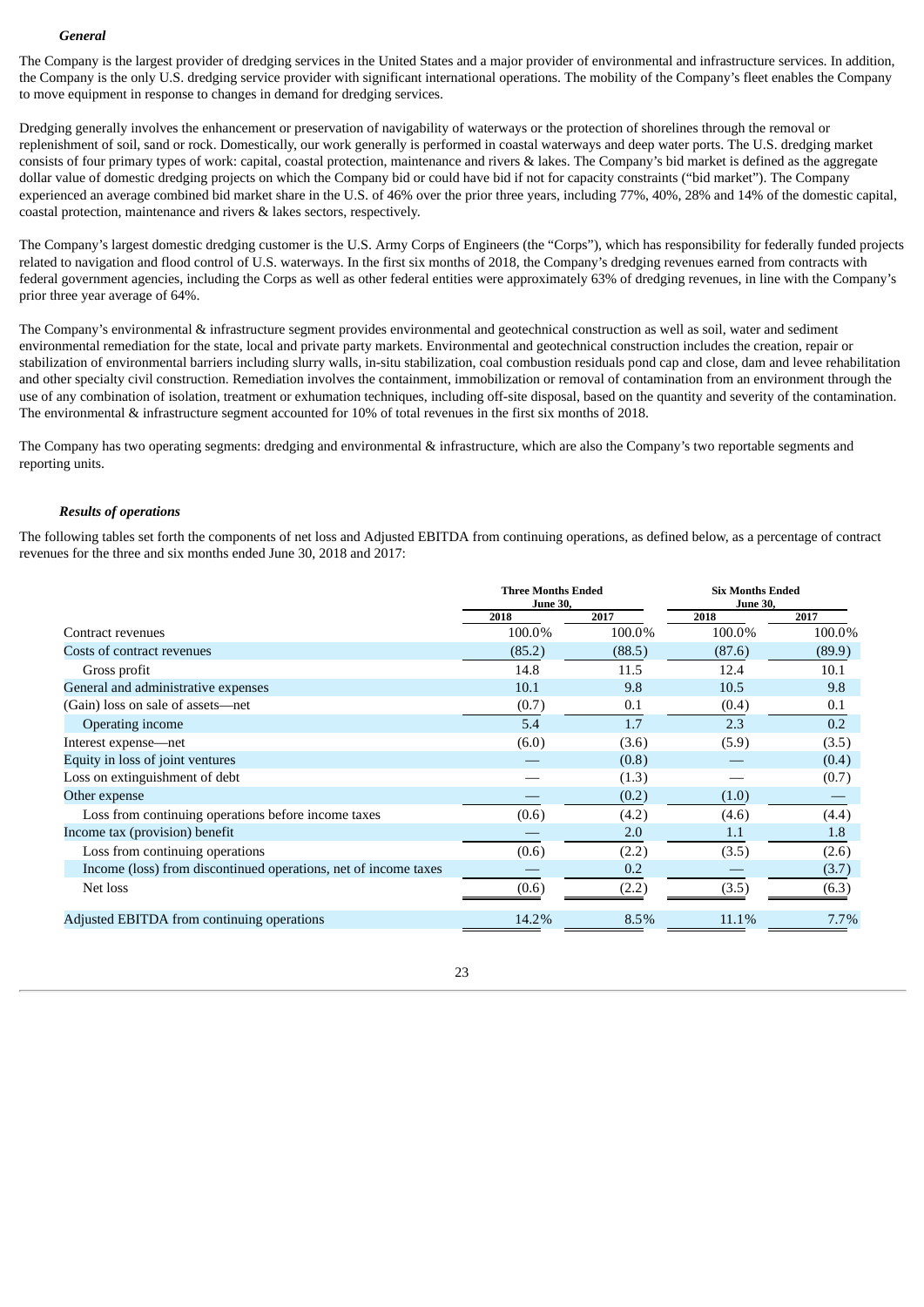### *General*

The Company is the largest provider of dredging services in the United States and a major provider of environmental and infrastructure services. In addition, the Company is the only U.S. dredging service provider with significant international operations. The mobility of the Company's fleet enables the Company to move equipment in response to changes in demand for dredging services.

Dredging generally involves the enhancement or preservation of navigability of waterways or the protection of shorelines through the removal or replenishment of soil, sand or rock. Domestically, our work generally is performed in coastal waterways and deep water ports. The U.S. dredging market consists of four primary types of work: capital, coastal protection, maintenance and rivers & lakes. The Company's bid market is defined as the aggregate dollar value of domestic dredging projects on which the Company bid or could have bid if not for capacity constraints ("bid market"). The Company experienced an average combined bid market share in the U.S. of 46% over the prior three years, including 77%, 40%, 28% and 14% of the domestic capital, coastal protection, maintenance and rivers & lakes sectors, respectively.

The Company's largest domestic dredging customer is the U.S. Army Corps of Engineers (the "Corps"), which has responsibility for federally funded projects related to navigation and flood control of U.S. waterways. In the first six months of 2018, the Company's dredging revenues earned from contracts with federal government agencies, including the Corps as well as other federal entities were approximately 63% of dredging revenues, in line with the Company's prior three year average of 64%.

The Company's environmental & infrastructure segment provides environmental and geotechnical construction as well as soil, water and sediment environmental remediation for the state, local and private party markets. Environmental and geotechnical construction includes the creation, repair or stabilization of environmental barriers including slurry walls, in-situ stabilization, coal combustion residuals pond cap and close, dam and levee rehabilitation and other specialty civil construction. Remediation involves the containment, immobilization or removal of contamination from an environment through the use of any combination of isolation, treatment or exhumation techniques, including off-site disposal, based on the quantity and severity of the contamination. The environmental & infrastructure segment accounted for 10% of total revenues in the first six months of 2018.

The Company has two operating segments: dredging and environmental & infrastructure, which are also the Company's two reportable segments and reporting units.

### *Results of operations*

The following tables set forth the components of net loss and Adjusted EBITDA from continuing operations, as defined below, as a percentage of contract revenues for the three and six months ended June 30, 2018 and 2017:

| | Three Months Ended June 30, | | Six Months Ended June 30, | |
|---|---|---|---|---|
| | 2018 | 2017 | 2018 | 2017 |
| Contract revenues | 100.0% | 100.0% | 100.0% | 100.0% |
| Costs of contract revenues | (85.2) | (88.5) | (87.6) | (89.9) |
| Gross profit | 14.8 | 11.5 | 12.4 | 10.1 |
| General and administrative expenses | 10.1 | 9.8 | 10.5 | 9.8 |
| (Gain) loss on sale of assets—net | (0.7) | 0.1 | (0.4) | 0.1 |
| Operating income | 5.4 | 1.7 | 2.3 | 0.2 |
| Interest expense—net | (6.0) | (3.6) | (5.9) | (3.5) |
| Equity in loss of joint ventures | — | (0.8) | — | (0.4) |
| Loss on extinguishment of debt | — | (1.3) | — | (0.7) |
| Other expense | — | (0.2) | (1.0) | — |
| Loss from continuing operations before income taxes | (0.6) | (4.2) | (4.6) | (4.4) |
| Income tax (provision) benefit | — | 2.0 | 1.1 | 1.8 |
| Loss from continuing operations | (0.6) | (2.2) | (3.5) | (2.6) |
| Income (loss) from discontinued operations, net of income taxes | — | 0.2 | — | (3.7) |
| Net loss | (0.6) | (2.2) | (3.5) | (6.3) |
| Adjusted EBITDA from continuing operations | 14.2% | 8.5% | 11.1% | 7.7% |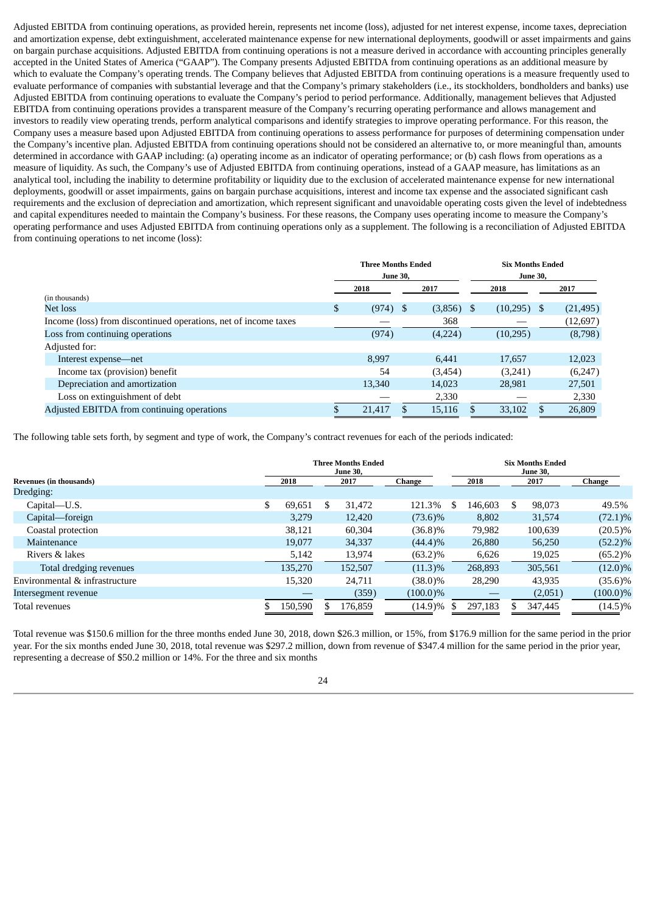Adjusted EBITDA from continuing operations, as provided herein, represents net income (loss), adjusted for net interest expense, income taxes, depreciation and amortization expense, debt extinguishment, accelerated maintenance expense for new international deployments, goodwill or asset impairments and gains on bargain purchase acquisitions. Adjusted EBITDA from continuing operations is not a measure derived in accordance with accounting principles generally accepted in the United States of America ("GAAP"). The Company presents Adjusted EBITDA from continuing operations as an additional measure by which to evaluate the Company's operating trends. The Company believes that Adjusted EBITDA from continuing operations is a measure frequently used to evaluate performance of companies with substantial leverage and that the Company's primary stakeholders (i.e., its stockholders, bondholders and banks) use Adjusted EBITDA from continuing operations to evaluate the Company's period to period performance. Additionally, management believes that Adjusted EBITDA from continuing operations provides a transparent measure of the Company's recurring operating performance and allows management and investors to readily view operating trends, perform analytical comparisons and identify strategies to improve operating performance. For this reason, the Company uses a measure based upon Adjusted EBITDA from continuing operations to assess performance for purposes of determining compensation under the Company's incentive plan. Adjusted EBITDA from continuing operations should not be considered an alternative to, or more meaningful than, amounts determined in accordance with GAAP including: (a) operating income as an indicator of operating performance; or (b) cash flows from operations as a measure of liquidity. As such, the Company's use of Adjusted EBITDA from continuing operations, instead of a GAAP measure, has limitations as an analytical tool, including the inability to determine profitability or liquidity due to the exclusion of accelerated maintenance expense for new international deployments, goodwill or asset impairments, gains on bargain purchase acquisitions, interest and income tax expense and the associated significant cash requirements and the exclusion of depreciation and amortization, which represent significant and unavoidable operating costs given the level of indebtedness and capital expenditures needed to maintain the Company's business. For these reasons, the Company uses operating income to measure the Company's operating performance and uses Adjusted EBITDA from continuing operations only as a supplement. The following is a reconciliation of Adjusted EBITDA from continuing operations to net income (loss):

| (in thousands) | Three Months Ended June 30, 2018 | Three Months Ended June 30, 2017 | Six Months Ended June 30, 2018 | Six Months Ended June 30, 2017 |
|---|---|---|---|---|
| Net loss | $ (974) | $ (3,856) | $ (10,295) | $ (21,495) |
| Income (loss) from discontinued operations, net of income taxes | — | 368 | — | (12,697) |
| Loss from continuing operations | (974) | (4,224) | (10,295) | (8,798) |
| Adjusted for: | | | | |
| Interest expense—net | 8,997 | 6,441 | 17,657 | 12,023 |
| Income tax (provision) benefit | 54 | (3,454) | (3,241) | (6,247) |
| Depreciation and amortization | 13,340 | 14,023 | 28,981 | 27,501 |
| Loss on extinguishment of debt | — | 2,330 | — | 2,330 |
| Adjusted EBITDA from continuing operations | $ 21,417 | $ 15,116 | $ 33,102 | $ 26,809 |

The following table sets forth, by segment and type of work, the Company's contract revenues for each of the periods indicated:

| Revenues (in thousands) | Three Months Ended June 30, 2018 | Three Months Ended June 30, 2017 | Change | Six Months Ended June 30, 2018 | Six Months Ended June 30, 2017 | Change |
|---|---|---|---|---|---|---|
| Dredging: | | | | | | |
| Capital—U.S. | $ 69,651 | $ 31,472 | 121.3% | $ 146,603 | $ 98,073 | 49.5% |
| Capital—foreign | 3,279 | 12,420 | (73.6)% | 8,802 | 31,574 | (72.1)% |
| Coastal protection | 38,121 | 60,304 | (36.8)% | 79,982 | 100,639 | (20.5)% |
| Maintenance | 19,077 | 34,337 | (44.4)% | 26,880 | 56,250 | (52.2)% |
| Rivers & lakes | 5,142 | 13,974 | (63.2)% | 6,626 | 19,025 | (65.2)% |
| Total dredging revenues | 135,270 | 152,507 | (11.3)% | 268,893 | 305,561 | (12.0)% |
| Environmental & infrastructure | 15,320 | 24,711 | (38.0)% | 28,290 | 43,935 | (35.6)% |
| Intersegment revenue | — | (359) | (100.0)% | — | (2,051) | (100.0)% |
| Total revenues | $ 150,590 | $ 176,859 | (14.9)% | $ 297,183 | $ 347,445 | (14.5)% |

Total revenue was $150.6 million for the three months ended June 30, 2018, down $26.3 million, or 15%, from $176.9 million for the same period in the prior year. For the six months ended June 30, 2018, total revenue was $297.2 million, down from revenue of $347.4 million for the same period in the prior year, representing a decrease of $50.2 million or 14%. For the three and six months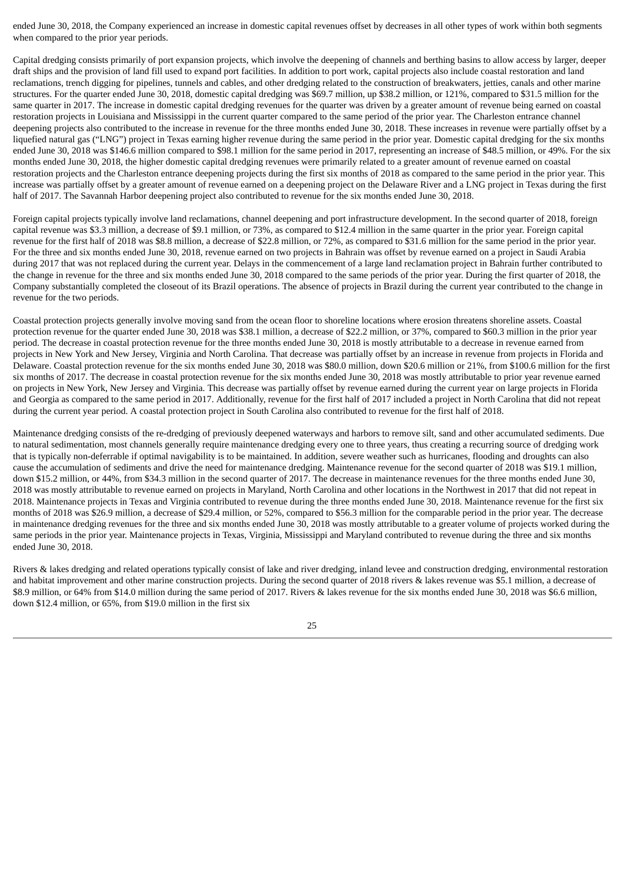ended June 30, 2018, the Company experienced an increase in domestic capital revenues offset by decreases in all other types of work within both segments when compared to the prior year periods.

Capital dredging consists primarily of port expansion projects, which involve the deepening of channels and berthing basins to allow access by larger, deeper draft ships and the provision of land fill used to expand port facilities. In addition to port work, capital projects also include coastal restoration and land reclamations, trench digging for pipelines, tunnels and cables, and other dredging related to the construction of breakwaters, jetties, canals and other marine structures. For the quarter ended June 30, 2018, domestic capital dredging was $69.7 million, up $38.2 million, or 121%, compared to $31.5 million for the same quarter in 2017. The increase in domestic capital dredging revenues for the quarter was driven by a greater amount of revenue being earned on coastal restoration projects in Louisiana and Mississippi in the current quarter compared to the same period of the prior year. The Charleston entrance channel deepening projects also contributed to the increase in revenue for the three months ended June 30, 2018. These increases in revenue were partially offset by a liquefied natural gas ("LNG") project in Texas earning higher revenue during the same period in the prior year. Domestic capital dredging for the six months ended June 30, 2018 was $146.6 million compared to $98.1 million for the same period in 2017, representing an increase of $48.5 million, or 49%. For the six months ended June 30, 2018, the higher domestic capital dredging revenues were primarily related to a greater amount of revenue earned on coastal restoration projects and the Charleston entrance deepening projects during the first six months of 2018 as compared to the same period in the prior year. This increase was partially offset by a greater amount of revenue earned on a deepening project on the Delaware River and a LNG project in Texas during the first half of 2017. The Savannah Harbor deepening project also contributed to revenue for the six months ended June 30, 2018.

Foreign capital projects typically involve land reclamations, channel deepening and port infrastructure development. In the second quarter of 2018, foreign capital revenue was $3.3 million, a decrease of $9.1 million, or 73%, as compared to $12.4 million in the same quarter in the prior year. Foreign capital revenue for the first half of 2018 was $8.8 million, a decrease of $22.8 million, or 72%, as compared to $31.6 million for the same period in the prior year. For the three and six months ended June 30, 2018, revenue earned on two projects in Bahrain was offset by revenue earned on a project in Saudi Arabia during 2017 that was not replaced during the current year. Delays in the commencement of a large land reclamation project in Bahrain further contributed to the change in revenue for the three and six months ended June 30, 2018 compared to the same periods of the prior year. During the first quarter of 2018, the Company substantially completed the closeout of its Brazil operations. The absence of projects in Brazil during the current year contributed to the change in revenue for the two periods.

Coastal protection projects generally involve moving sand from the ocean floor to shoreline locations where erosion threatens shoreline assets. Coastal protection revenue for the quarter ended June 30, 2018 was $38.1 million, a decrease of $22.2 million, or 37%, compared to $60.3 million in the prior year period. The decrease in coastal protection revenue for the three months ended June 30, 2018 is mostly attributable to a decrease in revenue earned from projects in New York and New Jersey, Virginia and North Carolina. That decrease was partially offset by an increase in revenue from projects in Florida and Delaware. Coastal protection revenue for the six months ended June 30, 2018 was $80.0 million, down $20.6 million or 21%, from $100.6 million for the first six months of 2017. The decrease in coastal protection revenue for the six months ended June 30, 2018 was mostly attributable to prior year revenue earned on projects in New York, New Jersey and Virginia. This decrease was partially offset by revenue earned during the current year on large projects in Florida and Georgia as compared to the same period in 2017. Additionally, revenue for the first half of 2017 included a project in North Carolina that did not repeat during the current year period. A coastal protection project in South Carolina also contributed to revenue for the first half of 2018.

Maintenance dredging consists of the re-dredging of previously deepened waterways and harbors to remove silt, sand and other accumulated sediments. Due to natural sedimentation, most channels generally require maintenance dredging every one to three years, thus creating a recurring source of dredging work that is typically non-deferrable if optimal navigability is to be maintained. In addition, severe weather such as hurricanes, flooding and droughts can also cause the accumulation of sediments and drive the need for maintenance dredging. Maintenance revenue for the second quarter of 2018 was $19.1 million, down $15.2 million, or 44%, from $34.3 million in the second quarter of 2017. The decrease in maintenance revenues for the three months ended June 30, 2018 was mostly attributable to revenue earned on projects in Maryland, North Carolina and other locations in the Northwest in 2017 that did not repeat in 2018. Maintenance projects in Texas and Virginia contributed to revenue during the three months ended June 30, 2018. Maintenance revenue for the first six months of 2018 was $26.9 million, a decrease of $29.4 million, or 52%, compared to $56.3 million for the comparable period in the prior year. The decrease in maintenance dredging revenues for the three and six months ended June 30, 2018 was mostly attributable to a greater volume of projects worked during the same periods in the prior year. Maintenance projects in Texas, Virginia, Mississippi and Maryland contributed to revenue during the three and six months ended June 30, 2018.

Rivers & lakes dredging and related operations typically consist of lake and river dredging, inland levee and construction dredging, environmental restoration and habitat improvement and other marine construction projects. During the second quarter of 2018 rivers & lakes revenue was $5.1 million, a decrease of $8.9 million, or 64% from $14.0 million during the same period of 2017. Rivers & lakes revenue for the six months ended June 30, 2018 was $6.6 million, down $12.4 million, or 65%, from $19.0 million in the first six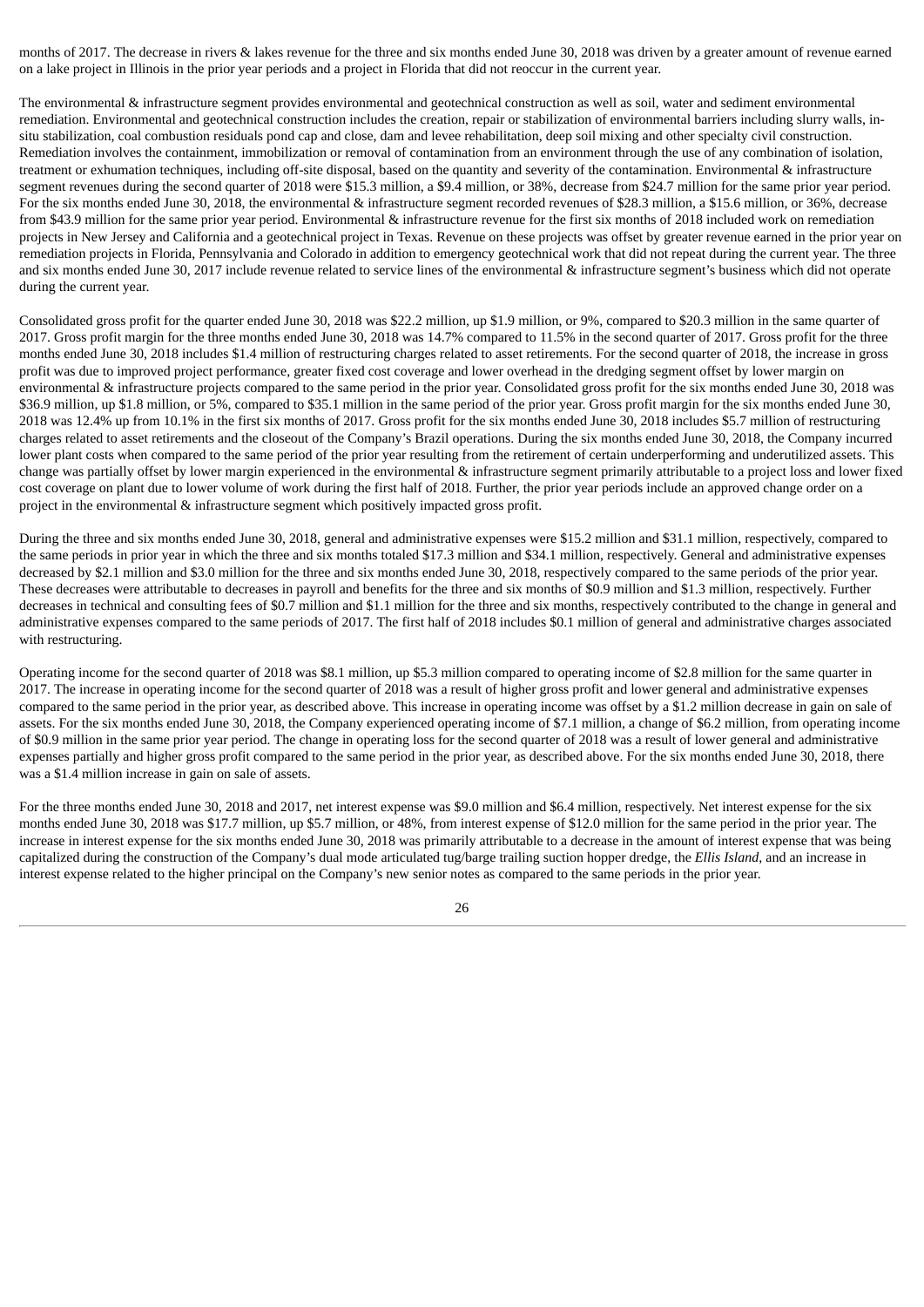months of 2017. The decrease in rivers & lakes revenue for the three and six months ended June 30, 2018 was driven by a greater amount of revenue earned on a lake project in Illinois in the prior year periods and a project in Florida that did not reoccur in the current year.

The environmental & infrastructure segment provides environmental and geotechnical construction as well as soil, water and sediment environmental remediation. Environmental and geotechnical construction includes the creation, repair or stabilization of environmental barriers including slurry walls, in-situ stabilization, coal combustion residuals pond cap and close, dam and levee rehabilitation, deep soil mixing and other specialty civil construction. Remediation involves the containment, immobilization or removal of contamination from an environment through the use of any combination of isolation, treatment or exhumation techniques, including off-site disposal, based on the quantity and severity of the contamination. Environmental & infrastructure segment revenues during the second quarter of 2018 were $15.3 million, a $9.4 million, or 38%, decrease from $24.7 million for the same prior year period. For the six months ended June 30, 2018, the environmental & infrastructure segment recorded revenues of $28.3 million, a $15.6 million, or 36%, decrease from $43.9 million for the same prior year period. Environmental & infrastructure revenue for the first six months of 2018 included work on remediation projects in New Jersey and California and a geotechnical project in Texas. Revenue on these projects was offset by greater revenue earned in the prior year on remediation projects in Florida, Pennsylvania and Colorado in addition to emergency geotechnical work that did not repeat during the current year. The three and six months ended June 30, 2017 include revenue related to service lines of the environmental & infrastructure segment's business which did not operate during the current year.

Consolidated gross profit for the quarter ended June 30, 2018 was $22.2 million, up $1.9 million, or 9%, compared to $20.3 million in the same quarter of 2017. Gross profit margin for the three months ended June 30, 2018 was 14.7% compared to 11.5% in the second quarter of 2017. Gross profit for the three months ended June 30, 2018 includes $1.4 million of restructuring charges related to asset retirements. For the second quarter of 2018, the increase in gross profit was due to improved project performance, greater fixed cost coverage and lower overhead in the dredging segment offset by lower margin on environmental & infrastructure projects compared to the same period in the prior year. Consolidated gross profit for the six months ended June 30, 2018 was $36.9 million, up $1.8 million, or 5%, compared to $35.1 million in the same period of the prior year. Gross profit margin for the six months ended June 30, 2018 was 12.4% up from 10.1% in the first six months of 2017. Gross profit for the six months ended June 30, 2018 includes $5.7 million of restructuring charges related to asset retirements and the closeout of the Company's Brazil operations. During the six months ended June 30, 2018, the Company incurred lower plant costs when compared to the same period of the prior year resulting from the retirement of certain underperforming and underutilized assets. This change was partially offset by lower margin experienced in the environmental & infrastructure segment primarily attributable to a project loss and lower fixed cost coverage on plant due to lower volume of work during the first half of 2018. Further, the prior year periods include an approved change order on a project in the environmental & infrastructure segment which positively impacted gross profit.

During the three and six months ended June 30, 2018, general and administrative expenses were $15.2 million and $31.1 million, respectively, compared to the same periods in prior year in which the three and six months totaled $17.3 million and $34.1 million, respectively. General and administrative expenses decreased by $2.1 million and $3.0 million for the three and six months ended June 30, 2018, respectively compared to the same periods of the prior year. These decreases were attributable to decreases in payroll and benefits for the three and six months of $0.9 million and $1.3 million, respectively. Further decreases in technical and consulting fees of $0.7 million and $1.1 million for the three and six months, respectively contributed to the change in general and administrative expenses compared to the same periods of 2017. The first half of 2018 includes $0.1 million of general and administrative charges associated with restructuring.

Operating income for the second quarter of 2018 was $8.1 million, up $5.3 million compared to operating income of $2.8 million for the same quarter in 2017. The increase in operating income for the second quarter of 2018 was a result of higher gross profit and lower general and administrative expenses compared to the same period in the prior year, as described above. This increase in operating income was offset by a $1.2 million decrease in gain on sale of assets. For the six months ended June 30, 2018, the Company experienced operating income of $7.1 million, a change of $6.2 million, from operating income of $0.9 million in the same prior year period. The change in operating loss for the second quarter of 2018 was a result of lower general and administrative expenses partially and higher gross profit compared to the same period in the prior year, as described above. For the six months ended June 30, 2018, there was a $1.4 million increase in gain on sale of assets.

For the three months ended June 30, 2018 and 2017, net interest expense was $9.0 million and $6.4 million, respectively. Net interest expense for the six months ended June 30, 2018 was $17.7 million, up $5.7 million, or 48%, from interest expense of $12.0 million for the same period in the prior year. The increase in interest expense for the six months ended June 30, 2018 was primarily attributable to a decrease in the amount of interest expense that was being capitalized during the construction of the Company's dual mode articulated tug/barge trailing suction hopper dredge, the *Ellis Island*, and an increase in interest expense related to the higher principal on the Company's new senior notes as compared to the same periods in the prior year.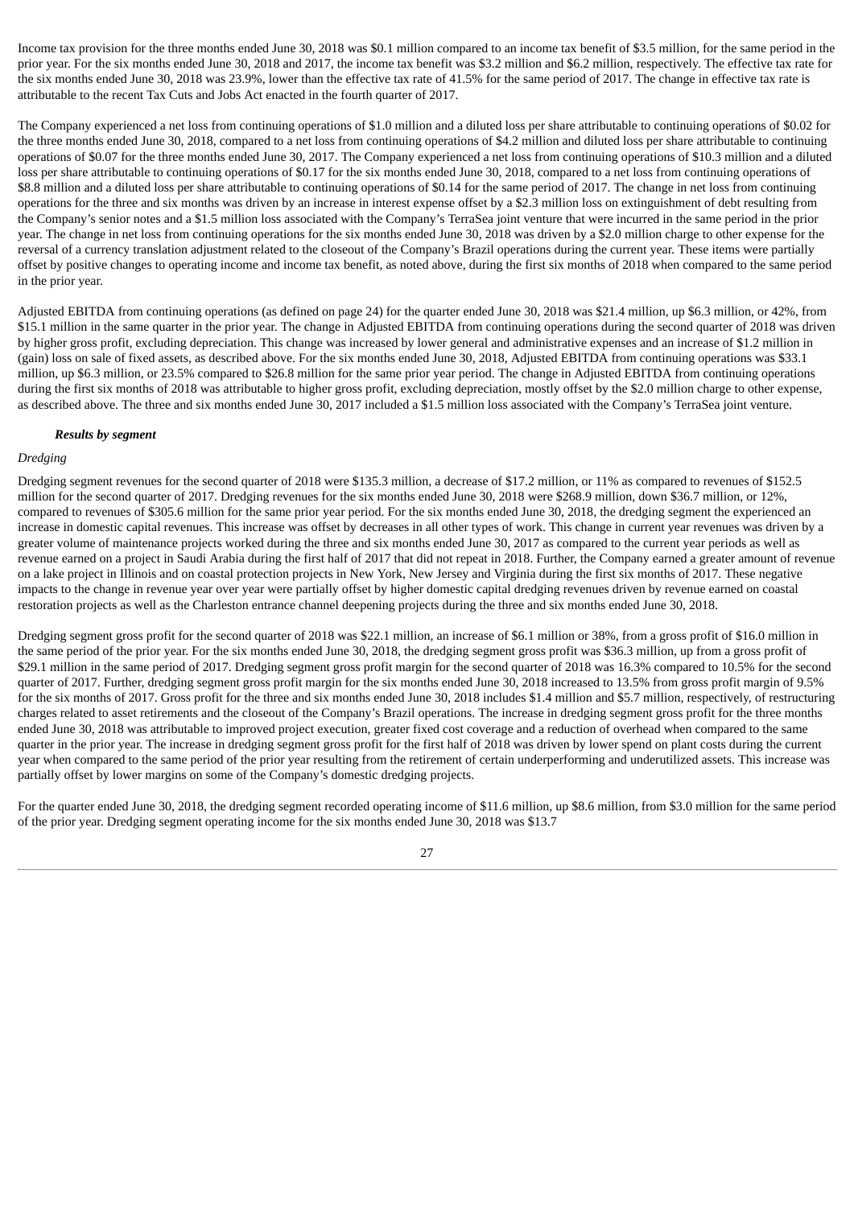Income tax provision for the three months ended June 30, 2018 was $0.1 million compared to an income tax benefit of $3.5 million, for the same period in the prior year. For the six months ended June 30, 2018 and 2017, the income tax benefit was $3.2 million and $6.2 million, respectively. The effective tax rate for the six months ended June 30, 2018 was 23.9%, lower than the effective tax rate of 41.5% for the same period of 2017. The change in effective tax rate is attributable to the recent Tax Cuts and Jobs Act enacted in the fourth quarter of 2017.

The Company experienced a net loss from continuing operations of $1.0 million and a diluted loss per share attributable to continuing operations of $0.02 for the three months ended June 30, 2018, compared to a net loss from continuing operations of $4.2 million and diluted loss per share attributable to continuing operations of $0.07 for the three months ended June 30, 2017. The Company experienced a net loss from continuing operations of $10.3 million and a diluted loss per share attributable to continuing operations of $0.17 for the six months ended June 30, 2018, compared to a net loss from continuing operations of $8.8 million and a diluted loss per share attributable to continuing operations of $0.14 for the same period of 2017. The change in net loss from continuing operations for the three and six months was driven by an increase in interest expense offset by a $2.3 million loss on extinguishment of debt resulting from the Company's senior notes and a $1.5 million loss associated with the Company's TerraSea joint venture that were incurred in the same period in the prior year. The change in net loss from continuing operations for the six months ended June 30, 2018 was driven by a $2.0 million charge to other expense for the reversal of a currency translation adjustment related to the closeout of the Company's Brazil operations during the current year. These items were partially offset by positive changes to operating income and income tax benefit, as noted above, during the first six months of 2018 when compared to the same period in the prior year.

Adjusted EBITDA from continuing operations (as defined on page 24) for the quarter ended June 30, 2018 was $21.4 million, up $6.3 million, or 42%, from $15.1 million in the same quarter in the prior year. The change in Adjusted EBITDA from continuing operations during the second quarter of 2018 was driven by higher gross profit, excluding depreciation. This change was increased by lower general and administrative expenses and an increase of $1.2 million in (gain) loss on sale of fixed assets, as described above. For the six months ended June 30, 2018, Adjusted EBITDA from continuing operations was $33.1 million, up $6.3 million, or 23.5% compared to $26.8 million for the same prior year period. The change in Adjusted EBITDA from continuing operations during the first six months of 2018 was attributable to higher gross profit, excluding depreciation, mostly offset by the $2.0 million charge to other expense, as described above. The three and six months ended June 30, 2017 included a $1.5 million loss associated with the Company's TerraSea joint venture.

***Results by segment***

*Dredging*

Dredging segment revenues for the second quarter of 2018 were $135.3 million, a decrease of $17.2 million, or 11% as compared to revenues of $152.5 million for the second quarter of 2017. Dredging revenues for the six months ended June 30, 2018 were $268.9 million, down $36.7 million, or 12%, compared to revenues of $305.6 million for the same prior year period. For the six months ended June 30, 2018, the dredging segment the experienced an increase in domestic capital revenues. This increase was offset by decreases in all other types of work. This change in current year revenues was driven by a greater volume of maintenance projects worked during the three and six months ended June 30, 2017 as compared to the current year periods as well as revenue earned on a project in Saudi Arabia during the first half of 2017 that did not repeat in 2018. Further, the Company earned a greater amount of revenue on a lake project in Illinois and on coastal protection projects in New York, New Jersey and Virginia during the first six months of 2017. These negative impacts to the change in revenue year over year were partially offset by higher domestic capital dredging revenues driven by revenue earned on coastal restoration projects as well as the Charleston entrance channel deepening projects during the three and six months ended June 30, 2018.

Dredging segment gross profit for the second quarter of 2018 was $22.1 million, an increase of $6.1 million or 38%, from a gross profit of $16.0 million in the same period of the prior year. For the six months ended June 30, 2018, the dredging segment gross profit was $36.3 million, up from a gross profit of $29.1 million in the same period of 2017. Dredging segment gross profit margin for the second quarter of 2018 was 16.3% compared to 10.5% for the second quarter of 2017. Further, dredging segment gross profit margin for the six months ended June 30, 2018 increased to 13.5% from gross profit margin of 9.5% for the six months of 2017. Gross profit for the three and six months ended June 30, 2018 includes $1.4 million and $5.7 million, respectively, of restructuring charges related to asset retirements and the closeout of the Company's Brazil operations. The increase in dredging segment gross profit for the three months ended June 30, 2018 was attributable to improved project execution, greater fixed cost coverage and a reduction of overhead when compared to the same quarter in the prior year. The increase in dredging segment gross profit for the first half of 2018 was driven by lower spend on plant costs during the current year when compared to the same period of the prior year resulting from the retirement of certain underperforming and underutilized assets. This increase was partially offset by lower margins on some of the Company's domestic dredging projects.

For the quarter ended June 30, 2018, the dredging segment recorded operating income of $11.6 million, up $8.6 million, from $3.0 million for the same period of the prior year. Dredging segment operating income for the six months ended June 30, 2018 was $13.7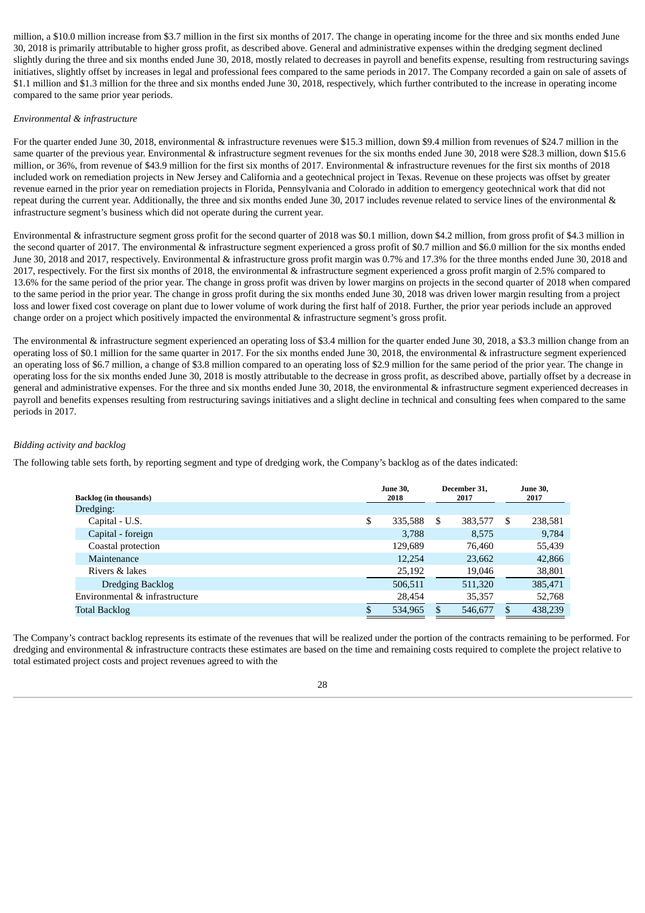million, a $10.0 million increase from $3.7 million in the first six months of 2017. The change in operating income for the three and six months ended June 30, 2018 is primarily attributable to higher gross profit, as described above. General and administrative expenses within the dredging segment declined slightly during the three and six months ended June 30, 2018, mostly related to decreases in payroll and benefits expense, resulting from restructuring savings initiatives, slightly offset by increases in legal and professional fees compared to the same periods in 2017. The Company recorded a gain on sale of assets of $1.1 million and $1.3 million for the three and six months ended June 30, 2018, respectively, which further contributed to the increase in operating income compared to the same prior year periods.

*Environmental & infrastructure*

For the quarter ended June 30, 2018, environmental & infrastructure revenues were $15.3 million, down $9.4 million from revenues of $24.7 million in the same quarter of the previous year. Environmental & infrastructure segment revenues for the six months ended June 30, 2018 were $28.3 million, down $15.6 million, or 36%, from revenue of $43.9 million for the first six months of 2017. Environmental & infrastructure revenues for the first six months of 2018 included work on remediation projects in New Jersey and California and a geotechnical project in Texas. Revenue on these projects was offset by greater revenue earned in the prior year on remediation projects in Florida, Pennsylvania and Colorado in addition to emergency geotechnical work that did not repeat during the current year. Additionally, the three and six months ended June 30, 2017 includes revenue related to service lines of the environmental & infrastructure segment's business which did not operate during the current year.

Environmental & infrastructure segment gross profit for the second quarter of 2018 was $0.1 million, down $4.2 million, from gross profit of $4.3 million in the second quarter of 2017. The environmental & infrastructure segment experienced a gross profit of $0.7 million and $6.0 million for the six months ended June 30, 2018 and 2017, respectively. Environmental & infrastructure gross profit margin was 0.7% and 17.3% for the three months ended June 30, 2018 and 2017, respectively. For the first six months of 2018, the environmental & infrastructure segment experienced a gross profit margin of 2.5% compared to 13.6% for the same period of the prior year. The change in gross profit was driven by lower margins on projects in the second quarter of 2018 when compared to the same period in the prior year. The change in gross profit during the six months ended June 30, 2018 was driven lower margin resulting from a project loss and lower fixed cost coverage on plant due to lower volume of work during the first half of 2018. Further, the prior year periods include an approved change order on a project which positively impacted the environmental & infrastructure segment's gross profit.

The environmental & infrastructure segment experienced an operating loss of $3.4 million for the quarter ended June 30, 2018, a $3.3 million change from an operating loss of $0.1 million for the same quarter in 2017. For the six months ended June 30, 2018, the environmental & infrastructure segment experienced an operating loss of $6.7 million, a change of $3.8 million compared to an operating loss of $2.9 million for the same period of the prior year. The change in operating loss for the six months ended June 30, 2018 is mostly attributable to the decrease in gross profit, as described above, partially offset by a decrease in general and administrative expenses. For the three and six months ended June 30, 2018, the environmental & infrastructure segment experienced decreases in payroll and benefits expenses resulting from restructuring savings initiatives and a slight decline in technical and consulting fees when compared to the same periods in 2017.

*Bidding activity and backlog*

The following table sets forth, by reporting segment and type of dredging work, the Company's backlog as of the dates indicated:

| Backlog (in thousands) | June 30, 2018 | December 31, 2017 | June 30, 2017 |
|---|---|---|---|
| Dredging: | | | |
| Capital - U.S. | $ 335,588 | $ 383,577 | $ 238,581 |
| Capital - foreign | 3,788 | 8,575 | 9,784 |
| Coastal protection | 129,689 | 76,460 | 55,439 |
| Maintenance | 12,254 | 23,662 | 42,866 |
| Rivers & lakes | 25,192 | 19,046 | 38,801 |
| Dredging Backlog | 506,511 | 511,320 | 385,471 |
| Environmental & infrastructure | 28,454 | 35,357 | 52,768 |
| Total Backlog | $ 534,965 | $ 546,677 | $ 438,239 |

The Company's contract backlog represents its estimate of the revenues that will be realized under the portion of the contracts remaining to be performed. For dredging and environmental & infrastructure contracts these estimates are based on the time and remaining costs required to complete the project relative to total estimated project costs and project revenues agreed to with the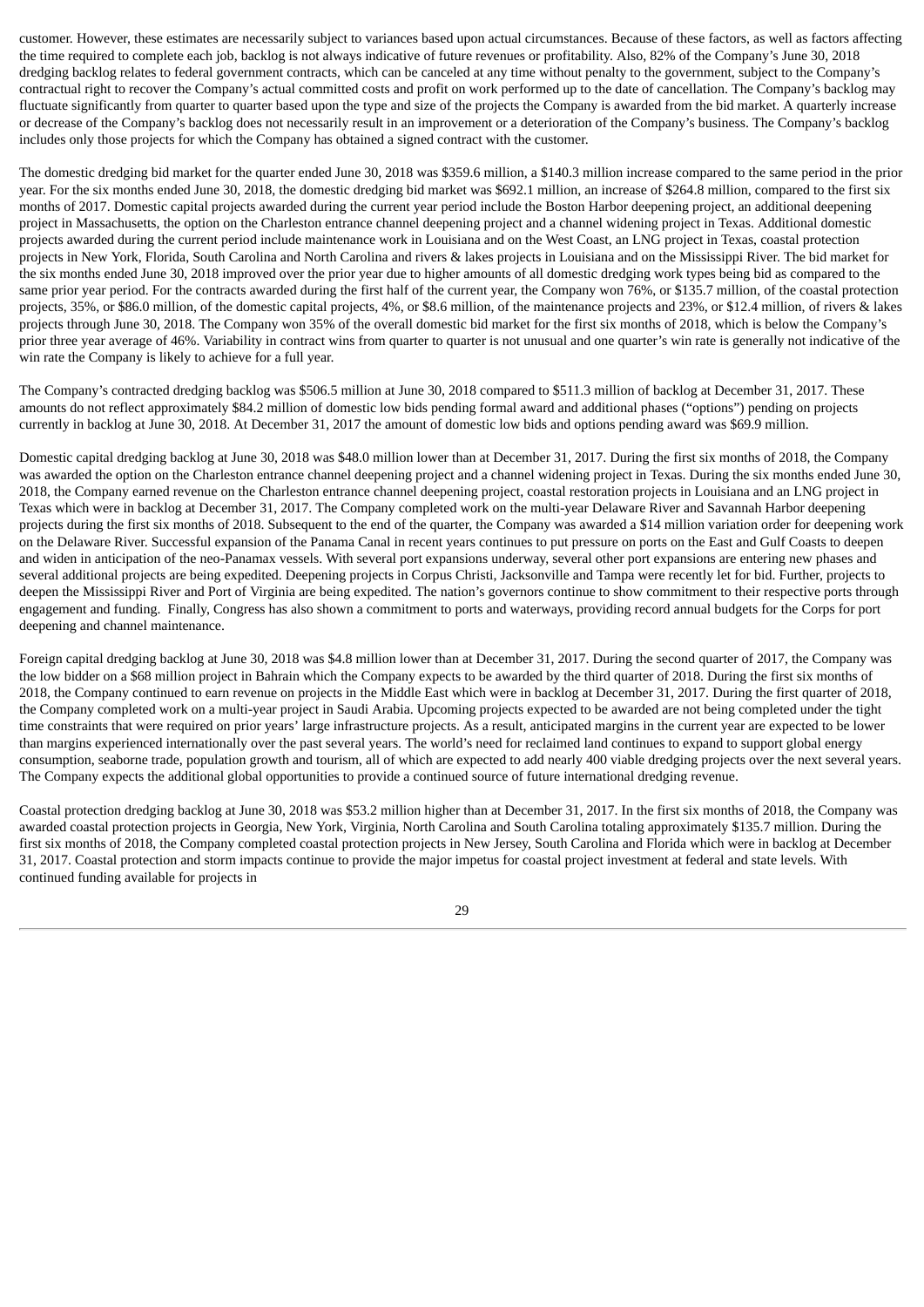customer. However, these estimates are necessarily subject to variances based upon actual circumstances. Because of these factors, as well as factors affecting the time required to complete each job, backlog is not always indicative of future revenues or profitability. Also, 82% of the Company's June 30, 2018 dredging backlog relates to federal government contracts, which can be canceled at any time without penalty to the government, subject to the Company's contractual right to recover the Company's actual committed costs and profit on work performed up to the date of cancellation. The Company's backlog may fluctuate significantly from quarter to quarter based upon the type and size of the projects the Company is awarded from the bid market. A quarterly increase or decrease of the Company's backlog does not necessarily result in an improvement or a deterioration of the Company's business. The Company's backlog includes only those projects for which the Company has obtained a signed contract with the customer.

The domestic dredging bid market for the quarter ended June 30, 2018 was $359.6 million, a $140.3 million increase compared to the same period in the prior year. For the six months ended June 30, 2018, the domestic dredging bid market was $692.1 million, an increase of $264.8 million, compared to the first six months of 2017. Domestic capital projects awarded during the current year period include the Boston Harbor deepening project, an additional deepening project in Massachusetts, the option on the Charleston entrance channel deepening project and a channel widening project in Texas. Additional domestic projects awarded during the current period include maintenance work in Louisiana and on the West Coast, an LNG project in Texas, coastal protection projects in New York, Florida, South Carolina and North Carolina and rivers & lakes projects in Louisiana and on the Mississippi River. The bid market for the six months ended June 30, 2018 improved over the prior year due to higher amounts of all domestic dredging work types being bid as compared to the same prior year period. For the contracts awarded during the first half of the current year, the Company won 76%, or $135.7 million, of the coastal protection projects, 35%, or $86.0 million, of the domestic capital projects, 4%, or $8.6 million, of the maintenance projects and 23%, or $12.4 million, of rivers & lakes projects through June 30, 2018. The Company won 35% of the overall domestic bid market for the first six months of 2018, which is below the Company's prior three year average of 46%. Variability in contract wins from quarter to quarter is not unusual and one quarter's win rate is generally not indicative of the win rate the Company is likely to achieve for a full year.

The Company's contracted dredging backlog was $506.5 million at June 30, 2018 compared to $511.3 million of backlog at December 31, 2017. These amounts do not reflect approximately $84.2 million of domestic low bids pending formal award and additional phases ("options") pending on projects currently in backlog at June 30, 2018. At December 31, 2017 the amount of domestic low bids and options pending award was $69.9 million.

Domestic capital dredging backlog at June 30, 2018 was $48.0 million lower than at December 31, 2017. During the first six months of 2018, the Company was awarded the option on the Charleston entrance channel deepening project and a channel widening project in Texas. During the six months ended June 30, 2018, the Company earned revenue on the Charleston entrance channel deepening project, coastal restoration projects in Louisiana and an LNG project in Texas which were in backlog at December 31, 2017. The Company completed work on the multi-year Delaware River and Savannah Harbor deepening projects during the first six months of 2018. Subsequent to the end of the quarter, the Company was awarded a $14 million variation order for deepening work on the Delaware River. Successful expansion of the Panama Canal in recent years continues to put pressure on ports on the East and Gulf Coasts to deepen and widen in anticipation of the neo-Panamax vessels. With several port expansions underway, several other port expansions are entering new phases and several additional projects are being expedited. Deepening projects in Corpus Christi, Jacksonville and Tampa were recently let for bid. Further, projects to deepen the Mississippi River and Port of Virginia are being expedited. The nation's governors continue to show commitment to their respective ports through engagement and funding. Finally, Congress has also shown a commitment to ports and waterways, providing record annual budgets for the Corps for port deepening and channel maintenance.

Foreign capital dredging backlog at June 30, 2018 was $4.8 million lower than at December 31, 2017. During the second quarter of 2017, the Company was the low bidder on a $68 million project in Bahrain which the Company expects to be awarded by the third quarter of 2018. During the first six months of 2018, the Company continued to earn revenue on projects in the Middle East which were in backlog at December 31, 2017. During the first quarter of 2018, the Company completed work on a multi-year project in Saudi Arabia. Upcoming projects expected to be awarded are not being completed under the tight time constraints that were required on prior years' large infrastructure projects. As a result, anticipated margins in the current year are expected to be lower than margins experienced internationally over the past several years. The world's need for reclaimed land continues to expand to support global energy consumption, seaborne trade, population growth and tourism, all of which are expected to add nearly 400 viable dredging projects over the next several years. The Company expects the additional global opportunities to provide a continued source of future international dredging revenue.

Coastal protection dredging backlog at June 30, 2018 was $53.2 million higher than at December 31, 2017. In the first six months of 2018, the Company was awarded coastal protection projects in Georgia, New York, Virginia, North Carolina and South Carolina totaling approximately $135.7 million. During the first six months of 2018, the Company completed coastal protection projects in New Jersey, South Carolina and Florida which were in backlog at December 31, 2017. Coastal protection and storm impacts continue to provide the major impetus for coastal project investment at federal and state levels. With continued funding available for projects in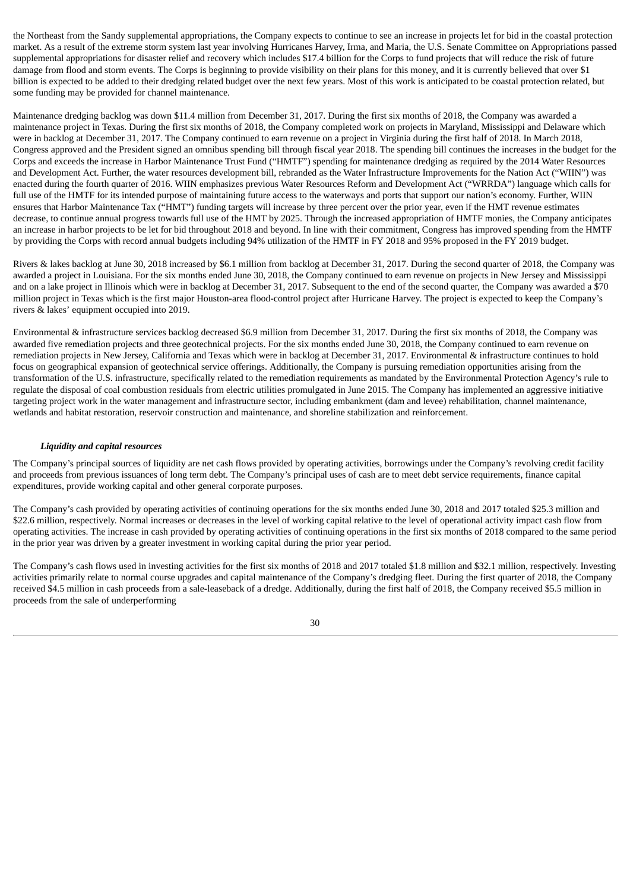the Northeast from the Sandy supplemental appropriations, the Company expects to continue to see an increase in projects let for bid in the coastal protection market. As a result of the extreme storm system last year involving Hurricanes Harvey, Irma, and Maria, the U.S. Senate Committee on Appropriations passed supplemental appropriations for disaster relief and recovery which includes $17.4 billion for the Corps to fund projects that will reduce the risk of future damage from flood and storm events. The Corps is beginning to provide visibility on their plans for this money, and it is currently believed that over $1 billion is expected to be added to their dredging related budget over the next few years. Most of this work is anticipated to be coastal protection related, but some funding may be provided for channel maintenance.

Maintenance dredging backlog was down $11.4 million from December 31, 2017. During the first six months of 2018, the Company was awarded a maintenance project in Texas. During the first six months of 2018, the Company completed work on projects in Maryland, Mississippi and Delaware which were in backlog at December 31, 2017. The Company continued to earn revenue on a project in Virginia during the first half of 2018. In March 2018, Congress approved and the President signed an omnibus spending bill through fiscal year 2018. The spending bill continues the increases in the budget for the Corps and exceeds the increase in Harbor Maintenance Trust Fund ("HMTF") spending for maintenance dredging as required by the 2014 Water Resources and Development Act. Further, the water resources development bill, rebranded as the Water Infrastructure Improvements for the Nation Act ("WIIN") was enacted during the fourth quarter of 2016. WIIN emphasizes previous Water Resources Reform and Development Act ("WRRDA") language which calls for full use of the HMTF for its intended purpose of maintaining future access to the waterways and ports that support our nation's economy. Further, WIIN ensures that Harbor Maintenance Tax ("HMT") funding targets will increase by three percent over the prior year, even if the HMT revenue estimates decrease, to continue annual progress towards full use of the HMT by 2025. Through the increased appropriation of HMTF monies, the Company anticipates an increase in harbor projects to be let for bid throughout 2018 and beyond. In line with their commitment, Congress has improved spending from the HMTF by providing the Corps with record annual budgets including 94% utilization of the HMTF in FY 2018 and 95% proposed in the FY 2019 budget.

Rivers & lakes backlog at June 30, 2018 increased by $6.1 million from backlog at December 31, 2017. During the second quarter of 2018, the Company was awarded a project in Louisiana. For the six months ended June 30, 2018, the Company continued to earn revenue on projects in New Jersey and Mississippi and on a lake project in Illinois which were in backlog at December 31, 2017. Subsequent to the end of the second quarter, the Company was awarded a $70 million project in Texas which is the first major Houston-area flood-control project after Hurricane Harvey. The project is expected to keep the Company's rivers & lakes' equipment occupied into 2019.

Environmental & infrastructure services backlog decreased $6.9 million from December 31, 2017. During the first six months of 2018, the Company was awarded five remediation projects and three geotechnical projects. For the six months ended June 30, 2018, the Company continued to earn revenue on remediation projects in New Jersey, California and Texas which were in backlog at December 31, 2017. Environmental & infrastructure continues to hold focus on geographical expansion of geotechnical service offerings. Additionally, the Company is pursuing remediation opportunities arising from the transformation of the U.S. infrastructure, specifically related to the remediation requirements as mandated by the Environmental Protection Agency's rule to regulate the disposal of coal combustion residuals from electric utilities promulgated in June 2015. The Company has implemented an aggressive initiative targeting project work in the water management and infrastructure sector, including embankment (dam and levee) rehabilitation, channel maintenance, wetlands and habitat restoration, reservoir construction and maintenance, and shoreline stabilization and reinforcement.

***Liquidity and capital resources***

The Company's principal sources of liquidity are net cash flows provided by operating activities, borrowings under the Company's revolving credit facility and proceeds from previous issuances of long term debt. The Company's principal uses of cash are to meet debt service requirements, finance capital expenditures, provide working capital and other general corporate purposes.

The Company's cash provided by operating activities of continuing operations for the six months ended June 30, 2018 and 2017 totaled $25.3 million and $22.6 million, respectively. Normal increases or decreases in the level of working capital relative to the level of operational activity impact cash flow from operating activities. The increase in cash provided by operating activities of continuing operations in the first six months of 2018 compared to the same period in the prior year was driven by a greater investment in working capital during the prior year period.

The Company's cash flows used in investing activities for the first six months of 2018 and 2017 totaled $1.8 million and $32.1 million, respectively. Investing activities primarily relate to normal course upgrades and capital maintenance of the Company's dredging fleet. During the first quarter of 2018, the Company received $4.5 million in cash proceeds from a sale-leaseback of a dredge. Additionally, during the first half of 2018, the Company received $5.5 million in proceeds from the sale of underperforming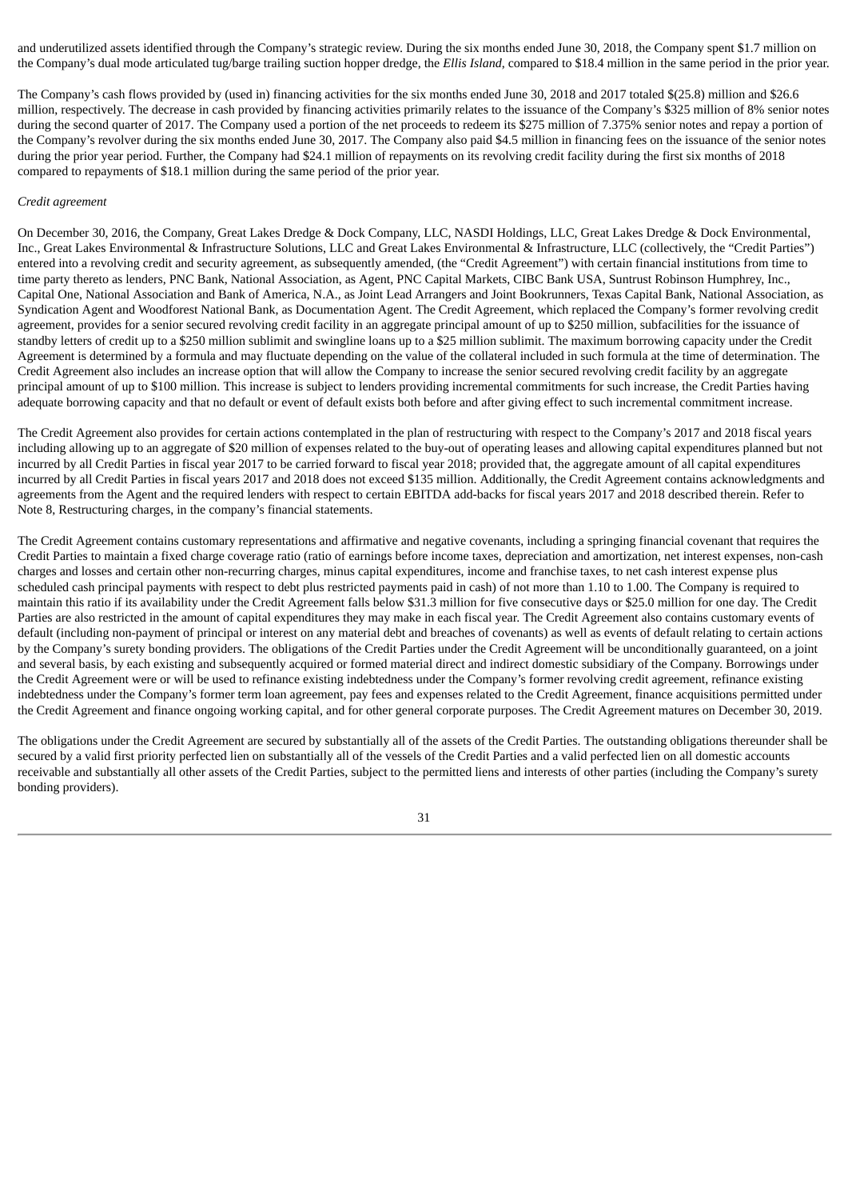and underutilized assets identified through the Company's strategic review. During the six months ended June 30, 2018, the Company spent $1.7 million on the Company's dual mode articulated tug/barge trailing suction hopper dredge, the *Ellis Island*, compared to $18.4 million in the same period in the prior year.

The Company's cash flows provided by (used in) financing activities for the six months ended June 30, 2018 and 2017 totaled $(25.8) million and $26.6 million, respectively. The decrease in cash provided by financing activities primarily relates to the issuance of the Company's $325 million of 8% senior notes during the second quarter of 2017. The Company used a portion of the net proceeds to redeem its $275 million of 7.375% senior notes and repay a portion of the Company's revolver during the six months ended June 30, 2017. The Company also paid $4.5 million in financing fees on the issuance of the senior notes during the prior year period. Further, the Company had $24.1 million of repayments on its revolving credit facility during the first six months of 2018 compared to repayments of $18.1 million during the same period of the prior year.

*Credit agreement*

On December 30, 2016, the Company, Great Lakes Dredge & Dock Company, LLC, NASDI Holdings, LLC, Great Lakes Dredge & Dock Environmental, Inc., Great Lakes Environmental & Infrastructure Solutions, LLC and Great Lakes Environmental & Infrastructure, LLC (collectively, the "Credit Parties") entered into a revolving credit and security agreement, as subsequently amended, (the "Credit Agreement") with certain financial institutions from time to time party thereto as lenders, PNC Bank, National Association, as Agent, PNC Capital Markets, CIBC Bank USA, Suntrust Robinson Humphrey, Inc., Capital One, National Association and Bank of America, N.A., as Joint Lead Arrangers and Joint Bookrunners, Texas Capital Bank, National Association, as Syndication Agent and Woodforest National Bank, as Documentation Agent. The Credit Agreement, which replaced the Company's former revolving credit agreement, provides for a senior secured revolving credit facility in an aggregate principal amount of up to $250 million, subfacilities for the issuance of standby letters of credit up to a $250 million sublimit and swingline loans up to a $25 million sublimit. The maximum borrowing capacity under the Credit Agreement is determined by a formula and may fluctuate depending on the value of the collateral included in such formula at the time of determination. The Credit Agreement also includes an increase option that will allow the Company to increase the senior secured revolving credit facility by an aggregate principal amount of up to $100 million. This increase is subject to lenders providing incremental commitments for such increase, the Credit Parties having adequate borrowing capacity and that no default or event of default exists both before and after giving effect to such incremental commitment increase.

The Credit Agreement also provides for certain actions contemplated in the plan of restructuring with respect to the Company's 2017 and 2018 fiscal years including allowing up to an aggregate of $20 million of expenses related to the buy-out of operating leases and allowing capital expenditures planned but not incurred by all Credit Parties in fiscal year 2017 to be carried forward to fiscal year 2018; provided that, the aggregate amount of all capital expenditures incurred by all Credit Parties in fiscal years 2017 and 2018 does not exceed $135 million. Additionally, the Credit Agreement contains acknowledgments and agreements from the Agent and the required lenders with respect to certain EBITDA add-backs for fiscal years 2017 and 2018 described therein. Refer to Note 8, Restructuring charges, in the company's financial statements.

The Credit Agreement contains customary representations and affirmative and negative covenants, including a springing financial covenant that requires the Credit Parties to maintain a fixed charge coverage ratio (ratio of earnings before income taxes, depreciation and amortization, net interest expenses, non-cash charges and losses and certain other non-recurring charges, minus capital expenditures, income and franchise taxes, to net cash interest expense plus scheduled cash principal payments with respect to debt plus restricted payments paid in cash) of not more than 1.10 to 1.00. The Company is required to maintain this ratio if its availability under the Credit Agreement falls below $31.3 million for five consecutive days or $25.0 million for one day. The Credit Parties are also restricted in the amount of capital expenditures they may make in each fiscal year. The Credit Agreement also contains customary events of default (including non-payment of principal or interest on any material debt and breaches of covenants) as well as events of default relating to certain actions by the Company's surety bonding providers. The obligations of the Credit Parties under the Credit Agreement will be unconditionally guaranteed, on a joint and several basis, by each existing and subsequently acquired or formed material direct and indirect domestic subsidiary of the Company. Borrowings under the Credit Agreement were or will be used to refinance existing indebtedness under the Company's former revolving credit agreement, refinance existing indebtedness under the Company's former term loan agreement, pay fees and expenses related to the Credit Agreement, finance acquisitions permitted under the Credit Agreement and finance ongoing working capital, and for other general corporate purposes. The Credit Agreement matures on December 30, 2019.

The obligations under the Credit Agreement are secured by substantially all of the assets of the Credit Parties. The outstanding obligations thereunder shall be secured by a valid first priority perfected lien on substantially all of the vessels of the Credit Parties and a valid perfected lien on all domestic accounts receivable and substantially all other assets of the Credit Parties, subject to the permitted liens and interests of other parties (including the Company's surety bonding providers).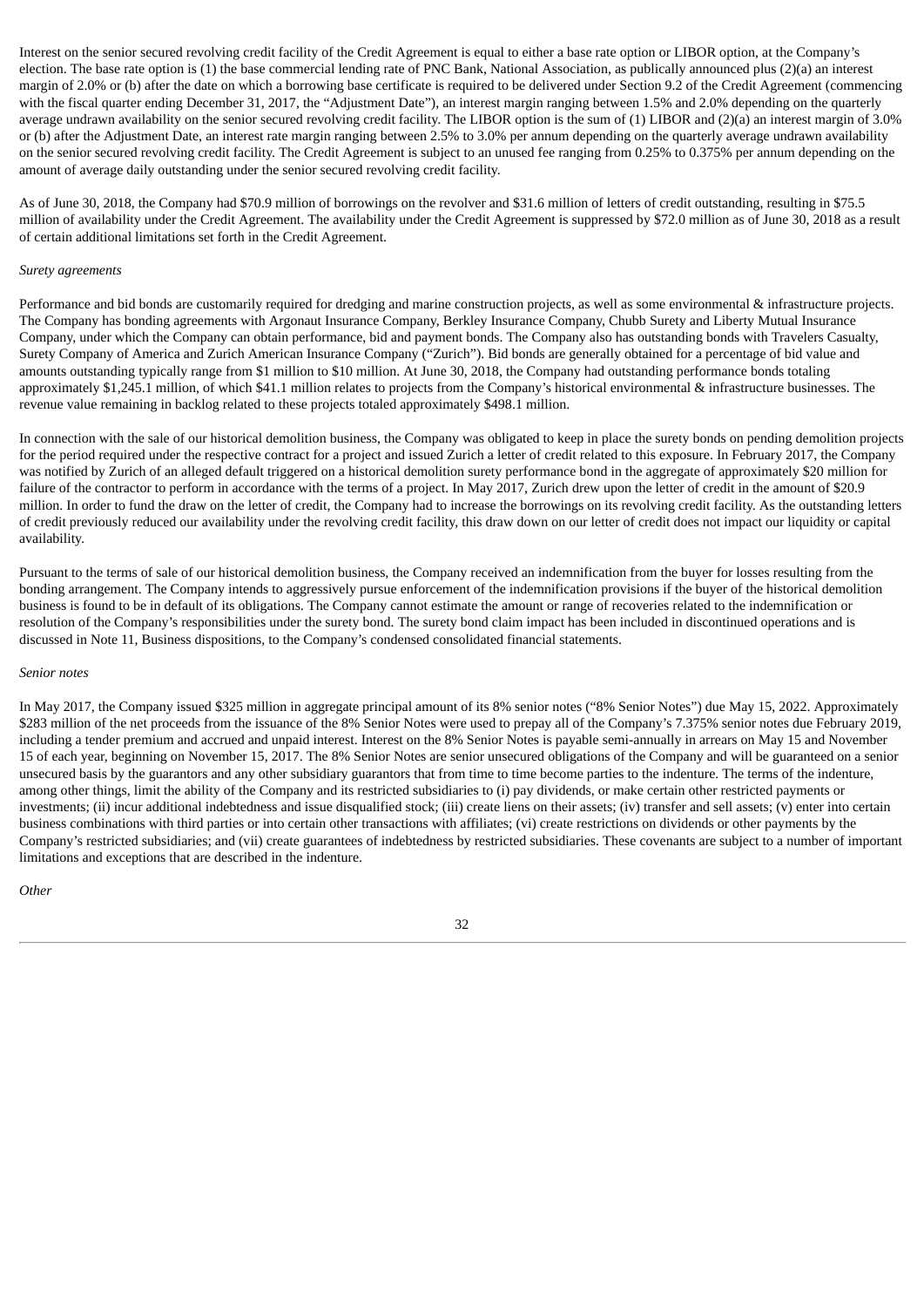Interest on the senior secured revolving credit facility of the Credit Agreement is equal to either a base rate option or LIBOR option, at the Company's election. The base rate option is (1) the base commercial lending rate of PNC Bank, National Association, as publically announced plus (2)(a) an interest margin of 2.0% or (b) after the date on which a borrowing base certificate is required to be delivered under Section 9.2 of the Credit Agreement (commencing with the fiscal quarter ending December 31, 2017, the "Adjustment Date"), an interest margin ranging between 1.5% and 2.0% depending on the quarterly average undrawn availability on the senior secured revolving credit facility. The LIBOR option is the sum of (1) LIBOR and (2)(a) an interest margin of 3.0% or (b) after the Adjustment Date, an interest rate margin ranging between 2.5% to 3.0% per annum depending on the quarterly average undrawn availability on the senior secured revolving credit facility. The Credit Agreement is subject to an unused fee ranging from 0.25% to 0.375% per annum depending on the amount of average daily outstanding under the senior secured revolving credit facility.

As of June 30, 2018, the Company had $70.9 million of borrowings on the revolver and $31.6 million of letters of credit outstanding, resulting in $75.5 million of availability under the Credit Agreement. The availability under the Credit Agreement is suppressed by $72.0 million as of June 30, 2018 as a result of certain additional limitations set forth in the Credit Agreement.

*Surety agreements*

Performance and bid bonds are customarily required for dredging and marine construction projects, as well as some environmental & infrastructure projects. The Company has bonding agreements with Argonaut Insurance Company, Berkley Insurance Company, Chubb Surety and Liberty Mutual Insurance Company, under which the Company can obtain performance, bid and payment bonds. The Company also has outstanding bonds with Travelers Casualty, Surety Company of America and Zurich American Insurance Company ("Zurich"). Bid bonds are generally obtained for a percentage of bid value and amounts outstanding typically range from $1 million to $10 million. At June 30, 2018, the Company had outstanding performance bonds totaling approximately $1,245.1 million, of which $41.1 million relates to projects from the Company's historical environmental & infrastructure businesses. The revenue value remaining in backlog related to these projects totaled approximately $498.1 million.

In connection with the sale of our historical demolition business, the Company was obligated to keep in place the surety bonds on pending demolition projects for the period required under the respective contract for a project and issued Zurich a letter of credit related to this exposure. In February 2017, the Company was notified by Zurich of an alleged default triggered on a historical demolition surety performance bond in the aggregate of approximately $20 million for failure of the contractor to perform in accordance with the terms of a project. In May 2017, Zurich drew upon the letter of credit in the amount of $20.9 million. In order to fund the draw on the letter of credit, the Company had to increase the borrowings on its revolving credit facility. As the outstanding letters of credit previously reduced our availability under the revolving credit facility, this draw down on our letter of credit does not impact our liquidity or capital availability.

Pursuant to the terms of sale of our historical demolition business, the Company received an indemnification from the buyer for losses resulting from the bonding arrangement. The Company intends to aggressively pursue enforcement of the indemnification provisions if the buyer of the historical demolition business is found to be in default of its obligations. The Company cannot estimate the amount or range of recoveries related to the indemnification or resolution of the Company's responsibilities under the surety bond. The surety bond claim impact has been included in discontinued operations and is discussed in Note 11, Business dispositions, to the Company's condensed consolidated financial statements.

*Senior notes*

In May 2017, the Company issued $325 million in aggregate principal amount of its 8% senior notes ("8% Senior Notes") due May 15, 2022. Approximately $283 million of the net proceeds from the issuance of the 8% Senior Notes were used to prepay all of the Company's 7.375% senior notes due February 2019, including a tender premium and accrued and unpaid interest. Interest on the 8% Senior Notes is payable semi-annually in arrears on May 15 and November 15 of each year, beginning on November 15, 2017. The 8% Senior Notes are senior unsecured obligations of the Company and will be guaranteed on a senior unsecured basis by the guarantors and any other subsidiary guarantors that from time to time become parties to the indenture. The terms of the indenture, among other things, limit the ability of the Company and its restricted subsidiaries to (i) pay dividends, or make certain other restricted payments or investments; (ii) incur additional indebtedness and issue disqualified stock; (iii) create liens on their assets; (iv) transfer and sell assets; (v) enter into certain business combinations with third parties or into certain other transactions with affiliates; (vi) create restrictions on dividends or other payments by the Company's restricted subsidiaries; and (vii) create guarantees of indebtedness by restricted subsidiaries. These covenants are subject to a number of important limitations and exceptions that are described in the indenture.

*Other*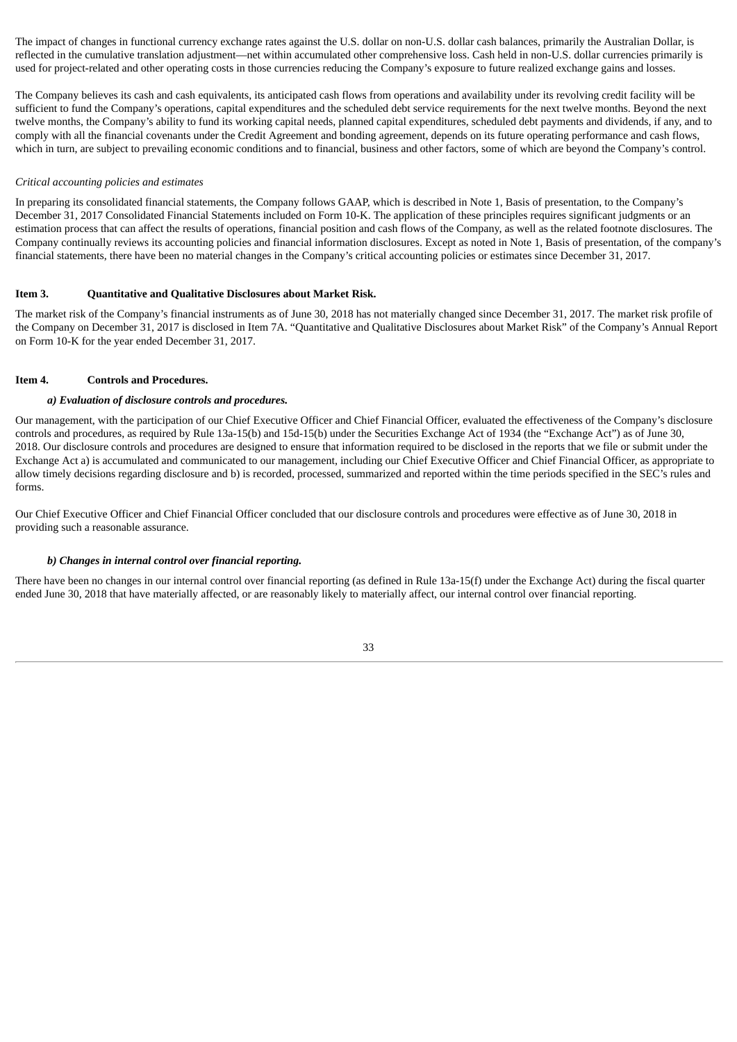The impact of changes in functional currency exchange rates against the U.S. dollar on non-U.S. dollar cash balances, primarily the Australian Dollar, is reflected in the cumulative translation adjustment—net within accumulated other comprehensive loss. Cash held in non-U.S. dollar currencies primarily is used for project-related and other operating costs in those currencies reducing the Company's exposure to future realized exchange gains and losses.

The Company believes its cash and cash equivalents, its anticipated cash flows from operations and availability under its revolving credit facility will be sufficient to fund the Company's operations, capital expenditures and the scheduled debt service requirements for the next twelve months. Beyond the next twelve months, the Company's ability to fund its working capital needs, planned capital expenditures, scheduled debt payments and dividends, if any, and to comply with all the financial covenants under the Credit Agreement and bonding agreement, depends on its future operating performance and cash flows, which in turn, are subject to prevailing economic conditions and to financial, business and other factors, some of which are beyond the Company's control.

*Critical accounting policies and estimates*

In preparing its consolidated financial statements, the Company follows GAAP, which is described in Note 1, Basis of presentation, to the Company's December 31, 2017 Consolidated Financial Statements included on Form 10-K. The application of these principles requires significant judgments or an estimation process that can affect the results of operations, financial position and cash flows of the Company, as well as the related footnote disclosures. The Company continually reviews its accounting policies and financial information disclosures. Except as noted in Note 1, Basis of presentation, of the company's financial statements, there have been no material changes in the Company's critical accounting policies or estimates since December 31, 2017.

## Item 3. Quantitative and Qualitative Disclosures about Market Risk.

The market risk of the Company's financial instruments as of June 30, 2018 has not materially changed since December 31, 2017. The market risk profile of the Company on December 31, 2017 is disclosed in Item 7A. "Quantitative and Qualitative Disclosures about Market Risk" of the Company's Annual Report on Form 10-K for the year ended December 31, 2017.

## Item 4. Controls and Procedures.

***a) Evaluation of disclosure controls and procedures.***

Our management, with the participation of our Chief Executive Officer and Chief Financial Officer, evaluated the effectiveness of the Company's disclosure controls and procedures, as required by Rule 13a-15(b) and 15d-15(b) under the Securities Exchange Act of 1934 (the "Exchange Act") as of June 30, 2018. Our disclosure controls and procedures are designed to ensure that information required to be disclosed in the reports that we file or submit under the Exchange Act a) is accumulated and communicated to our management, including our Chief Executive Officer and Chief Financial Officer, as appropriate to allow timely decisions regarding disclosure and b) is recorded, processed, summarized and reported within the time periods specified in the SEC's rules and forms.

Our Chief Executive Officer and Chief Financial Officer concluded that our disclosure controls and procedures were effective as of June 30, 2018 in providing such a reasonable assurance.

***b) Changes in internal control over financial reporting.***

There have been no changes in our internal control over financial reporting (as defined in Rule 13a-15(f) under the Exchange Act) during the fiscal quarter ended June 30, 2018 that have materially affected, or are reasonably likely to materially affect, our internal control over financial reporting.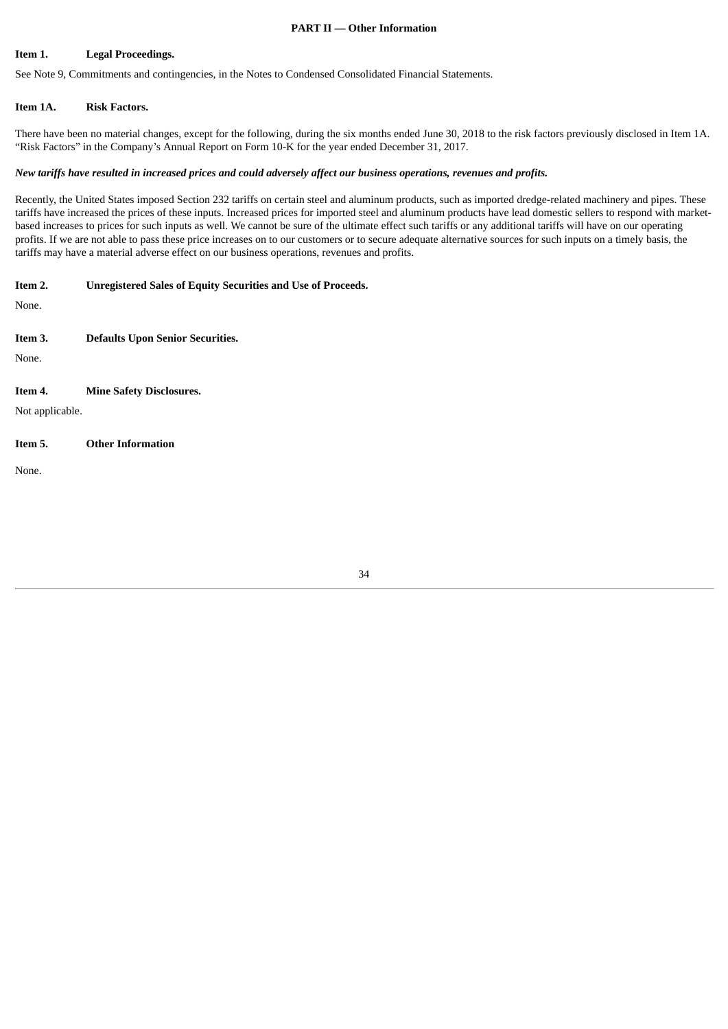## PART II — Other Information

**Item 1. Legal Proceedings.**

See Note 9, Commitments and contingencies, in the Notes to Condensed Consolidated Financial Statements.

**Item 1A. Risk Factors.**

There have been no material changes, except for the following, during the six months ended June 30, 2018 to the risk factors previously disclosed in Item 1A. "Risk Factors" in the Company's Annual Report on Form 10-K for the year ended December 31, 2017.

***New tariffs have resulted in increased prices and could adversely affect our business operations, revenues and profits.***

Recently, the United States imposed Section 232 tariffs on certain steel and aluminum products, such as imported dredge-related machinery and pipes. These tariffs have increased the prices of these inputs. Increased prices for imported steel and aluminum products have lead domestic sellers to respond with market-based increases to prices for such inputs as well. We cannot be sure of the ultimate effect such tariffs or any additional tariffs will have on our operating profits. If we are not able to pass these price increases on to our customers or to secure adequate alternative sources for such inputs on a timely basis, the tariffs may have a material adverse effect on our business operations, revenues and profits.

**Item 2. Unregistered Sales of Equity Securities and Use of Proceeds.**

None.

**Item 3. Defaults Upon Senior Securities.**

None.

**Item 4. Mine Safety Disclosures.**

Not applicable.

**Item 5. Other Information**

None.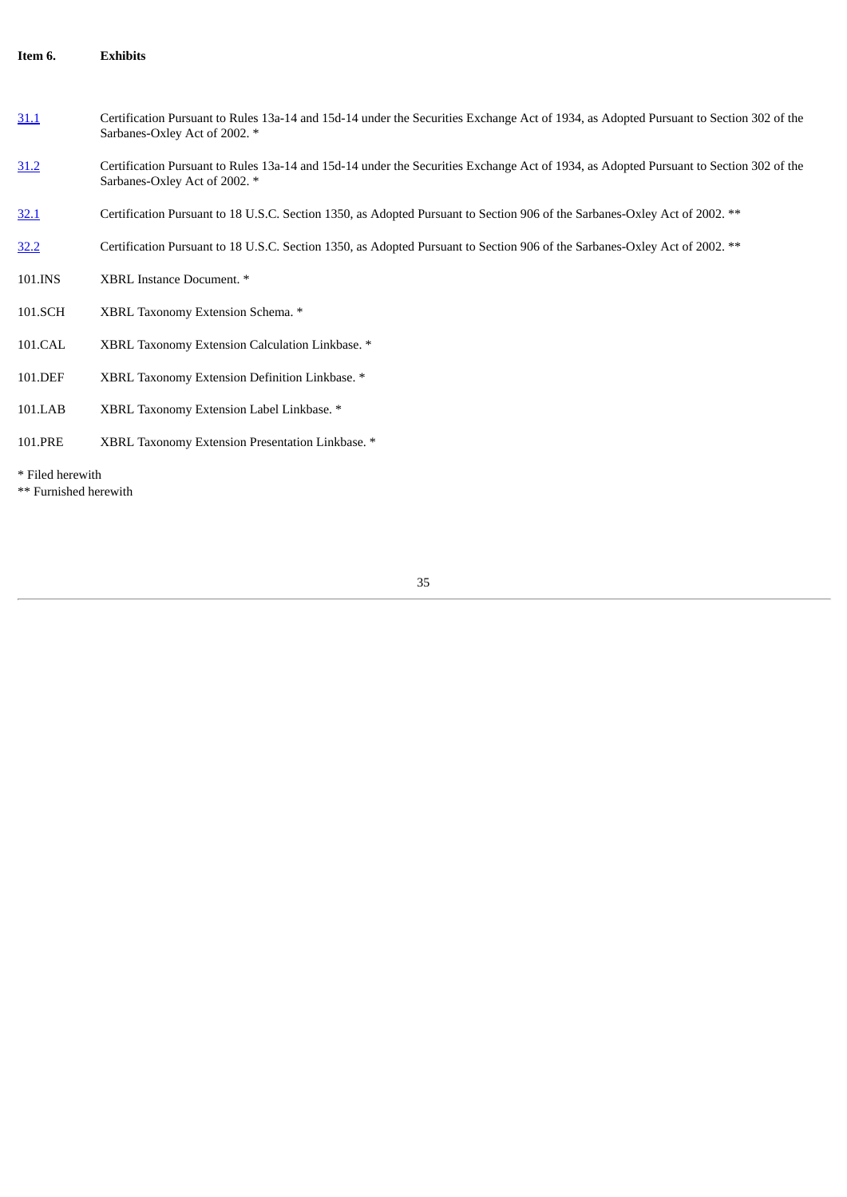**Item 6. Exhibits**

| | |
|---|---|
| 31.1 | Certification Pursuant to Rules 13a-14 and 15d-14 under the Securities Exchange Act of 1934, as Adopted Pursuant to Section 302 of the Sarbanes-Oxley Act of 2002. * |
| 31.2 | Certification Pursuant to Rules 13a-14 and 15d-14 under the Securities Exchange Act of 1934, as Adopted Pursuant to Section 302 of the Sarbanes-Oxley Act of 2002. * |
| 32.1 | Certification Pursuant to 18 U.S.C. Section 1350, as Adopted Pursuant to Section 906 of the Sarbanes-Oxley Act of 2002. ** |
| 32.2 | Certification Pursuant to 18 U.S.C. Section 1350, as Adopted Pursuant to Section 906 of the Sarbanes-Oxley Act of 2002. ** |
| 101.INS | XBRL Instance Document. * |
| 101.SCH | XBRL Taxonomy Extension Schema. * |
| 101.CAL | XBRL Taxonomy Extension Calculation Linkbase. * |
| 101.DEF | XBRL Taxonomy Extension Definition Linkbase. * |
| 101.LAB | XBRL Taxonomy Extension Label Linkbase. * |
| 101.PRE | XBRL Taxonomy Extension Presentation Linkbase. * |

\* Filed herewith

\*\* Furnished herewith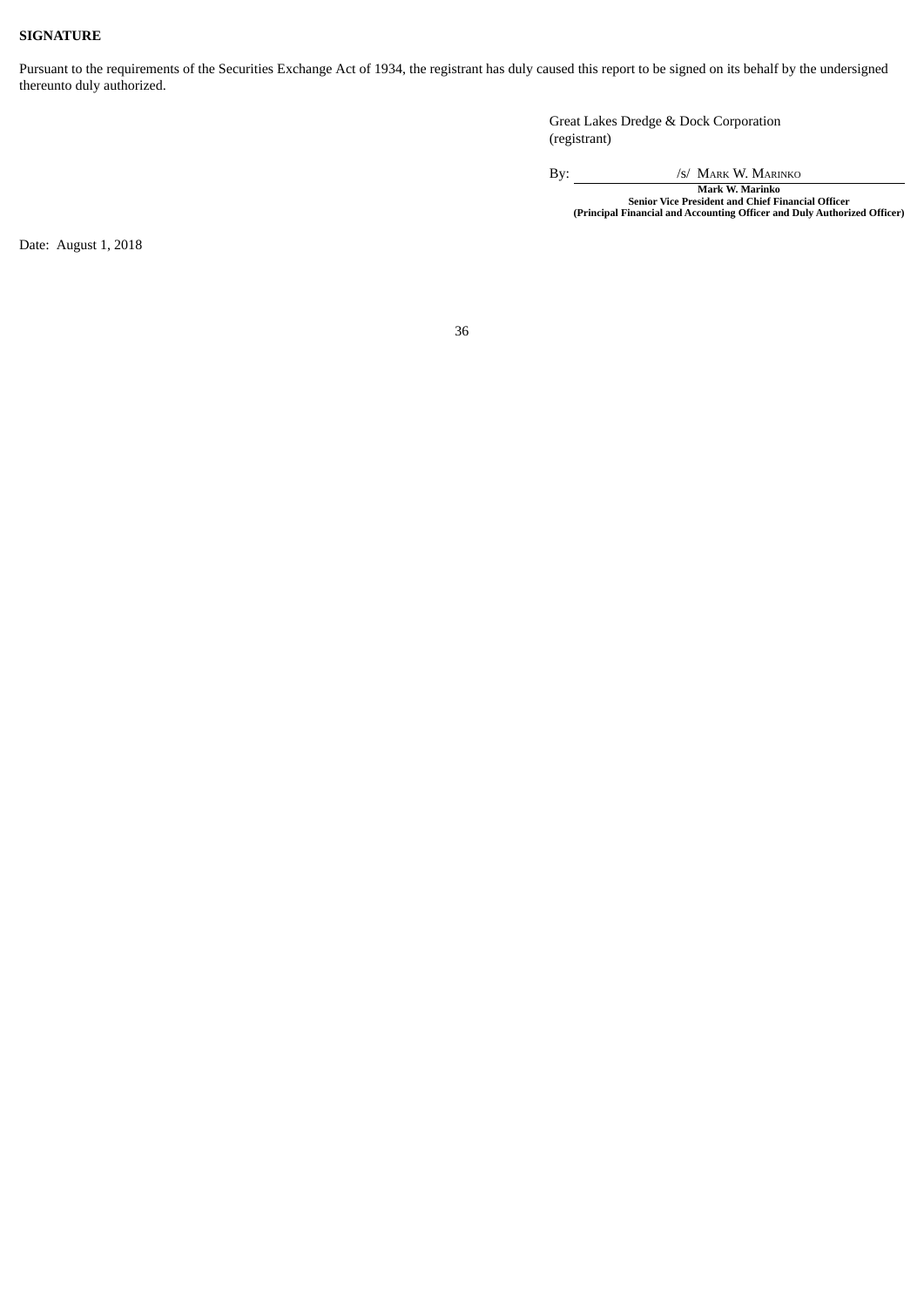**SIGNATURE**

Pursuant to the requirements of the Securities Exchange Act of 1934, the registrant has duly caused this report to be signed on its behalf by the undersigned thereunto duly authorized.

Great Lakes Dredge & Dock Corporation
(registrant)

By: /s/ MARK W. MARINKO

**Mark W. Marinko**
**Senior Vice President and Chief Financial Officer**
**(Principal Financial and Accounting Officer and Duly Authorized Officer)**

Date: August 1, 2018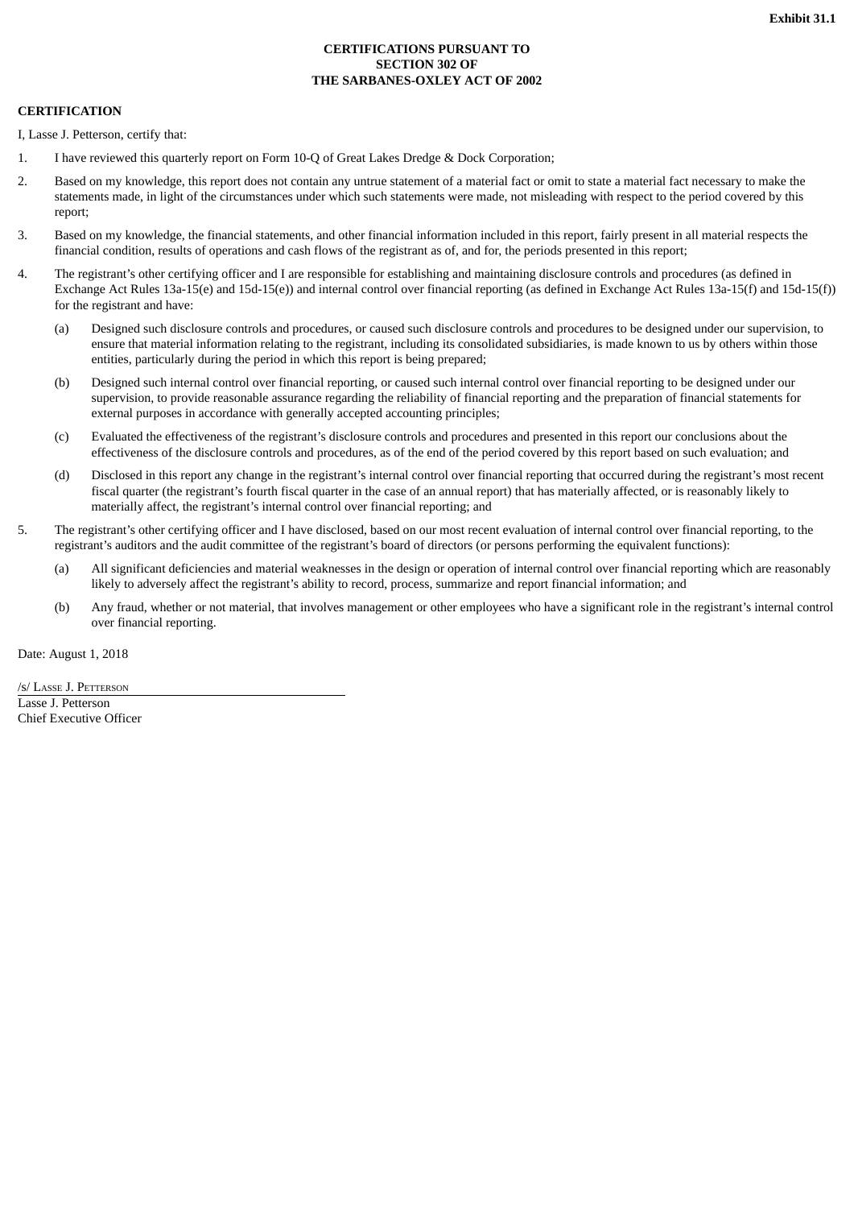**Exhibit 31.1**

**CERTIFICATIONS PURSUANT TO SECTION 302 OF THE SARBANES-OXLEY ACT OF 2002**

**CERTIFICATION**

I, Lasse J. Petterson, certify that:

1. I have reviewed this quarterly report on Form 10-Q of Great Lakes Dredge & Dock Corporation;
2. Based on my knowledge, this report does not contain any untrue statement of a material fact or omit to state a material fact necessary to make the statements made, in light of the circumstances under which such statements were made, not misleading with respect to the period covered by this report;
3. Based on my knowledge, the financial statements, and other financial information included in this report, fairly present in all material respects the financial condition, results of operations and cash flows of the registrant as of, and for, the periods presented in this report;
4. The registrant's other certifying officer and I are responsible for establishing and maintaining disclosure controls and procedures (as defined in Exchange Act Rules 13a-15(e) and 15d-15(e)) and internal control over financial reporting (as defined in Exchange Act Rules 13a-15(f) and 15d-15(f)) for the registrant and have:
   - (a) Designed such disclosure controls and procedures, or caused such disclosure controls and procedures to be designed under our supervision, to ensure that material information relating to the registrant, including its consolidated subsidiaries, is made known to us by others within those entities, particularly during the period in which this report is being prepared;
   - (b) Designed such internal control over financial reporting, or caused such internal control over financial reporting to be designed under our supervision, to provide reasonable assurance regarding the reliability of financial reporting and the preparation of financial statements for external purposes in accordance with generally accepted accounting principles;
   - (c) Evaluated the effectiveness of the registrant's disclosure controls and procedures and presented in this report our conclusions about the effectiveness of the disclosure controls and procedures, as of the end of the period covered by this report based on such evaluation; and
   - (d) Disclosed in this report any change in the registrant's internal control over financial reporting that occurred during the registrant's most recent fiscal quarter (the registrant's fourth fiscal quarter in the case of an annual report) that has materially affected, or is reasonably likely to materially affect, the registrant's internal control over financial reporting; and
5. The registrant's other certifying officer and I have disclosed, based on our most recent evaluation of internal control over financial reporting, to the registrant's auditors and the audit committee of the registrant's board of directors (or persons performing the equivalent functions):
   - (a) All significant deficiencies and material weaknesses in the design or operation of internal control over financial reporting which are reasonably likely to adversely affect the registrant's ability to record, process, summarize and report financial information; and
   - (b) Any fraud, whether or not material, that involves management or other employees who have a significant role in the registrant's internal control over financial reporting.

Date: August 1, 2018

/s/ LASSE J. PETTERSON

Lasse J. Petterson
Chief Executive Officer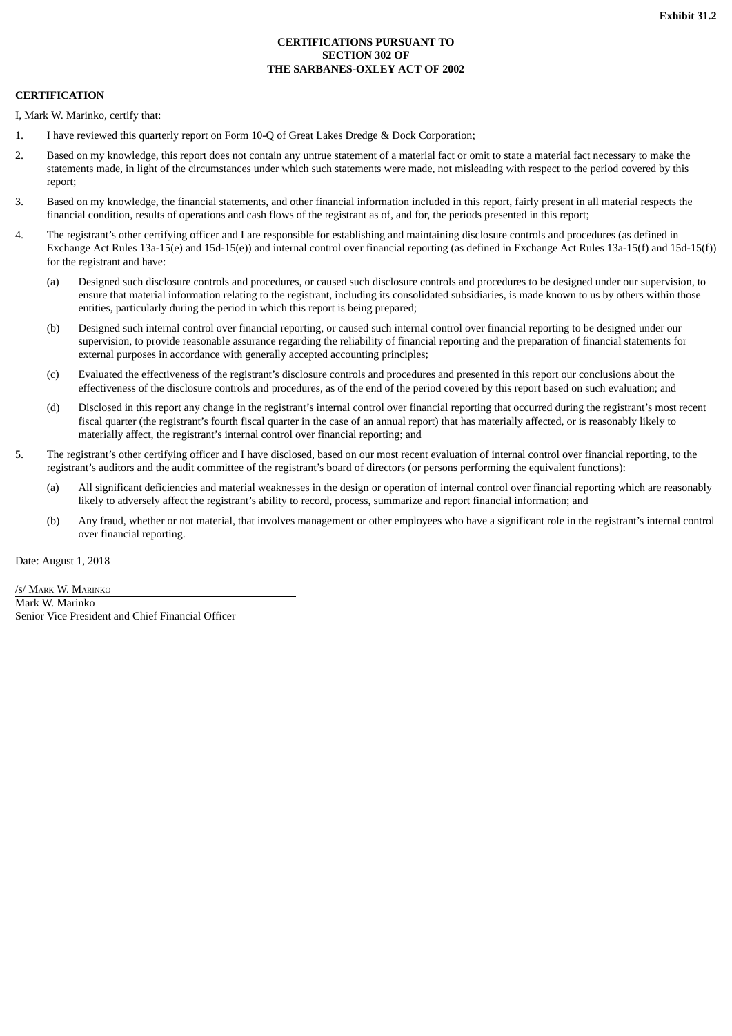**Exhibit 31.2**

**CERTIFICATIONS PURSUANT TO SECTION 302 OF THE SARBANES-OXLEY ACT OF 2002**

**CERTIFICATION**

I, Mark W. Marinko, certify that:

1. I have reviewed this quarterly report on Form 10-Q of Great Lakes Dredge & Dock Corporation;

2. Based on my knowledge, this report does not contain any untrue statement of a material fact or omit to state a material fact necessary to make the statements made, in light of the circumstances under which such statements were made, not misleading with respect to the period covered by this report;

3. Based on my knowledge, the financial statements, and other financial information included in this report, fairly present in all material respects the financial condition, results of operations and cash flows of the registrant as of, and for, the periods presented in this report;

4. The registrant's other certifying officer and I are responsible for establishing and maintaining disclosure controls and procedures (as defined in Exchange Act Rules 13a-15(e) and 15d-15(e)) and internal control over financial reporting (as defined in Exchange Act Rules 13a-15(f) and 15d-15(f)) for the registrant and have:

   (a) Designed such disclosure controls and procedures, or caused such disclosure controls and procedures to be designed under our supervision, to ensure that material information relating to the registrant, including its consolidated subsidiaries, is made known to us by others within those entities, particularly during the period in which this report is being prepared;

   (b) Designed such internal control over financial reporting, or caused such internal control over financial reporting to be designed under our supervision, to provide reasonable assurance regarding the reliability of financial reporting and the preparation of financial statements for external purposes in accordance with generally accepted accounting principles;

   (c) Evaluated the effectiveness of the registrant's disclosure controls and procedures and presented in this report our conclusions about the effectiveness of the disclosure controls and procedures, as of the end of the period covered by this report based on such evaluation; and

   (d) Disclosed in this report any change in the registrant's internal control over financial reporting that occurred during the registrant's most recent fiscal quarter (the registrant's fourth fiscal quarter in the case of an annual report) that has materially affected, or is reasonably likely to materially affect, the registrant's internal control over financial reporting; and

5. The registrant's other certifying officer and I have disclosed, based on our most recent evaluation of internal control over financial reporting, to the registrant's auditors and the audit committee of the registrant's board of directors (or persons performing the equivalent functions):

   (a) All significant deficiencies and material weaknesses in the design or operation of internal control over financial reporting which are reasonably likely to adversely affect the registrant's ability to record, process, summarize and report financial information; and

   (b) Any fraud, whether or not material, that involves management or other employees who have a significant role in the registrant's internal control over financial reporting.

Date: August 1, 2018

/s/ Mark W. Marinko

Mark W. Marinko
Senior Vice President and Chief Financial Officer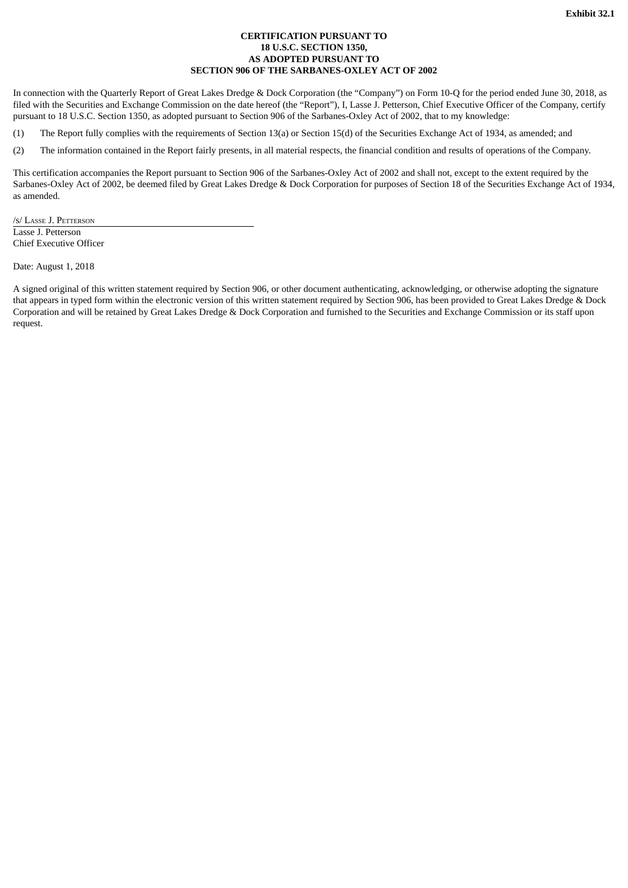**Exhibit 32.1**

**CERTIFICATION PURSUANT TO
18 U.S.C. SECTION 1350,
AS ADOPTED PURSUANT TO
SECTION 906 OF THE SARBANES-OXLEY ACT OF 2002**

In connection with the Quarterly Report of Great Lakes Dredge & Dock Corporation (the "Company") on Form 10-Q for the period ended June 30, 2018, as filed with the Securities and Exchange Commission on the date hereof (the "Report"), I, Lasse J. Petterson, Chief Executive Officer of the Company, certify pursuant to 18 U.S.C. Section 1350, as adopted pursuant to Section 906 of the Sarbanes-Oxley Act of 2002, that to my knowledge:

(1) The Report fully complies with the requirements of Section 13(a) or Section 15(d) of the Securities Exchange Act of 1934, as amended; and

(2) The information contained in the Report fairly presents, in all material respects, the financial condition and results of operations of the Company.

This certification accompanies the Report pursuant to Section 906 of the Sarbanes-Oxley Act of 2002 and shall not, except to the extent required by the Sarbanes-Oxley Act of 2002, be deemed filed by Great Lakes Dredge & Dock Corporation for purposes of Section 18 of the Securities Exchange Act of 1934, as amended.

/s/ Lasse J. Petterson
Lasse J. Petterson
Chief Executive Officer

Date: August 1, 2018

A signed original of this written statement required by Section 906, or other document authenticating, acknowledging, or otherwise adopting the signature that appears in typed form within the electronic version of this written statement required by Section 906, has been provided to Great Lakes Dredge & Dock Corporation and will be retained by Great Lakes Dredge & Dock Corporation and furnished to the Securities and Exchange Commission or its staff upon request.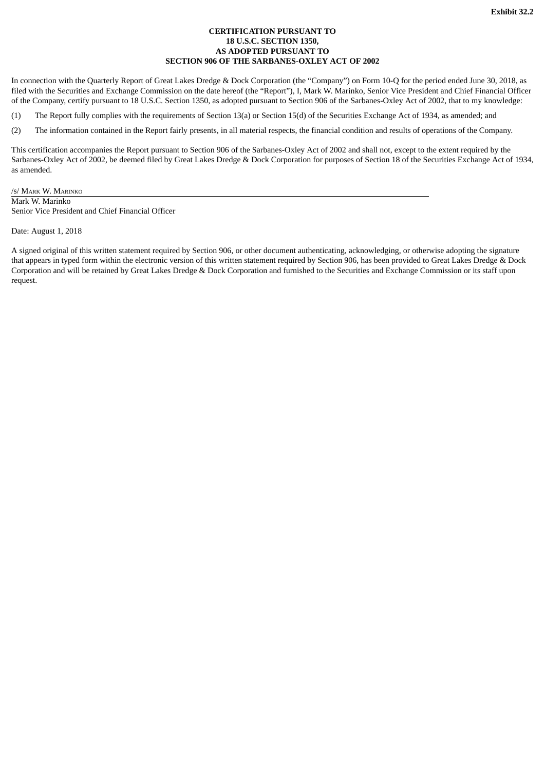**Exhibit 32.2**

**CERTIFICATION PURSUANT TO
18 U.S.C. SECTION 1350,
AS ADOPTED PURSUANT TO
SECTION 906 OF THE SARBANES-OXLEY ACT OF 2002**

In connection with the Quarterly Report of Great Lakes Dredge & Dock Corporation (the "Company") on Form 10-Q for the period ended June 30, 2018, as filed with the Securities and Exchange Commission on the date hereof (the "Report"), I, Mark W. Marinko, Senior Vice President and Chief Financial Officer of the Company, certify pursuant to 18 U.S.C. Section 1350, as adopted pursuant to Section 906 of the Sarbanes-Oxley Act of 2002, that to my knowledge:

(1) The Report fully complies with the requirements of Section 13(a) or Section 15(d) of the Securities Exchange Act of 1934, as amended; and

(2) The information contained in the Report fairly presents, in all material respects, the financial condition and results of operations of the Company.

This certification accompanies the Report pursuant to Section 906 of the Sarbanes-Oxley Act of 2002 and shall not, except to the extent required by the Sarbanes-Oxley Act of 2002, be deemed filed by Great Lakes Dredge & Dock Corporation for purposes of Section 18 of the Securities Exchange Act of 1934, as amended.

/s/ Mark W. Marinko
Mark W. Marinko
Senior Vice President and Chief Financial Officer

Date: August 1, 2018

A signed original of this written statement required by Section 906, or other document authenticating, acknowledging, or otherwise adopting the signature that appears in typed form within the electronic version of this written statement required by Section 906, has been provided to Great Lakes Dredge & Dock Corporation and will be retained by Great Lakes Dredge & Dock Corporation and furnished to the Securities and Exchange Commission or its staff upon request.